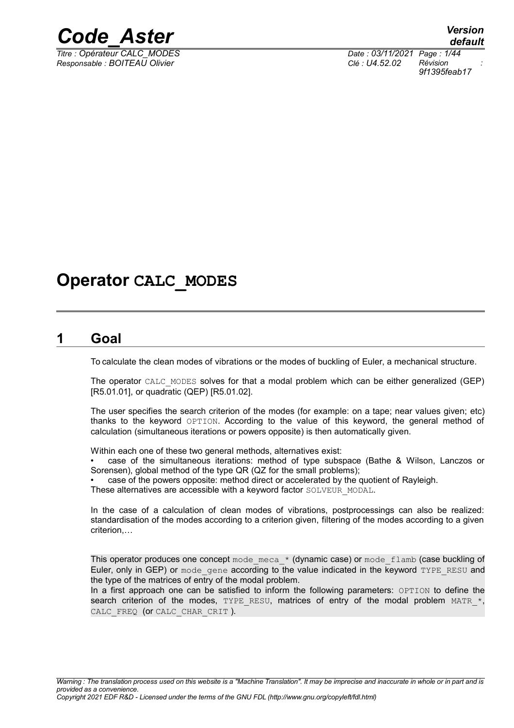# Operator CALC_MODES

## 1 Goal

To calculate the clean modes of vibrations or the modes of buckling of Euler, a mechanical structure.

The operator CALC_MODES solves for that a modal problem which can be either generalized (GEP) [R5.01.01], or quadratic (QEP) [R5.01.02].

The user specifies the search criterion of the modes (for example: on a tape; near values given; etc) thanks to the keyword OPTION. According to the value of this keyword, the general method of calculation (simultaneous iterations or powers opposite) is then automatically given.

Within each one of these two general methods, alternatives exist:

- case of the simultaneous iterations: method of type subspace (Bathe & Wilson, Lanczos or Sorensen), global method of the type QR (QZ for the small problems);
- case of the powers opposite: method direct or accelerated by the quotient of Rayleigh.

These alternatives are accessible with a keyword factor SOLVEUR_MODAL.

In the case of a calculation of clean modes of vibrations, postprocessings can also be realized: standardisation of the modes according to a criterion given, filtering of the modes according to a given criterion,…

This operator produces one concept mode_meca_* (dynamic case) or mode_flamb (case buckling of Euler, only in GEP) or mode_gene according to the value indicated in the keyword TYPE_RESU and the type of the matrices of entry of the modal problem.

In a first approach one can be satisfied to inform the following parameters: OPTION to define the search criterion of the modes, TYPE_RESU, matrices of entry of the modal problem MATR_*, CALC_FREQ (or CALC_CHAR_CRIT ).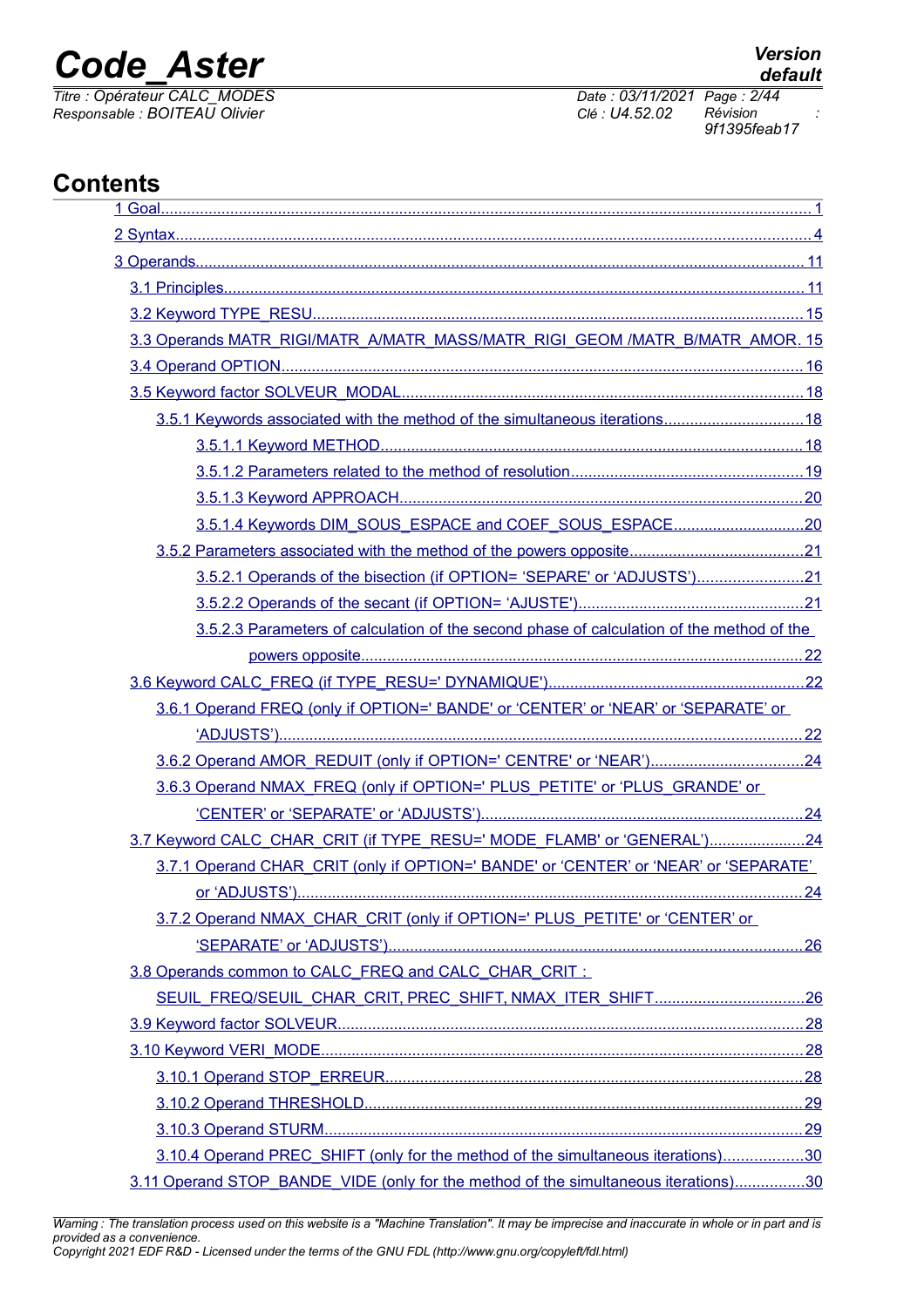# Contents

- 1 Goal....1
- 2 Syntax....4
- 3 Operands....11
  - 3.1 Principles....11
  - 3.2 Keyword TYPE_RESU....15
  - 3.3 Operands MATR_RIGI/MATR_A/MATR_MASS/MATR_RIGI_GEOM /MATR_B/MATR_AMOR. 15
  - 3.4 Operand OPTION....16
  - 3.5 Keyword factor SOLVEUR_MODAL....18
    - 3.5.1 Keywords associated with the method of the simultaneous iterations....18
      - 3.5.1.1 Keyword METHOD....18
      - 3.5.1.2 Parameters related to the method of resolution....19
      - 3.5.1.3 Keyword APPROACH....20
      - 3.5.1.4 Keywords DIM_SOUS_ESPACE and COEF_SOUS_ESPACE....20
    - 3.5.2 Parameters associated with the method of the powers opposite....21
      - 3.5.2.1 Operands of the bisection (if OPTION= 'SEPARE' or 'ADJUSTS')....21
      - 3.5.2.2 Operands of the secant (if OPTION= 'AJUSTE')....21
      - 3.5.2.3 Parameters of calculation of the second phase of calculation of the method of the powers opposite....22
  - 3.6 Keyword CALC_FREQ (if TYPE_RESU=' DYNAMIQUE')....22
    - 3.6.1 Operand FREQ (only if OPTION=' BANDE' or 'CENTER' or 'NEAR' or 'SEPARATE' or 'ADJUSTS')....22
    - 3.6.2 Operand AMOR_REDUIT (only if OPTION=' CENTRE' or 'NEAR')....24
    - 3.6.3 Operand NMAX_FREQ (only if OPTION=' PLUS_PETITE' or 'PLUS_GRANDE' or 'CENTER' or 'SEPARATE' or 'ADJUSTS')....24
  - 3.7 Keyword CALC_CHAR_CRIT (if TYPE_RESU=' MODE_FLAMB' or 'GENERAL')....24
    - 3.7.1 Operand CHAR_CRIT (only if OPTION=' BANDE' or 'CENTER' or 'NEAR' or 'SEPARATE' or 'ADJUSTS')....24
    - 3.7.2 Operand NMAX_CHAR_CRIT (only if OPTION=' PLUS_PETITE' or 'CENTER' or 'SEPARATE' or 'ADJUSTS')....26
  - 3.8 Operands common to CALC_FREQ and CALC_CHAR_CRIT : SEUIL_FREQ/SEUIL_CHAR_CRIT, PREC_SHIFT, NMAX_ITER_SHIFT....26
  - 3.9 Keyword factor SOLVEUR....28
  - 3.10 Keyword VERI_MODE....28
    - 3.10.1 Operand STOP_ERREUR....28
    - 3.10.2 Operand THRESHOLD....29
    - 3.10.3 Operand STURM....29
    - 3.10.4 Operand PREC_SHIFT (only for the method of the simultaneous iterations)....30
  - 3.11 Operand STOP_BANDE_VIDE (only for the method of the simultaneous iterations)....30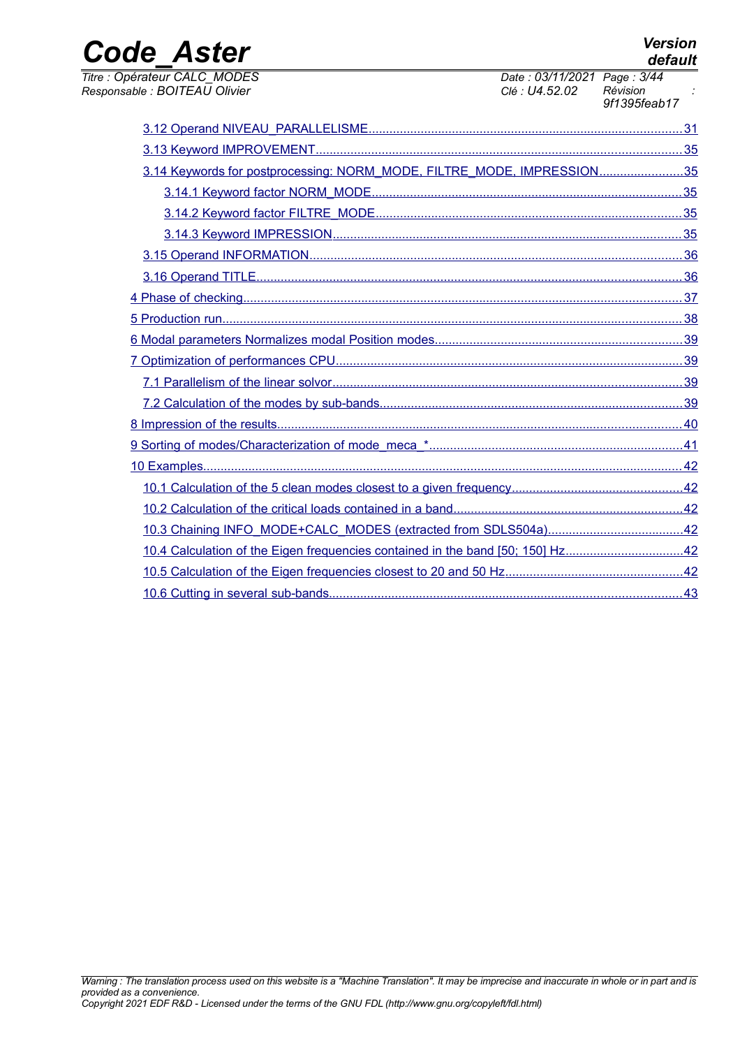3.12 Operand NIVEAU_PARALLELISME ... 31

3.13 Keyword IMPROVEMENT ... 35

3.14 Keywords for postprocessing: NORM_MODE, FILTRE_MODE, IMPRESSION ... 35

3.14.1 Keyword factor NORM_MODE ... 35

3.14.2 Keyword factor FILTRE_MODE ... 35

3.14.3 Keyword IMPRESSION ... 35

3.15 Operand INFORMATION ... 36

3.16 Operand TITLE ... 36

4 Phase of checking ... 37

5 Production run ... 38

6 Modal parameters Normalizes modal Position modes ... 39

7 Optimization of performances CPU ... 39

7.1 Parallelism of the linear solvor ... 39

7.2 Calculation of the modes by sub-bands ... 39

8 Impression of the results ... 40

9 Sorting of modes/Characterization of mode_meca_* ... 41

10 Examples ... 42

10.1 Calculation of the 5 clean modes closest to a given frequency ... 42

10.2 Calculation of the critical loads contained in a band ... 42

10.3 Chaining INFO_MODE+CALC_MODES (extracted from SDLS504a) ... 42

10.4 Calculation of the Eigen frequencies contained in the band [50; 150] Hz ... 42

10.5 Calculation of the Eigen frequencies closest to 20 and 50 Hz ... 42

10.6 Cutting in several sub-bands ... 43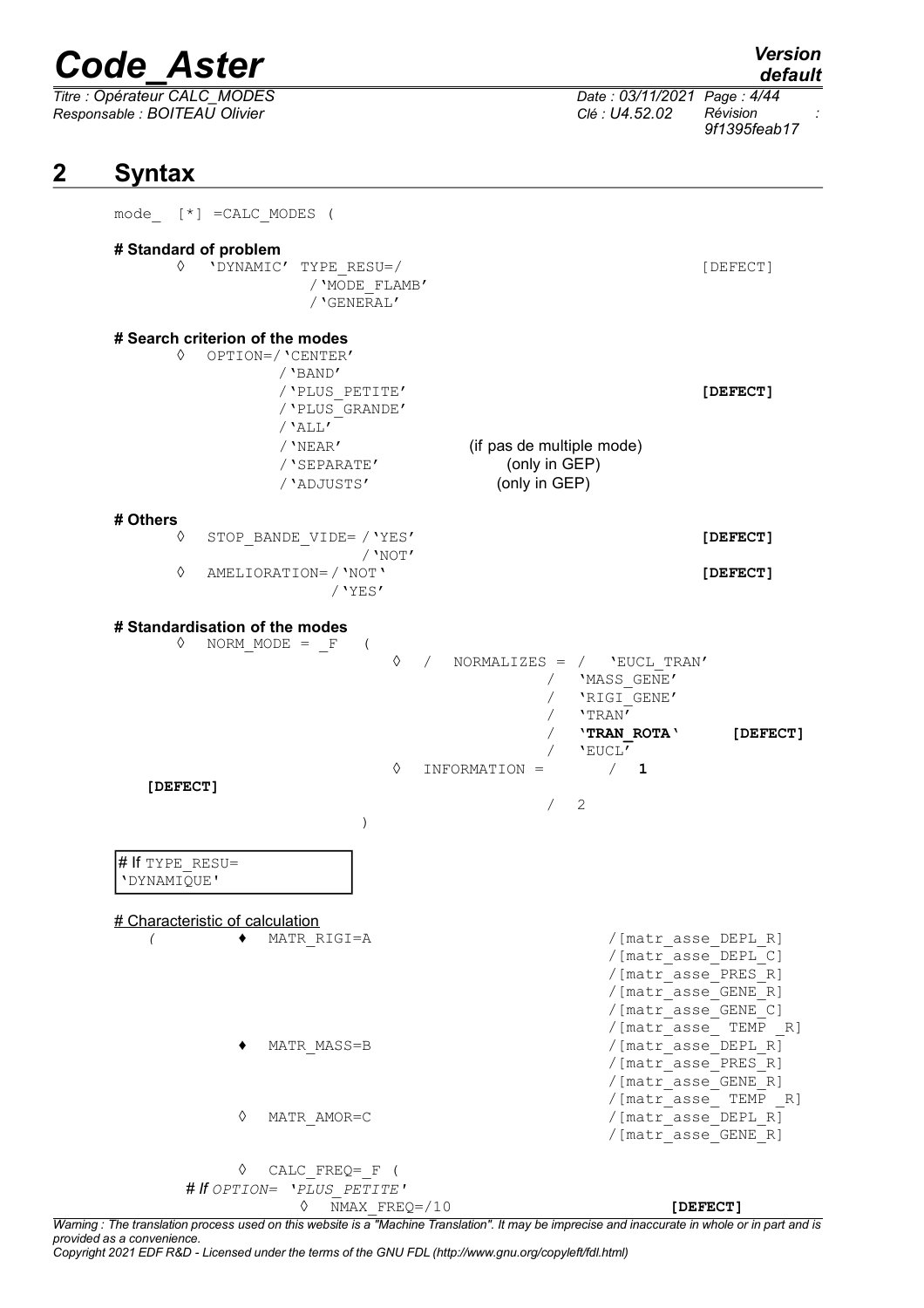# 2 Syntax

```
mode_ [*] =CALC_MODES (

# Standard of problem
    ◊  'DYNAMIC' TYPE_RESU=/                                      [DEFECT]
                  /'MODE_FLAMB'
                  /'GENERAL'

# Search criterion of the modes
    ◊  OPTION=/'CENTER'
              /'BAND'
              /'PLUS_PETITE'                                      [DEFECT]
              /'PLUS_GRANDE'
              /'ALL'
              /'NEAR'              (if pas de multiple mode)
              /'SEPARATE'          (only in GEP)
              /'ADJUSTS'           (only in GEP)

# Others
    ◊  STOP_BANDE_VIDE= /'YES'                                    [DEFECT]
                        /'NOT'
    ◊  AMELIORATION=/'NOT'                                        [DEFECT]
                    /'YES'

# Standardisation of the modes
    ◊  NORM_MODE = _F  (
                        ◊  /  NORMALIZES = /  'EUCL_TRAN'
                                           /  'MASS_GENE'
                                           /  'RIGI_GENE'
                                           /  'TRAN'
                                           /  'TRAN_ROTA'        [DEFECT]
                                           /  'EUCL'
                        ◊  INFORMATION =      /  1
  [DEFECT]
                                           /  2
                       )

# If TYPE_RESU=
'DYNAMIQUE'

# Characteristic of calculation
  (    ♦  MATR_RIGI=A                           /[matr_asse_DEPL_R]
                                                /[matr_asse_DEPL_C]
                                                /[matr_asse_PRES_R]
                                                /[matr_asse_GENE_R]
                                                /[matr_asse_GENE_C]
                                                /[matr_asse_ TEMP _R]
       ♦  MATR_MASS=B                           /[matr_asse_DEPL_R]
                                                /[matr_asse_PRES_R]
                                                /[matr_asse_GENE_R]
                                                /[matr_asse_ TEMP _R]
       ◊  MATR_AMOR=C                           /[matr_asse_DEPL_R]
                                                /[matr_asse_GENE_R]

       ◊  CALC_FREQ=_F (
    # If OPTION= 'PLUS_PETITE'
              ◊  NMAX_FREQ=/10                                  [DEFECT]
```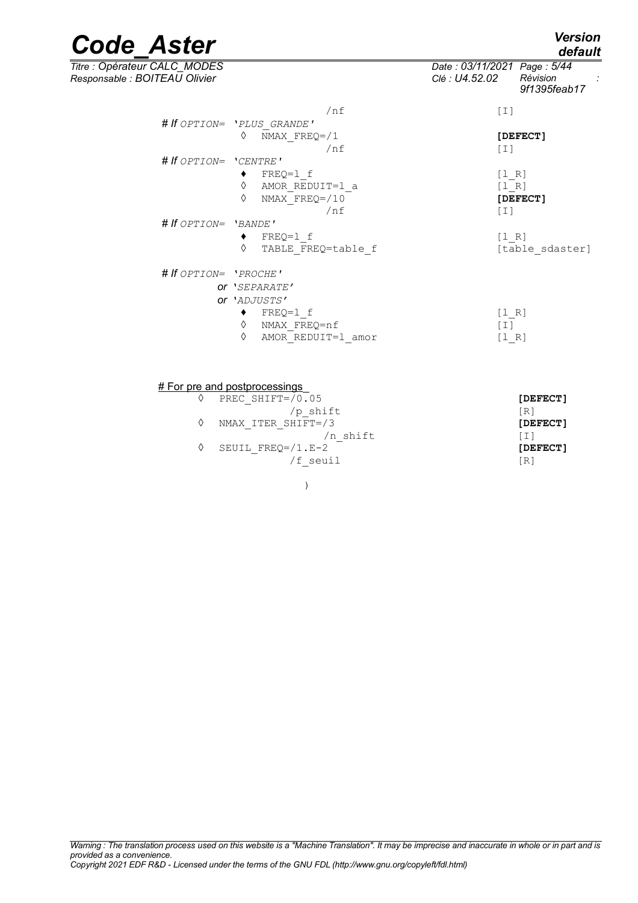```
                         /nf                          [I]
# If OPTION= 'PLUS_GRANDE'
              ◊  NMAX_FREQ=/1                         [DEFECT]
                         /nf                          [I]
# If OPTION= 'CENTRE'
              ♦  FREQ=l_f                             [l_R]
              ◊  AMOR_REDUIT=l_a                      [l_R]
              ◊  NMAX_FREQ=/10                        [DEFECT]
                         /nf                          [I]
# If OPTION= 'BANDE'
              ♦  FREQ=l_f                             [l_R]
              ◊  TABLE_FREQ=table_f                   [table_sdaster]

# If OPTION= 'PROCHE'
          or 'SEPARATE'
          or 'ADJUSTS'
              ♦  FREQ=l_f                             [l_R]
              ◊  NMAX_FREQ=nf                         [I]
              ◊  AMOR_REDUIT=l_amor                   [l_R]


# For pre and postprocessings
   ◊  PREC_SHIFT=/0.05                                [DEFECT]
                 /p_shift                             [R]
   ◊  NMAX_ITER_SHIFT=/3                              [DEFECT]
                      /n_shift                        [I]
   ◊  SEUIL_FREQ=/1.E-2                               [DEFECT]
                 /f_seuil                             [R]

                    )
```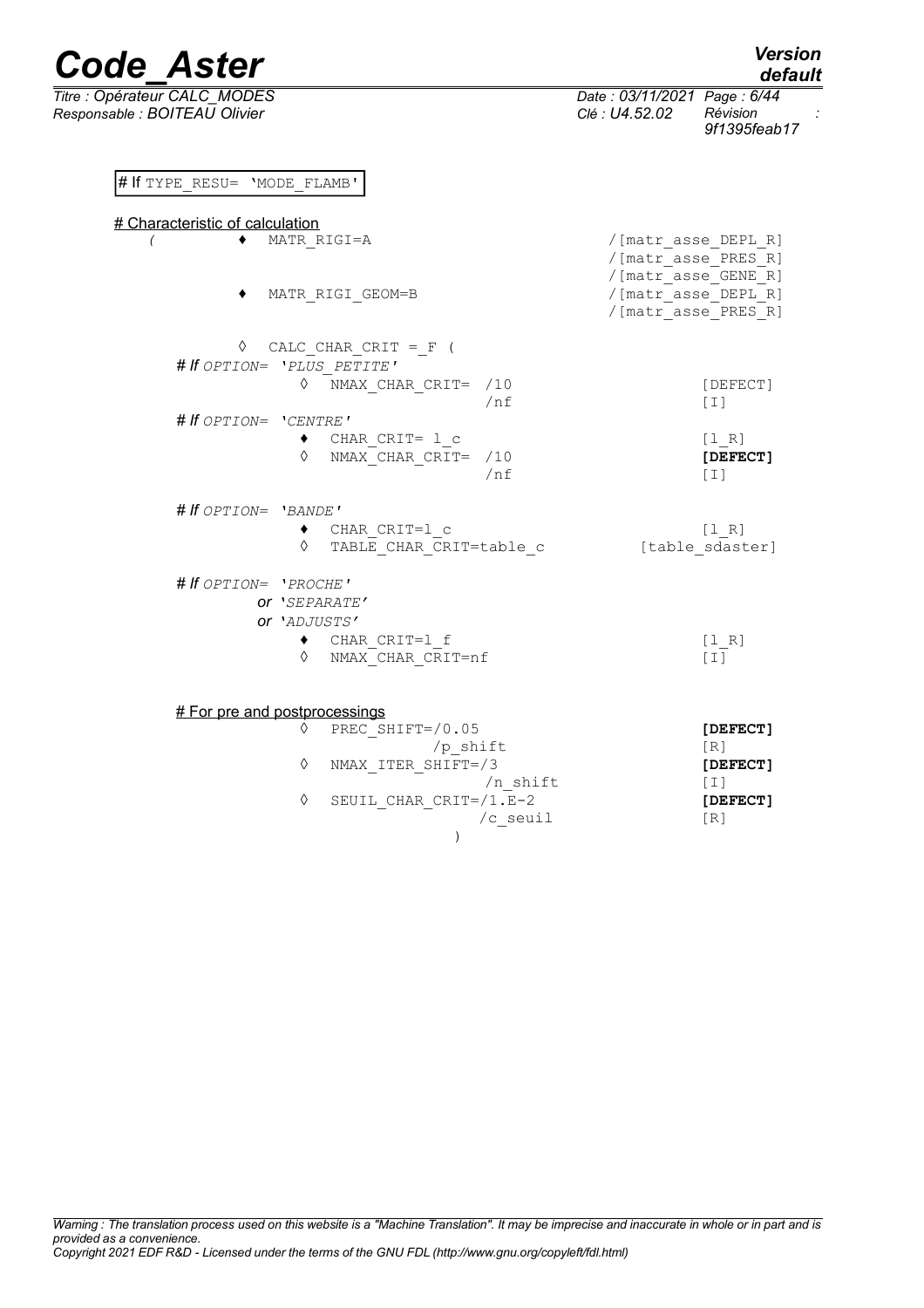# If TYPE_RESU= 'MODE_FLAMB'

# Characteristic of calculation

```
(       ♦  MATR_RIGI=A                              /[matr_asse_DEPL_R]
                                                    /[matr_asse_PRES_R]
                                                    /[matr_asse_GENE_R]
        ♦  MATR_RIGI_GEOM=B                         /[matr_asse_DEPL_R]
                                                    /[matr_asse_PRES_R]

        ◊  CALC_CHAR_CRIT =_F (
   # If OPTION= 'PLUS_PETITE'
              ◊  NMAX_CHAR_CRIT=  /10               [DEFECT]
                                  /nf               [I]
   # If OPTION= 'CENTRE'
              ♦  CHAR_CRIT= l_c                     [l_R]
              ◊  NMAX_CHAR_CRIT=  /10               [DEFECT]
                                  /nf               [I]

   # If OPTION= 'BANDE'
              ♦  CHAR_CRIT=l_c                      [l_R]
              ◊  TABLE_CHAR_CRIT=table_c            [table_sdaster]

   # If OPTION= 'PROCHE'
           or 'SEPARATE'
           or 'ADJUSTS'
              ♦  CHAR_CRIT=l_f                      [l_R]
              ◊  NMAX_CHAR_CRIT=nf                  [I]
```

# For pre and postprocessings

```
              ◊  PREC_SHIFT=/0.05                   [DEFECT]
                           /p_shift                 [R]
              ◊  NMAX_ITER_SHIFT=/3                 [DEFECT]
                                  /n_shift          [I]
              ◊  SEUIL_CHAR_CRIT=/1.E-2             [DEFECT]
                                 /c_seuil           [R]
                               )
```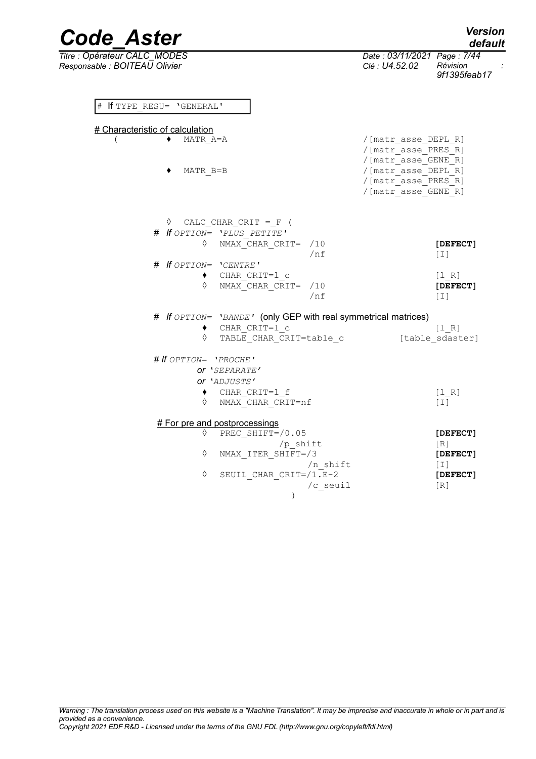```
# If TYPE_RESU= 'GENERAL'
```

# Characteristic of calculation

```
(       ♦  MATR_A=A                                   /[matr_asse_DEPL_R]
                                                      /[matr_asse_PRES_R]
                                                      /[matr_asse_GENE_R]
        ♦  MATR_B=B                                   /[matr_asse_DEPL_R]
                                                      /[matr_asse_PRES_R]
                                                      /[matr_asse_GENE_R]


        ◊  CALC_CHAR_CRIT = F (
    # If OPTION= 'PLUS_PETITE'
              ◊  NMAX_CHAR_CRIT=  /10                         [DEFECT]
                                  /nf                         [I]
    # If OPTION= 'CENTRE'
              ♦  CHAR_CRIT=l_c                                [l_R]
              ◊  NMAX_CHAR_CRIT=  /10                         [DEFECT]
                                  /nf                         [I]

    # If OPTION= 'BANDE' (only GEP with real symmetrical matrices)
              ♦  CHAR_CRIT=l_c                                [l_R]
              ◊  TABLE_CHAR_CRIT=table_c              [table_sdaster]

    # If OPTION= 'PROCHE'
              or 'SEPARATE'
              or 'ADJUSTS'
              ♦  CHAR_CRIT=l_f                                [l_R]
              ◊  NMAX_CHAR_CRIT=nf                            [I]

    # For pre and postprocessings
              ◊  PREC_SHIFT=/0.05                             [DEFECT]
                           /p_shift                           [R]
              ◊  NMAX_ITER_SHIFT=/3                           [DEFECT]
                                /n_shift                      [I]
              ◊  SEUIL_CHAR_CRIT=/1.E-2                       [DEFECT]
                                /c_seuil                      [R]
                        )
```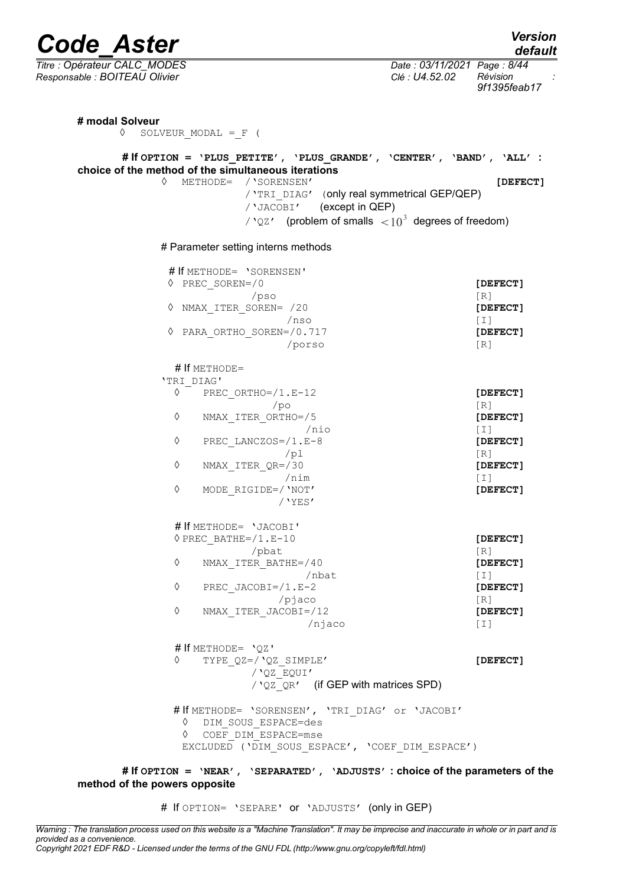**# modal Solveur**

◊ SOLVEUR_MODAL = _F (

**# If OPTION = 'PLUS_PETITE', 'PLUS_GRANDE', 'CENTER', 'BAND', 'ALL' : choice of the method of the simultaneous iterations**

```
◊  METHODE=  /'SORENSEN'                                        [DEFECT]
             /'TRI_DIAG'  (only real symmetrical GEP/QEP)
             /'JACOBI'    (except in QEP)
             /'QZ'   (problem of smalls < 10^3 degrees of freedom)
```

# Parameter setting interns methods

```
# If METHODE= 'SORENSEN'
◊ PREC_SOREN=/0                                       [DEFECT]
            /pso                                      [R]
◊ NMAX_ITER_SOREN= /20                                [DEFECT]
                   /nso                               [I]
◊ PARA_ORTHO_SOREN=/0.717                             [DEFECT]
                   /porso                             [R]

# If METHODE=
'TRI_DIAG'
◊    PREC_ORTHO=/1.E-12                               [DEFECT]
                /po                                   [R]
◊    NMAX_ITER_ORTHO=/5                               [DEFECT]
                     /nio                             [I]
◊    PREC_LANCZOS=/1.E-8                              [DEFECT]
                  /pl                                 [R]
◊    NMAX_ITER_QR=/30                                 [DEFECT]
                  /nim                                [I]
◊    MODE_RIGIDE=/'NOT'                               [DEFECT]
                 /'YES'

# If METHODE= 'JACOBI'
◊ PREC_BATHE=/1.E-10                                  [DEFECT]
             /pbat                                    [R]
◊    NMAX_ITER_BATHE=/40                              [DEFECT]
                     /nbat                            [I]
◊    PREC_JACOBI=/1.E-2                               [DEFECT]
                 /pjaco                               [R]
◊    NMAX_ITER_JACOBI=/12                             [DEFECT]
                      /njaco                          [I]

# If METHODE= 'QZ'
◊    TYPE_QZ=/'QZ_SIMPLE'                             [DEFECT]
             /'QZ_EQUI'
             /'QZ_QR'   (if GEP with matrices SPD)

# If METHODE= 'SORENSEN', 'TRI_DIAG' or 'JACOBI'
 ◊  DIM_SOUS_ESPACE=des
 ◊  COEF_DIM_ESPACE=mse
 EXCLUDED ('DIM_SOUS_ESPACE', 'COEF_DIM_ESPACE')
```

**# If OPTION = 'NEAR', 'SEPARATED', 'ADJUSTS' : choice of the parameters of the method of the powers opposite**

# If OPTION= 'SEPARE' or 'ADJUSTS' (only in GEP)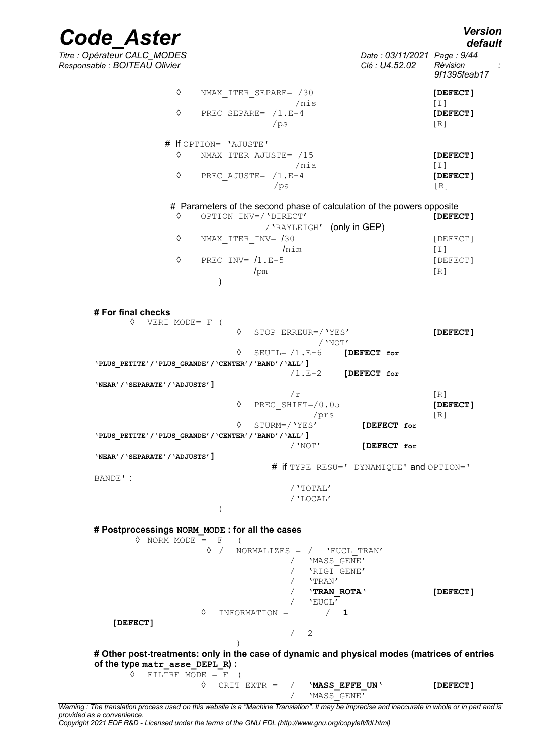```
                ◊    NMAX_ITER_SEPARE= /30                              [DEFECT]
                                        /nis                            [I]
                ◊    PREC_SEPARE= /1.E-4                                [DEFECT]
                                  /ps                                   [R]

              # If OPTION= 'AJUSTE'
                ◊    NMAX_ITER_AJUSTE= /15                              [DEFECT]
                                        /nia                            [I]
                ◊    PREC_AJUSTE= /1.E-4                                [DEFECT]
                                  /pa                                   [R]

              # Parameters of the second phase of calculation of the powers opposite
                ◊    OPTION_INV=/'DIRECT'                               [DEFECT]
                               /'RAYLEIGH'  (only in GEP)
                ◊    NMAX_ITER_INV= /30                                 [DEFECT]
                                    /nim                                [I]
                ◊    PREC_INV= /1.E-5                                   [DEFECT]
                               /pm                                      [R]
                     )


# For final checks
       ◊   VERI_MODE=_F (
                        ◊    STOP_ERREUR=/'YES'                         [DEFECT]
                                        /'NOT'
                        ◊    SEUIL= /1.E-6     [DEFECT for
'PLUS_PETITE'/'PLUS_GRANDE'/'CENTER'/'BAND'/'ALL']
                                    /1.E-2     [DEFECT for
'NEAR'/'SEPARATE'/'ADJUSTS']
                                    /r                                  [R]
                        ◊    PREC_SHIFT=/0.05                           [DEFECT]
                                        /prs                            [R]
                        ◊    STURM=/'YES'           [DEFECT for
'PLUS_PETITE'/'PLUS_GRANDE'/'CENTER'/'BAND'/'ALL']
                                  /'NOT'            [DEFECT for
'NEAR'/'SEPARATE'/'ADJUSTS']
                               # if TYPE_RESU=' DYNAMIQUE' and OPTION='
BANDE' :
                                  /'TOTAL'
                                  /'LOCAL'
                  )

# Postprocessings NORM_MODE : for all the cases
       ◊ NORM_MODE = _F   (
                    ◊ /   NORMALIZES = /   'EUCL_TRAN'
                                       /   'MASS_GENE'
                                       /   'RIGI_GENE'
                                       /   'TRAN'
                                       /   'TRAN_ROTA'                  [DEFECT]
                                       /   'EUCL'
                 ◊    INFORMATION =        /  1
    [DEFECT]
                                       /  2
                      )
# Other post-treatments: only in the case of dynamic and physical modes (matrices of entries
of the type matr_asse_DEPL_R) :
       ◊   FILTRE_MODE = F  (
                    ◊   CRIT_EXTR =  /    'MASS_EFFE_UN'                [DEFECT]
                                     /    'MASS_GENE'
```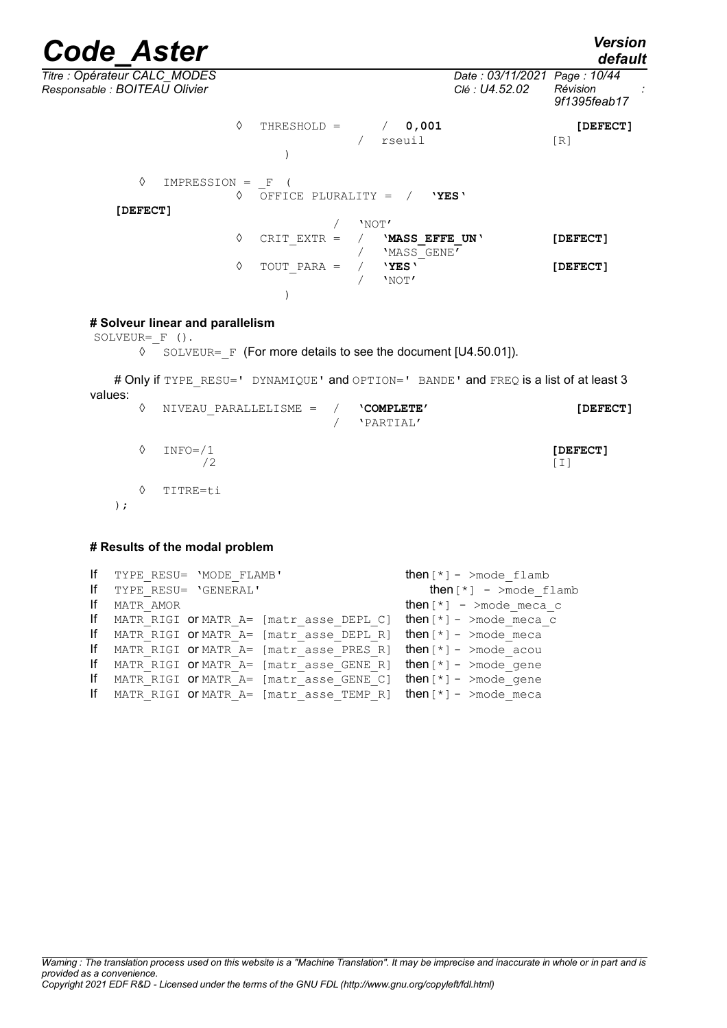```
                ◊  THRESHOLD =       /  0,001                    [DEFECT]
                                   /  rseuil                     [R]
                   )

     ◊  IMPRESSION = _F (
                ◊  OFFICE PLURALITY =  /  'YES'
  [DEFECT]
                                   /  'NOT'
                ◊  CRIT_EXTR =     /  'MASS_EFFE_UN'             [DEFECT]
                                   /  'MASS_GENE'
                ◊  TOUT_PARA =     /  'YES'                      [DEFECT]
                                   /  'NOT'
                   )
```

**# Solveur linear and parallelism**

```
 SOLVEUR=_F ().
```

◊ SOLVEUR=_F (For more details to see the document [U4.50.01]).

# Only if TYPE_RESU=' DYNAMIQUE' and OPTION=' BANDE' and FREQ is a list of at least 3 values:

```
     ◊  NIVEAU_PARALLELISME =  /  'COMPLETE'                     [DEFECT]
                               /  'PARTIAL'

     ◊  INFO=/1                                                  [DEFECT]
             /2                                                  [I]

     ◊  TITRE=ti
  );
```

**# Results of the modal problem**

| | | |
|---|---|---|
| If | TYPE_RESU= 'MODE_FLAMB' | then [*] - >mode_flamb |
| If | TYPE_RESU= 'GENERAL' | then [*] - >mode_flamb |
| If | MATR_AMOR | then [*] - >mode_meca_c |
| If | MATR_RIGI or MATR_A= [matr_asse_DEPL_C] | then [*] - >mode_meca_c |
| If | MATR_RIGI or MATR_A= [matr_asse_DEPL_R] | then [*] - >mode_meca |
| If | MATR_RIGI or MATR_A= [matr_asse_PRES_R] | then [*] - >mode_acou |
| If | MATR_RIGI or MATR_A= [matr_asse_GENE_R] | then [*] - >mode_gene |
| If | MATR_RIGI or MATR_A= [matr_asse_GENE_C] | then [*] - >mode_gene |
| If | MATR_RIGI or MATR_A= [matr_asse_TEMP_R] | then [*] - >mode_meca |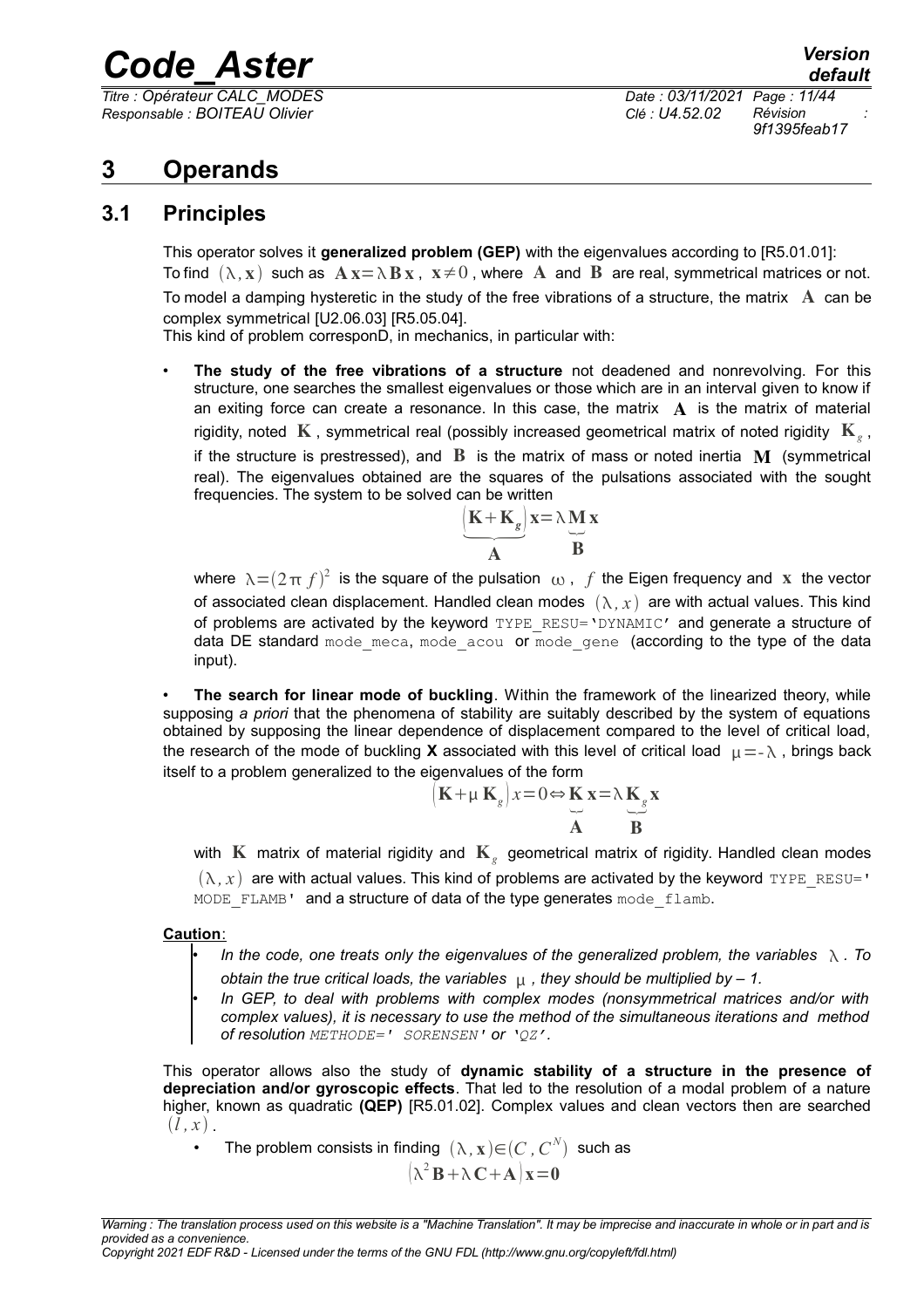# 3 Operands

## 3.1 Principles

This operator solves it **generalized problem (GEP)** with the eigenvalues according to [R5.01.01]:

To find $(\lambda, \mathbf{x})$ such as $\mathbf{A}\,\mathbf{x}=\lambda\,\mathbf{B}\,\mathbf{x}$, $\mathbf{x}\neq 0$, where $\mathbf{A}$ and $\mathbf{B}$ are real, symmetrical matrices or not.

To model a damping hysteretic in the study of the free vibrations of a structure, the matrix $\mathbf{A}$ can be complex symmetrical [U2.06.03] [R5.05.04].

This kind of problem corresponD, in mechanics, in particular with:

- **The study of the free vibrations of a structure** not deadened and nonrevolving. For this structure, one searches the smallest eigenvalues or those which are in an interval given to know if an exiting force can create a resonance. In this case, the matrix $\mathbf{A}$ is the matrix of material rigidity, noted $\mathbf{K}$, symmetrical real (possibly increased geometrical matrix of noted rigidity $\mathbf{K}_g$, if the structure is prestressed), and $\mathbf{B}$ is the matrix of mass or noted inertia $\mathbf{M}$ (symmetrical real). The eigenvalues obtained are the squares of the pulsations associated with the sought frequencies. The system to be solved can be written

$$\underbrace{\left(\mathbf{K}+\mathbf{K}_g\right)}_{\mathbf{A}}\mathbf{x}=\lambda\underbrace{\mathbf{M}}_{\mathbf{B}}\mathbf{x}$$

where $\lambda=(2\pi\, f)^2$ is the square of the pulsation $\omega$, $f$ the Eigen frequency and $\mathbf{x}$ the vector of associated clean displacement. Handled clean modes $(\lambda, x)$ are with actual values. This kind of problems are activated by the keyword TYPE_RESU='DYNAMIC' and generate a structure of data DE standard mode_meca, mode_acou or mode_gene (according to the type of the data input).

- **The search for linear mode of buckling**. Within the framework of the linearized theory, while supposing *a priori* that the phenomena of stability are suitably described by the system of equations obtained by supposing the linear dependence of displacement compared to the level of critical load, the research of the mode of buckling **X** associated with this level of critical load $\mu=-\lambda$, brings back itself to a problem generalized to the eigenvalues of the form

$$\left(\mathbf{K}+\mu\,\mathbf{K}_g\right)x=0\Leftrightarrow\underbrace{\mathbf{K}}_{\mathbf{A}}\mathbf{x}=\lambda\underbrace{\mathbf{K}_g}_{\mathbf{B}}\mathbf{x}$$

with $\mathbf{K}$ matrix of material rigidity and $\mathbf{K}_g$ geometrical matrix of rigidity. Handled clean modes $(\lambda, x)$ are with actual values. This kind of problems are activated by the keyword TYPE_RESU=' MODE_FLAMB' and a structure of data of the type generates mode_flamb.

**Caution**:

- *In the code, one treats only the eigenvalues of the generalized problem, the variables $\lambda$. To obtain the true critical loads, the variables $\mu$, they should be multiplied by – 1.*
- *In GEP, to deal with problems with complex modes (nonsymmetrical matrices and/or with complex values), it is necessary to use the method of the simultaneous iterations and method of resolution METHODE=' SORENSEN' or 'QZ'.*

This operator allows also the study of **dynamic stability of a structure in the presence of depreciation and/or gyroscopic effects**. That led to the resolution of a modal problem of a nature higher, known as quadratic **(QEP)** [R5.01.02]. Complex values and clean vectors then are searched $(l, x)$.

- The problem consists in finding $(\lambda, \mathbf{x})\in(C, C^N)$ such as

$$\left(\lambda^2\mathbf{B}+\lambda\,\mathbf{C}+\mathbf{A}\right)\mathbf{x}=\mathbf{0}$$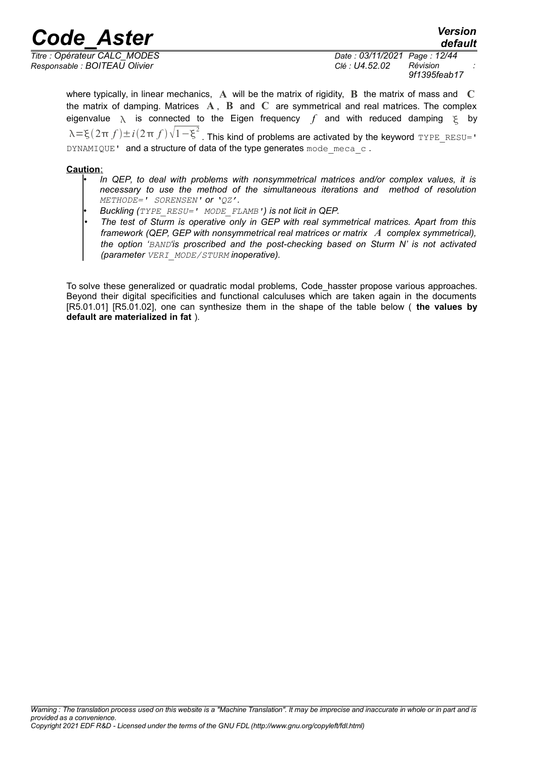where typically, in linear mechanics, $\mathbf{A}$ will be the matrix of rigidity, $\mathbf{B}$ the matrix of mass and $\mathbf{C}$ the matrix of damping. Matrices $\mathbf{A}$, $\mathbf{B}$ and $\mathbf{C}$ are symmetrical and real matrices. The complex eigenvalue $\lambda$ is connected to the Eigen frequency $f$ and with reduced damping $\xi$ by $\lambda = \xi(2\pi f) \pm i(2\pi f)\sqrt{1-\xi^2}$. This kind of problems are activated by the keyword `TYPE_RESU=' DYNAMIQUE'` and a structure of data of the type generates `mode_meca_c`.

**Caution**:

- *In QEP, to deal with problems with nonsymmetrical matrices and/or complex values, it is necessary to use the method of the simultaneous iterations and method of resolution `METHODE=' SORENSEN'` or `'QZ'`.*
- *Buckling (`TYPE_RESU=' MODE_FLAMB'`) is not licit in QEP.*
- *The test of Sturm is operative only in GEP with real symmetrical matrices. Apart from this framework (QEP, GEP with nonsymmetrical real matrices or matrix $A$ complex symmetrical), the option '`BAND`'is proscribed and the post-checking based on Sturm N' is not activated (parameter `VERI_MODE/STURM` inoperative).*

To solve these generalized or quadratic modal problems, Code_hasster propose various approaches. Beyond their digital specificities and functional calculuses which are taken again in the documents [R5.01.01] [R5.01.02], one can synthesize them in the shape of the table below ( **the values by default are materialized in fat** ).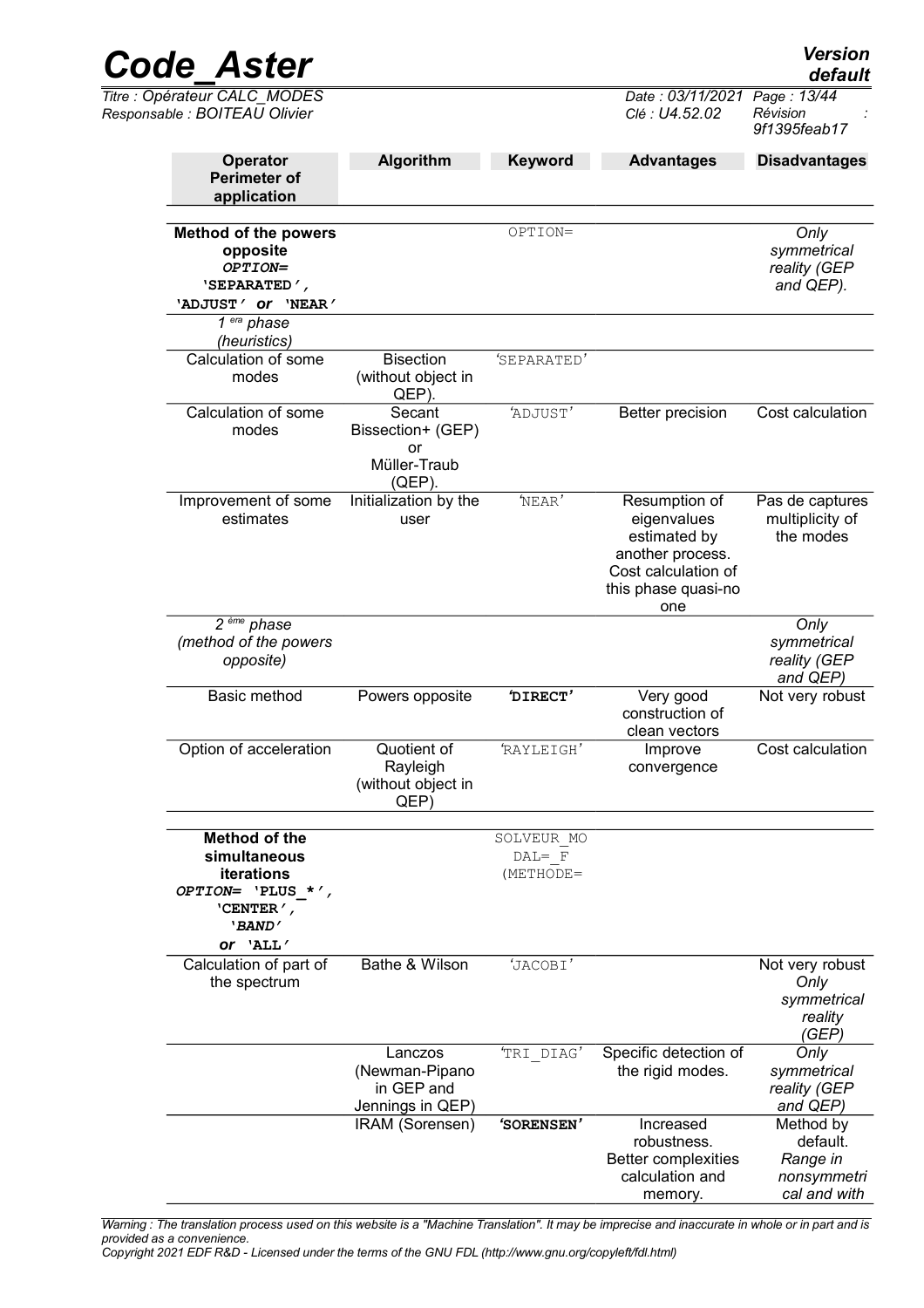| **Operator Perimeter of application** | **Algorithm** | **Keyword** | **Advantages** | **Disadvantages** |
|---|---|---|---|---|
| **Method of the powers opposite** ***OPTION=*** **'SEPARATED', 'ADJUST'** ***or*** **'NEAR'** | | OPTION= | | *Only symmetrical reality (GEP and QEP).* |
| *1 era phase (heuristics)* | | | | |
| Calculation of some modes | Bisection (without object in QEP). | 'SEPARATED' | | |
| Calculation of some modes | Secant Bissection+ (GEP) or Müller-Traub (QEP). | 'ADJUST' | Better precision | Cost calculation |
| Improvement of some estimates | Initialization by the user | 'NEAR' | Resumption of eigenvalues estimated by another process. Cost calculation of this phase quasi-no one | Pas de captures multiplicity of the modes |
| *2 ème phase (method of the powers opposite)* | | | | *Only symmetrical reality (GEP and QEP)* |
| Basic method | Powers opposite | **'DIRECT'** | Very good construction of clean vectors | Not very robust |
| Option of acceleration | Quotient of Rayleigh (without object in QEP) | 'RAYLEIGH' | Improve convergence | Cost calculation |
| **Method of the simultaneous iterations** ***OPTION=*** **'PLUS_*', 'CENTER',** ***'BAND'*** ***or*** **'ALL'** | | SOLVEUR_MODAL=_F (METHODE= | | |
| Calculation of part of the spectrum | Bathe & Wilson | 'JACOBI' | | Not very robust *Only symmetrical reality (GEP)* |
| | Lanczos (Newman-Pipano in GEP and Jennings in QEP) | 'TRI_DIAG' | Specific detection of the rigid modes. | *Only symmetrical reality (GEP and QEP)* |
| | IRAM (Sorensen) | **'SORENSEN'** | Increased robustness. Better complexities calculation and memory. | Method by default. *Range in nonsymmetrical and with* |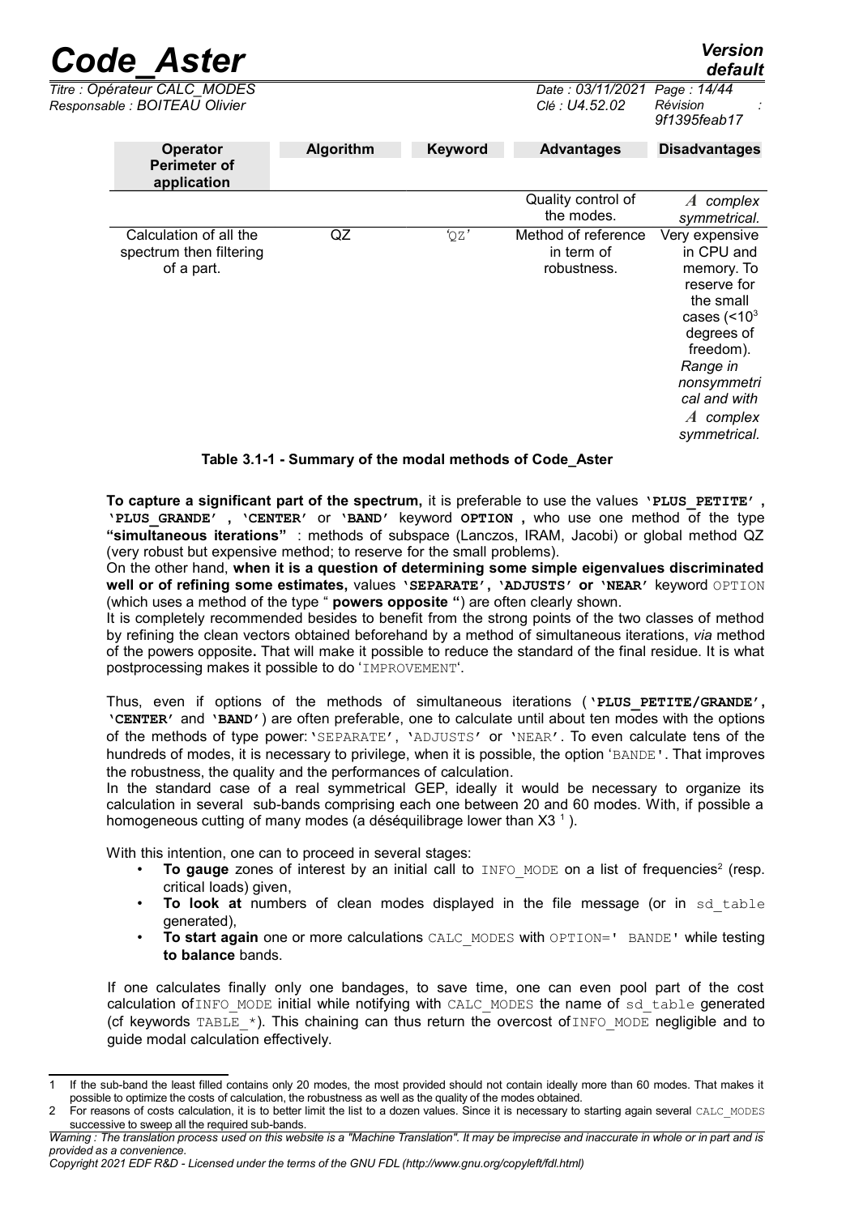| Operator Perimeter of application | Algorithm | Keyword | Advantages | Disadvantages |
|---|---|---|---|---|
| | | | Quality control of the modes. | $A$ complex symmetrical. |
| Calculation of all the spectrum then filtering of a part. | QZ | 'QZ' | Method of reference in term of robustness. | Very expensive in CPU and memory. To reserve for the small cases (<$10^3$ degrees of freedom). *Range in nonsymmetrical and with* $A$ *complex symmetrical.* |

**Table 3.1-1 - Summary of the modal methods of Code_Aster**

**To capture a significant part of the spectrum,** it is preferable to use the values **'PLUS_PETITE'**, **'PLUS_GRANDE'**, **'CENTER'** or **'BAND'** keyword **OPTION**, who use one method of the type **"simultaneous iterations"** : methods of subspace (Lanczos, IRAM, Jacobi) or global method QZ (very robust but expensive method; to reserve for the small problems).
On the other hand, **when it is a question of determining some simple eigenvalues discriminated well or of refining some estimates,** values **'SEPARATE'**, **'ADJUSTS' or 'NEAR'** keyword OPTION (which uses a method of the type " **powers opposite "**) are often clearly shown.
It is completely recommended besides to benefit from the strong points of the two classes of method by refining the clean vectors obtained beforehand by a method of simultaneous iterations, *via* method of the powers opposite**.** That will make it possible to reduce the standard of the final residue. It is what postprocessing makes it possible to do 'IMPROVEMENT'.

Thus, even if options of the methods of simultaneous iterations (**'PLUS_PETITE/GRANDE'**, **'CENTER'** and **'BAND'**) are often preferable, one to calculate until about ten modes with the options of the methods of type power: 'SEPARATE', 'ADJUSTS' or 'NEAR'. To even calculate tens of the hundreds of modes, it is necessary to privilege, when it is possible, the option 'BANDE'. That improves the robustness, the quality and the performances of calculation.
In the standard case of a real symmetrical GEP, ideally it would be necessary to organize its calculation in several sub-bands comprising each one between 20 and 60 modes. With, if possible a homogeneous cutting of many modes (a déséquilibrage lower than X3 [1]).

With this intention, one can to proceed in several stages:

- **To gauge** zones of interest by an initial call to INFO_MODE on a list of frequencies[2] (resp. critical loads) given,
- **To look at** numbers of clean modes displayed in the file message (or in sd_table generated),
- **To start again** one or more calculations CALC_MODES with OPTION=' BANDE' while testing **to balance** bands.

If one calculates finally only one bandages, to save time, one can even pool part of the cost calculation of INFO_MODE initial while notifying with CALC_MODES the name of sd_table generated (cf keywords TABLE_*). This chaining can thus return the overcost of INFO_MODE negligible and to guide modal calculation effectively.

---

1 If the sub-band the least filled contains only 20 modes, the most provided should not contain ideally more than 60 modes. That makes it possible to optimize the costs of calculation, the robustness as well as the quality of the modes obtained.

2 For reasons of costs calculation, it is to better limit the list to a dozen values. Since it is necessary to starting again several CALC_MODES successive to sweep all the required sub-bands.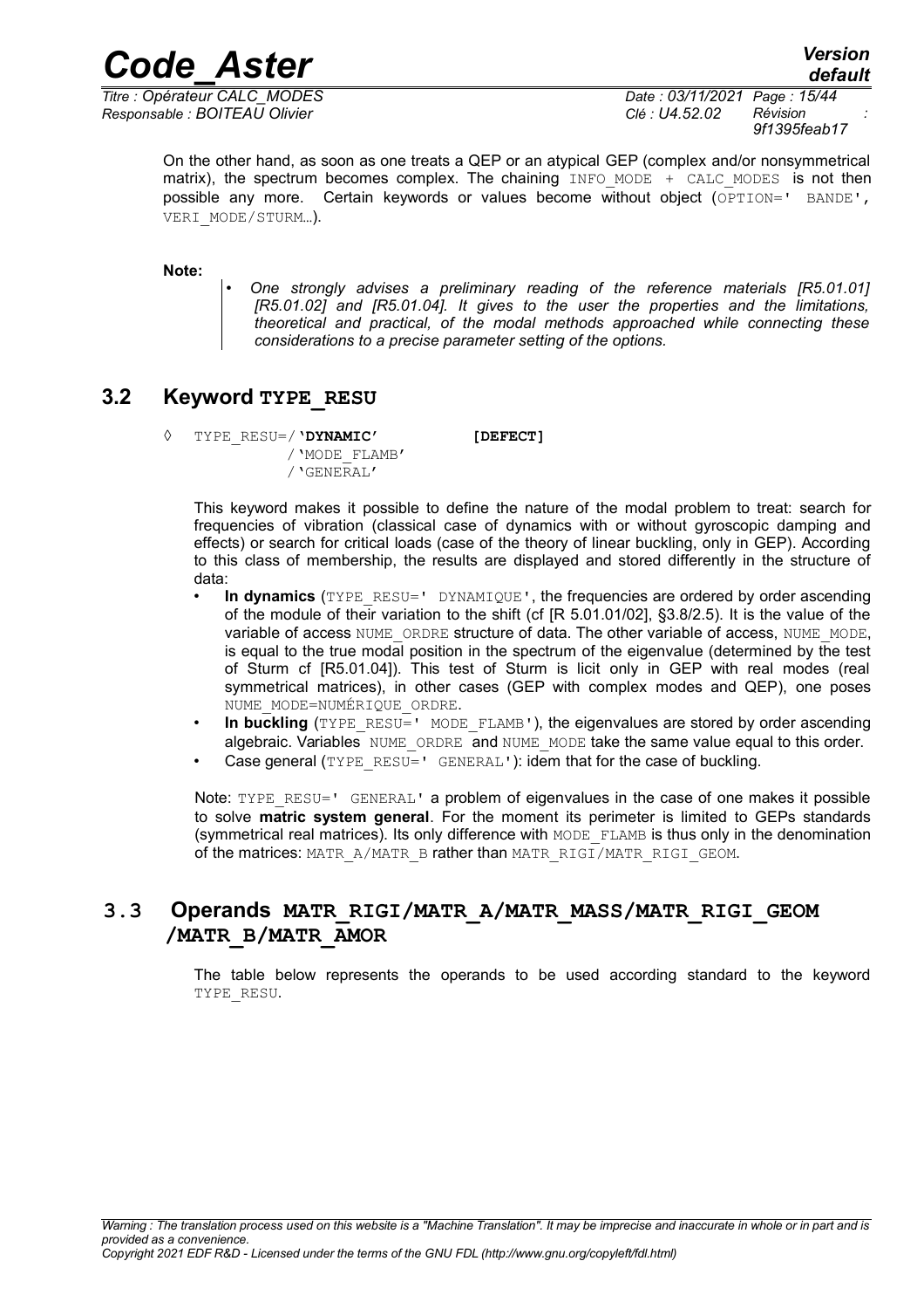On the other hand, as soon as one treats a QEP or an atypical GEP (complex and/or nonsymmetrical matrix), the spectrum becomes complex. The chaining `INFO_MODE + CALC_MODES` is not then possible any more. Certain keywords or values become without object (`OPTION=' BANDE'`, `VERI_MODE/STURM`…).

**Note:**

- *One strongly advises a preliminary reading of the reference materials [R5.01.01] [R5.01.02] and [R5.01.04]. It gives to the user the properties and the limitations, theoretical and practical, of the modal methods approached while connecting these considerations to a precise parameter setting of the options.*

## 3.2 Keyword TYPE_RESU

```
◊   TYPE_RESU=/'DYNAMIC'          [DEFECT]
              /'MODE_FLAMB'
              /'GENERAL'
```

This keyword makes it possible to define the nature of the modal problem to treat: search for frequencies of vibration (classical case of dynamics with or without gyroscopic damping and effects) or search for critical loads (case of the theory of linear buckling, only in GEP). According to this class of membership, the results are displayed and stored differently in the structure of data:

- **In dynamics** (`TYPE_RESU=' DYNAMIQUE'`, the frequencies are ordered by order ascending of the module of their variation to the shift (cf [R 5.01.01/02], §3.8/2.5). It is the value of the variable of access `NUME_ORDRE` structure of data. The other variable of access, `NUME_MODE`, is equal to the true modal position in the spectrum of the eigenvalue (determined by the test of Sturm cf [R5.01.04]). This test of Sturm is licit only in GEP with real modes (real symmetrical matrices), in other cases (GEP with complex modes and QEP), one poses `NUME_MODE=NUMÉRIQUE_ORDRE`.
- **In buckling** (`TYPE_RESU=' MODE_FLAMB'`), the eigenvalues are stored by order ascending algebraic. Variables `NUME_ORDRE` and `NUME_MODE` take the same value equal to this order.
- Case general (`TYPE_RESU=' GENERAL'`): idem that for the case of buckling.

Note: `TYPE_RESU=' GENERAL'` a problem of eigenvalues in the case of one makes it possible to solve **matric system general**. For the moment its perimeter is limited to GEPs standards (symmetrical real matrices). Its only difference with `MODE_FLAMB` is thus only in the denomination of the matrices: `MATR_A/MATR_B` rather than `MATR_RIGI/MATR_RIGI_GEOM`.

## 3.3 Operands MATR_RIGI/MATR_A/MATR_MASS/MATR_RIGI_GEOM /MATR_B/MATR_AMOR

The table below represents the operands to be used according standard to the keyword `TYPE_RESU`.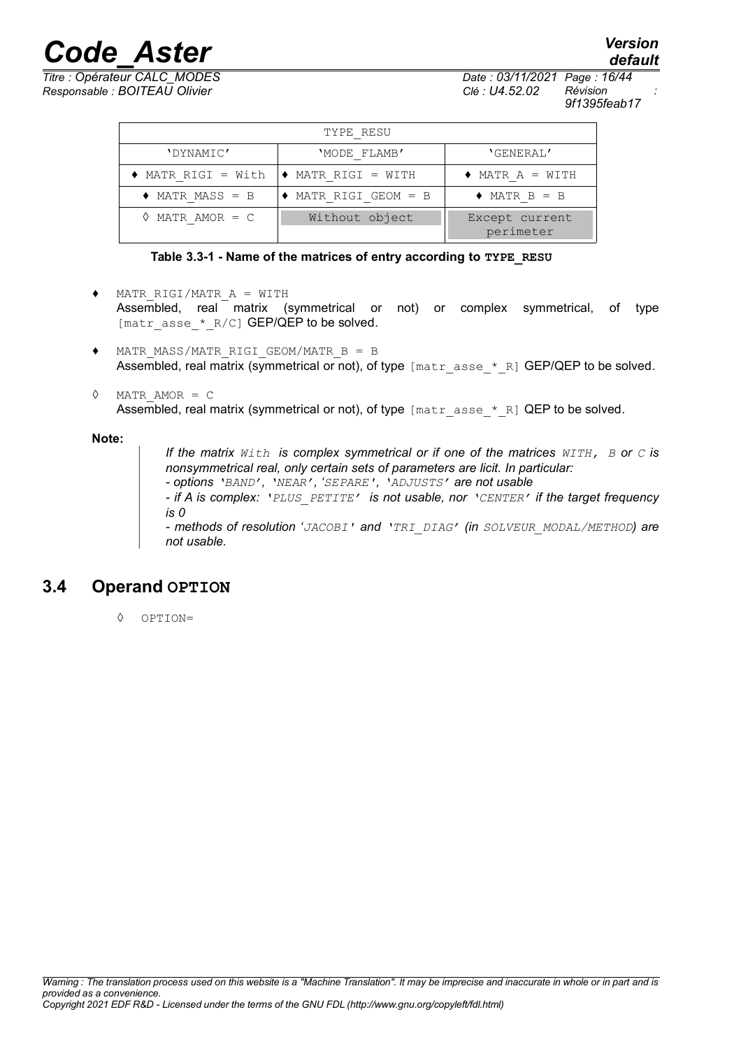| TYPE_RESU | | |
|---|---|---|
| 'DYNAMIC' | 'MODE_FLAMB' | 'GENERAL' |
| ♦ MATR_RIGI = With | ♦ MATR_RIGI = WITH | ♦ MATR_A = WITH |
| ♦ MATR_MASS = B | ♦ MATR_RIGI_GEOM = B | ♦ MATR_B = B |
| ◊ MATR_AMOR = C | Without object | Except current perimeter |

**Table 3.3-1 - Name of the matrices of entry according to TYPE_RESU**

- ♦ `MATR_RIGI/MATR_A = WITH`
  Assembled, real matrix (symmetrical or not) or complex symmetrical, of type `[matr_asse_*_R/C]` GEP/QEP to be solved.

- ♦ `MATR_MASS/MATR_RIGI_GEOM/MATR_B = B`
  Assembled, real matrix (symmetrical or not), of type `[matr_asse_*_R]` GEP/QEP to be solved.

- ◊ `MATR_AMOR = C`
  Assembled, real matrix (symmetrical or not), of type `[matr_asse_*_R]` QEP to be solved.

**Note:**

> *If the matrix `With` is complex symmetrical or if one of the matrices `WITH, B` or `C` is nonsymmetrical real, only certain sets of parameters are licit. In particular:*
> *- options `'BAND'`, `'NEAR'`, `'SEPARE'`, `'ADJUSTS'` are not usable*
> *- if A is complex: `'PLUS_PETITE'` is not usable, nor `'CENTER'` if the target frequency is 0*
> *- methods of resolution `'JACOBI'` and `'TRI_DIAG'` (in `SOLVEUR_MODAL/METHOD`) are not usable.*

## 3.4 Operand OPTION

◊ `OPTION=`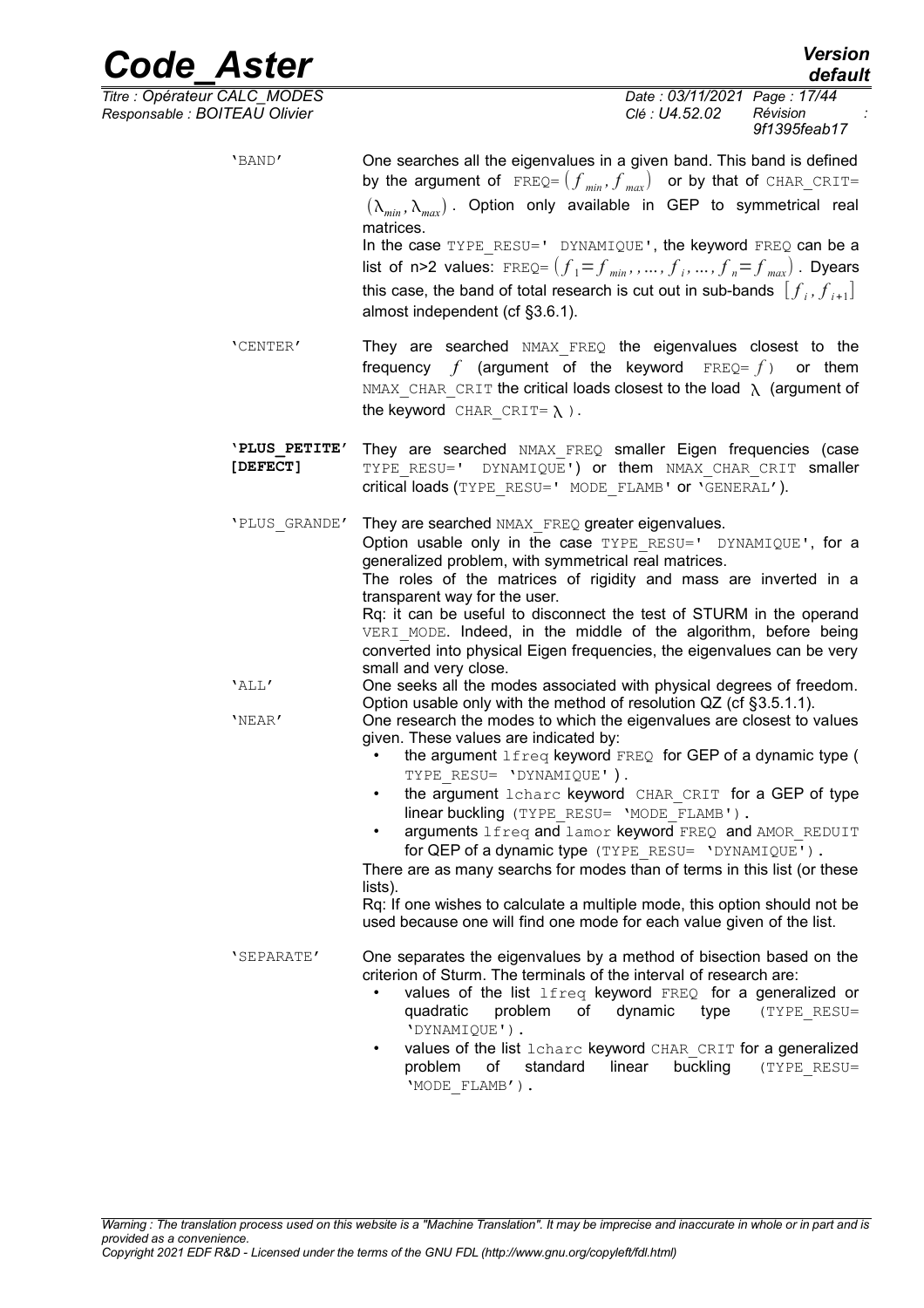| | |
|---|---|
| 'BAND' | One searches all the eigenvalues in a given band. This band is defined by the argument of FREQ= $(f_{min}, f_{max})$ or by that of CHAR_CRIT= $(\lambda_{min}, \lambda_{max})$. Option only available in GEP to symmetrical real matrices. In the case TYPE_RESU=' DYNAMIQUE', the keyword FREQ can be a list of n>2 values: FREQ= $(f_1 = f_{min}, ..., f_i, ..., f_n = f_{max})$. Dyears this case, the band of total research is cut out in sub-bands $[f_i, f_{i+1}]$ almost independent (cf §3.6.1). |
| 'CENTER' | They are searched NMAX_FREQ the eigenvalues closest to the frequency $f$ (argument of the keyword FREQ= $f$) or them NMAX_CHAR_CRIT the critical loads closest to the load $\lambda$ (argument of the keyword CHAR_CRIT= $\lambda$). |
| **'PLUS_PETITE' [DEFECT]** | They are searched NMAX_FREQ smaller Eigen frequencies (case TYPE_RESU=' DYNAMIQUE') or them NMAX_CHAR_CRIT smaller critical loads (TYPE_RESU=' MODE_FLAMB' or 'GENERAL'). |
| 'PLUS_GRANDE' | They are searched NMAX_FREQ greater eigenvalues. Option usable only in the case TYPE_RESU=' DYNAMIQUE', for a generalized problem, with symmetrical real matrices. The roles of the matrices of rigidity and mass are inverted in a transparent way for the user. Rq: it can be useful to disconnect the test of STURM in the operand VERI_MODE. Indeed, in the middle of the algorithm, before being converted into physical Eigen frequencies, the eigenvalues can be very small and very close. |
| 'ALL' | One seeks all the modes associated with physical degrees of freedom. Option usable only with the method of resolution QZ (cf §3.5.1.1). |
| 'NEAR' | One research the modes to which the eigenvalues are closest to values given. These values are indicated by:<br>• the argument lfreq keyword FREQ for GEP of a dynamic type ( TYPE_RESU= 'DYNAMIQUE' ).<br>• the argument lcharc keyword CHAR_CRIT for a GEP of type linear buckling (TYPE_RESU= 'MODE_FLAMB').<br>• arguments lfreq and lamor keyword FREQ and AMOR_REDUIT for QEP of a dynamic type (TYPE_RESU= 'DYNAMIQUE').<br>There are as many searchs for modes than of terms in this list (or these lists).<br>Rq: If one wishes to calculate a multiple mode, this option should not be used because one will find one mode for each value given of the list. |
| 'SEPARATE' | One separates the eigenvalues by a method of bisection based on the criterion of Sturm. The terminals of the interval of research are:<br>• values of the list lfreq keyword FREQ for a generalized or quadratic problem of dynamic type (TYPE_RESU= 'DYNAMIQUE').<br>• values of the list lcharc keyword CHAR_CRIT for a generalized problem of standard linear buckling (TYPE_RESU= 'MODE_FLAMB'). |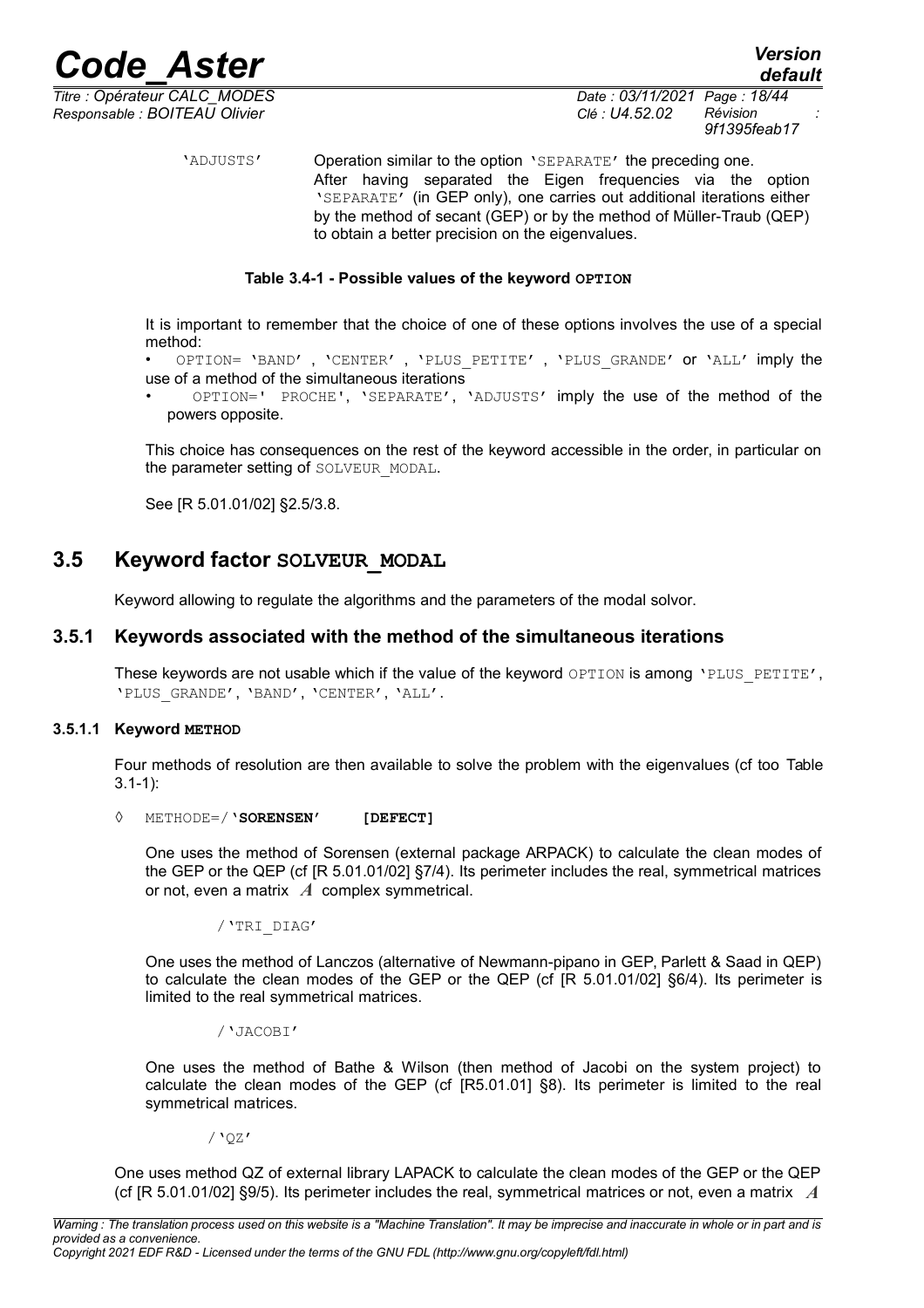'ADJUSTS' Operation similar to the option 'SEPARATE' the preceding one. After having separated the Eigen frequencies via the option 'SEPARATE' (in GEP only), one carries out additional iterations either by the method of secant (GEP) or by the method of Müller-Traub (QEP) to obtain a better precision on the eigenvalues.

**Table 3.4-1 - Possible values of the keyword OPTION**

It is important to remember that the choice of one of these options involves the use of a special method:

- OPTION= 'BAND' , 'CENTER' , 'PLUS_PETITE' , 'PLUS_GRANDE' or 'ALL' imply the use of a method of the simultaneous iterations
- OPTION=' PROCHE', 'SEPARATE', 'ADJUSTS' imply the use of the method of the powers opposite.

This choice has consequences on the rest of the keyword accessible in the order, in particular on the parameter setting of SOLVEUR_MODAL.

See [R 5.01.01/02] §2.5/3.8.

## 3.5 Keyword factor SOLVEUR_MODAL

Keyword allowing to regulate the algorithms and the parameters of the modal solvor.

### 3.5.1 Keywords associated with the method of the simultaneous iterations

These keywords are not usable which if the value of the keyword OPTION is among 'PLUS_PETITE', 'PLUS_GRANDE', 'BAND', 'CENTER', 'ALL'.

#### 3.5.1.1 Keyword METHOD

Four methods of resolution are then available to solve the problem with the eigenvalues (cf too Table 3.1-1):

◊ METHODE=/**'SORENSEN'** **[DEFECT]**

One uses the method of Sorensen (external package ARPACK) to calculate the clean modes of the GEP or the QEP (cf [R 5.01.01/02] §7/4). Its perimeter includes the real, symmetrical matrices or not, even a matrix $A$ complex symmetrical.

/'TRI_DIAG'

One uses the method of Lanczos (alternative of Newmann-pipano in GEP, Parlett & Saad in QEP) to calculate the clean modes of the GEP or the QEP (cf [R 5.01.01/02] §6/4). Its perimeter is limited to the real symmetrical matrices.

/'JACOBI'

One uses the method of Bathe & Wilson (then method of Jacobi on the system project) to calculate the clean modes of the GEP (cf [R5.01.01] §8). Its perimeter is limited to the real symmetrical matrices.

/'QZ'

One uses method QZ of external library LAPACK to calculate the clean modes of the GEP or the QEP (cf [R 5.01.01/02] §9/5). Its perimeter includes the real, symmetrical matrices or not, even a matrix $A$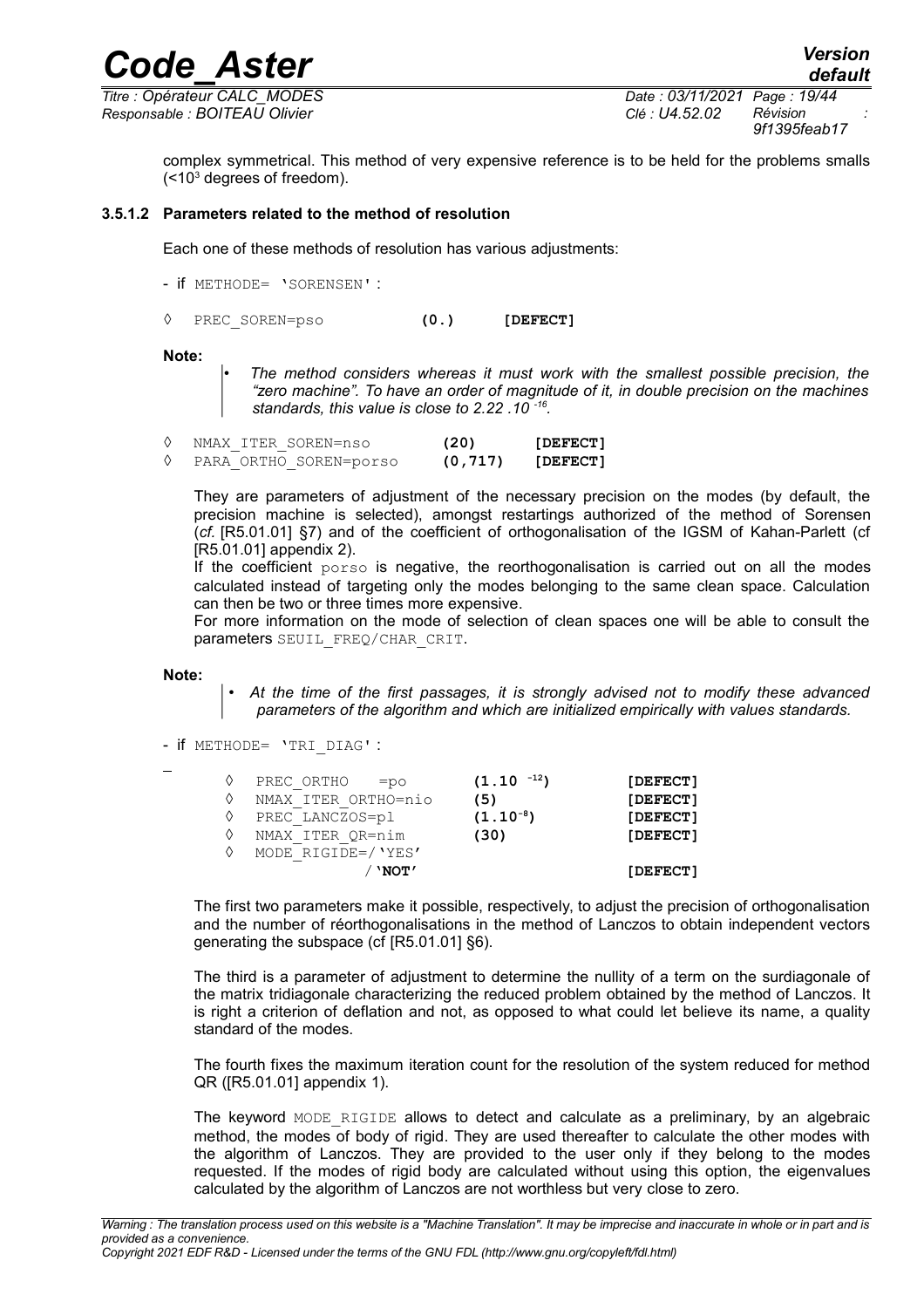complex symmetrical. This method of very expensive reference is to be held for the problems smalls ($<10^3$ degrees of freedom).

#### 3.5.1.2 Parameters related to the method of resolution

Each one of these methods of resolution has various adjustments:

- if `METHODE= 'SORENSEN'` :

```
◊  PREC_SOREN=pso           (0.)      [DEFECT]
```

**Note:**

- *The method considers whereas it must work with the smallest possible precision, the "zero machine". To have an order of magnitude of it, in double precision on the machines standards, this value is close to 2.22 .10 $^{-16}$.*

```
◊  NMAX_ITER_SOREN=nso        (20)      [DEFECT]
◊  PARA_ORTHO_SOREN=porso     (0,717)   [DEFECT]
```

They are parameters of adjustment of the necessary precision on the modes (by default, the precision machine is selected), amongst restartings authorized of the method of Sorensen (*cf.* [R5.01.01] §7) and of the coefficient of orthogonalisation of the IGSM of Kahan-Parlett (cf [R5.01.01] appendix 2).

If the coefficient `porso` is negative, the reorthogonalisation is carried out on all the modes calculated instead of targeting only the modes belonging to the same clean space. Calculation can then be two or three times more expensive.

For more information on the mode of selection of clean spaces one will be able to consult the parameters `SEUIL_FREQ/CHAR_CRIT`.

**Note:**

- *At the time of the first passages, it is strongly advised not to modify these advanced parameters of the algorithm and which are initialized empirically with values standards.*

- if `METHODE= 'TRI_DIAG'` :

```
◊  PREC_ORTHO    =po        (1.10 -12)     [DEFECT]
◊  NMAX_ITER_ORTHO=nio      (5)            [DEFECT]
◊  PREC_LANCZOS=pl          (1.10-8)       [DEFECT]
◊  NMAX_ITER_QR=nim         (30)           [DEFECT]
◊  MODE_RIGIDE=/'YES'
               /'NOT'                      [DEFECT]
```

The first two parameters make it possible, respectively, to adjust the precision of orthogonalisation and the number of réorthogonalisations in the method of Lanczos to obtain independent vectors generating the subspace (cf [R5.01.01] §6).

The third is a parameter of adjustment to determine the nullity of a term on the surdiagonale of the matrix tridiagonale characterizing the reduced problem obtained by the method of Lanczos. It is right a criterion of deflation and not, as opposed to what could let believe its name, a quality standard of the modes.

The fourth fixes the maximum iteration count for the resolution of the system reduced for method QR ([R5.01.01] appendix 1).

The keyword `MODE_RIGIDE` allows to detect and calculate as a preliminary, by an algebraic method, the modes of body of rigid. They are used thereafter to calculate the other modes with the algorithm of Lanczos. They are provided to the user only if they belong to the modes requested. If the modes of rigid body are calculated without using this option, the eigenvalues calculated by the algorithm of Lanczos are not worthless but very close to zero.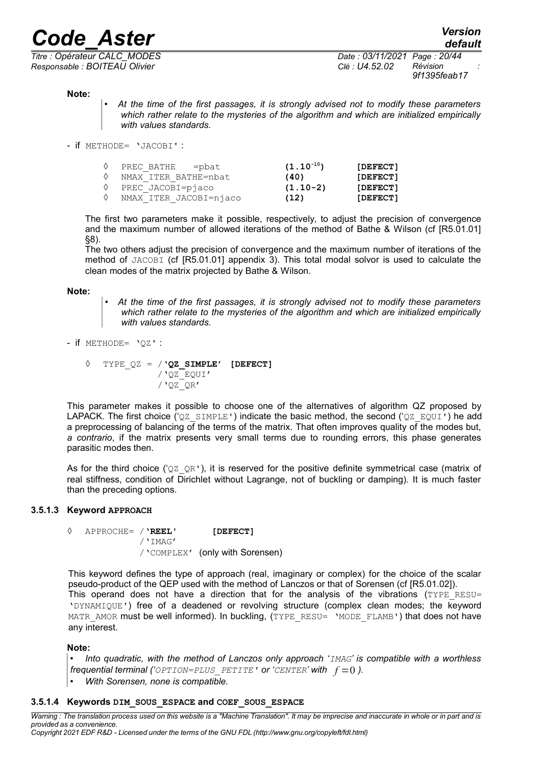**Note:**

- *At the time of the first passages, it is strongly advised not to modify these parameters which rather relate to the mysteries of the algorithm and which are initialized empirically with values standards.*

- if `METHODE= 'JACOBI'` :

| | | | |
|---|---|---|---|
| ◊ | `PREC_BATHE =pbat` | **($1.10^{-10}$)** | **[DEFECT]** |
| ◊ | `NMAX_ITER_BATHE=nbat` | **(40)** | **[DEFECT]** |
| ◊ | `PREC_JACOBI=pjaco` | **(1.10-2)** | **[DEFECT]** |
| ◊ | `NMAX_ITER_JACOBI=njaco` | **(12)** | **[DEFECT]** |

The first two parameters make it possible, respectively, to adjust the precision of convergence and the maximum number of allowed iterations of the method of Bathe & Wilson (cf [R5.01.01] §8).
The two others adjust the precision of convergence and the maximum number of iterations of the method of `JACOBI` (cf [R5.01.01] appendix 3). This total modal solvor is used to calculate the clean modes of the matrix projected by Bathe & Wilson.

**Note:**

- *At the time of the first passages, it is strongly advised not to modify these parameters which rather relate to the mysteries of the algorithm and which are initialized empirically with values standards.*

- if `METHODE= 'QZ'` :

```
◊  TYPE_QZ = /'QZ_SIMPLE'  [DEFECT]
             /'QZ_EQUI'
             /'QZ_QR'
```

This parameter makes it possible to choose one of the alternatives of algorithm QZ proposed by LAPACK. The first choice ('`QZ_SIMPLE`') indicate the basic method, the second ('`QZ_EQUI`') he add a preprocessing of balancing of the terms of the matrix. That often improves quality of the modes but, *a contrario*, if the matrix presents very small terms due to rounding errors, this phase generates parasitic modes then.

As for the third choice ('`QZ_QR`'), it is reserved for the positive definite symmetrical case (matrix of real stiffness, condition of Dirichlet without Lagrange, not of buckling or damping). It is much faster than the preceding options.

#### 3.5.1.3 Keyword APPROACH

```
◊  APPROCHE= /'REEL'      [DEFECT]
            /'IMAG'
            /'COMPLEX'  (only with Sorensen)
```

This keyword defines the type of approach (real, imaginary or complex) for the choice of the scalar pseudo-product of the QEP used with the method of Lanczos or that of Sorensen (cf [R5.01.02]).
This operand does not have a direction that for the analysis of the vibrations (`TYPE_RESU= 'DYNAMIQUE'`) free of a deadened or revolving structure (complex clean modes; the keyword `MATR_AMOR` must be well informed). In buckling, (`TYPE_RESU= 'MODE_FLAMB'`) that does not have any interest.

**Note:**

- *Into quadratic, with the method of Lanczos only approach '`IMAG`' is compatible with a worthless frequential terminal ('`OPTION=PLUS_PETITE`' or '`CENTER`' with $f=0$ ).*
- *With Sorensen, none is compatible.*

#### 3.5.1.4 Keywords DIM_SOUS_ESPACE and COEF_SOUS_ESPACE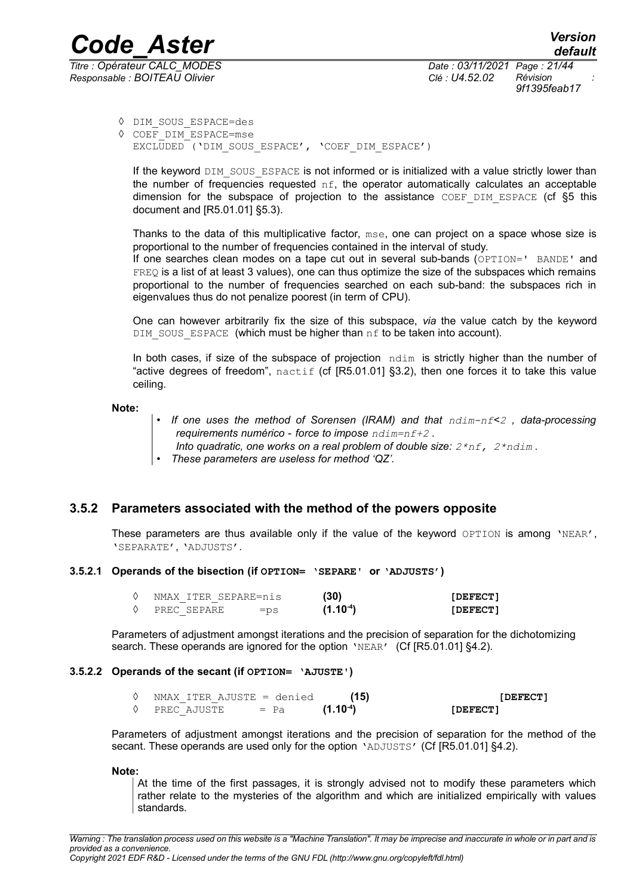◊ DIM_SOUS_ESPACE=des
◊ COEF_DIM_ESPACE=mse
EXCLUDED ('DIM_SOUS_ESPACE', 'COEF_DIM_ESPACE')

If the keyword DIM_SOUS_ESPACE is not informed or is initialized with a value strictly lower than the number of frequencies requested nf, the operator automatically calculates an acceptable dimension for the subspace of projection to the assistance COEF_DIM_ESPACE (cf §5 this document and [R5.01.01] §5.3).

Thanks to the data of this multiplicative factor, mse, one can project on a space whose size is proportional to the number of frequencies contained in the interval of study.
If one searches clean modes on a tape cut out in several sub-bands (OPTION=' BANDE' and FREQ is a list of at least 3 values), one can thus optimize the size of the subspaces which remains proportional to the number of frequencies searched on each sub-band: the subspaces rich in eigenvalues thus do not penalize poorest (in term of CPU).

One can however arbitrarily fix the size of this subspace, *via* the value catch by the keyword DIM_SOUS_ESPACE (which must be higher than nf to be taken into account).

In both cases, if size of the subspace of projection ndim is strictly higher than the number of "active degrees of freedom", nactif (cf [R5.01.01] §3.2), then one forces it to take this value ceiling.

**Note:**

- *If one uses the method of Sorensen (IRAM) and that ndim-nf<2 , data-processing requirements numérico - force to impose ndim=nf+2 .*
  *Into quadratic, one works on a real problem of double size: 2\*nf, 2\*ndim .*
- *These parameters are useless for method 'QZ'.*

### 3.5.2 Parameters associated with the method of the powers opposite

These parameters are thus available only if the value of the keyword OPTION is among 'NEAR', 'SEPARATE', 'ADJUSTS'.

#### 3.5.2.1 Operands of the bisection (if OPTION= 'SEPARE' or 'ADJUSTS')

| | | | |
|---|---|---|---|
| ◊ | NMAX_ITER_SEPARE=nis | **(30)** | **[DEFECT]** |
| ◊ | PREC_SEPARE =ps | **($1.10^{-4}$)** | **[DEFECT]** |

Parameters of adjustment amongst iterations and the precision of separation for the dichotomizing search. These operands are ignored for the option 'NEAR' (Cf [R5.01.01] §4.2).

#### 3.5.2.2 Operands of the secant (if OPTION= 'AJUSTE')

| | | | |
|---|---|---|---|
| ◊ | NMAX_ITER_AJUSTE = denied | **(15)** | **[DEFECT]** |
| ◊ | PREC_AJUSTE = Pa | **($1.10^{-4}$)** | **[DEFECT]** |

Parameters of adjustment amongst iterations and the precision of separation for the method of the secant. These operands are used only for the option 'ADJUSTS' (Cf [R5.01.01] §4.2).

**Note:**

At the time of the first passages, it is strongly advised not to modify these parameters which rather relate to the mysteries of the algorithm and which are initialized empirically with values standards.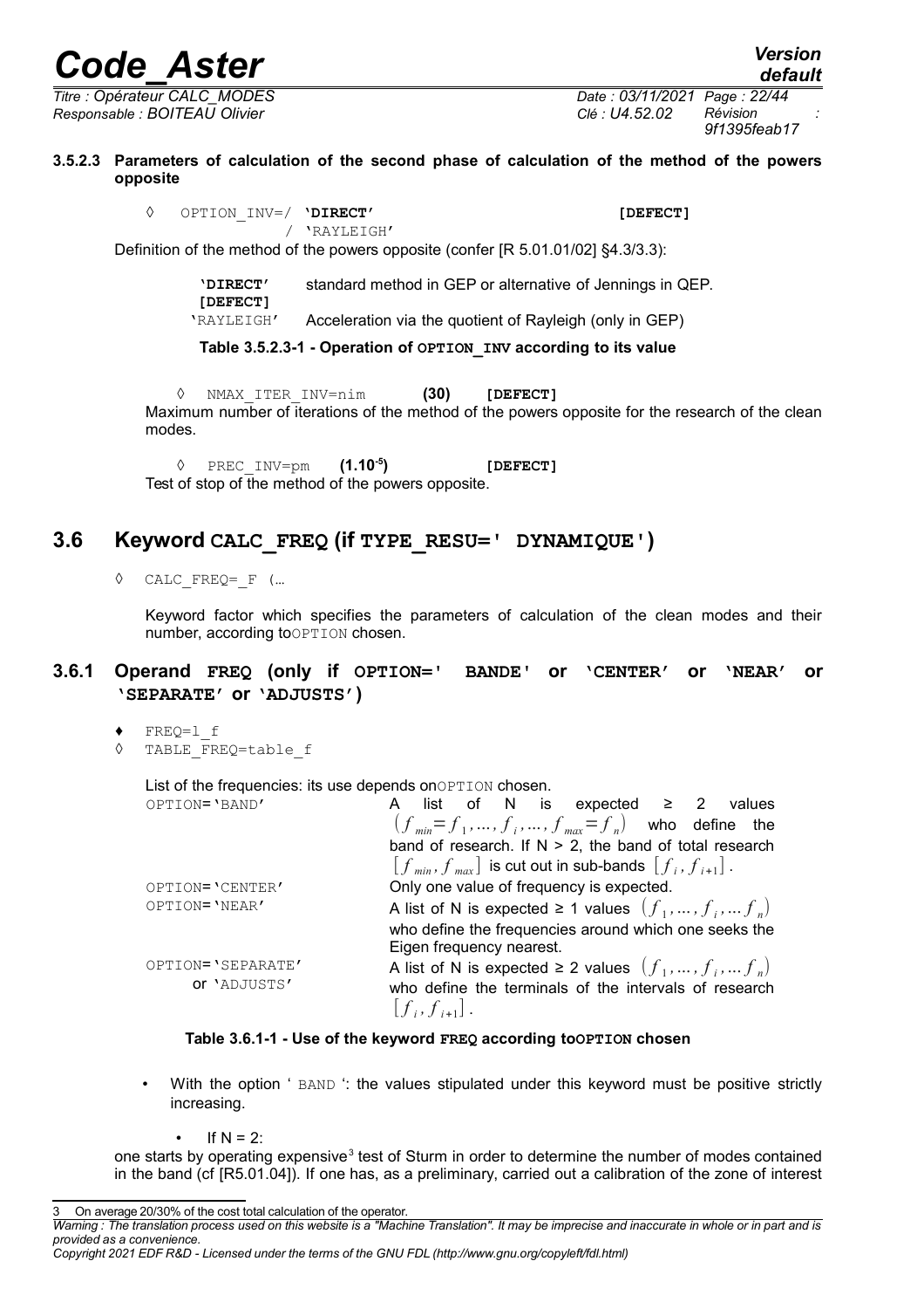#### 3.5.2.3 Parameters of calculation of the second phase of calculation of the method of the powers opposite

◊ OPTION_INV=/ **'DIRECT'** **[DEFECT]**
/ 'RAYLEIGH'

Definition of the method of the powers opposite (confer [R 5.01.01/02] §4.3/3.3):

| | |
|---|---|
| **'DIRECT' [DEFECT]** | standard method in GEP or alternative of Jennings in QEP. |
| 'RAYLEIGH' | Acceleration via the quotient of Rayleigh (only in GEP) |

**Table 3.5.2.3-1 - Operation of OPTION_INV according to its value**

◊ NMAX_ITER_INV=nim **(30)** **[DEFECT]**

Maximum number of iterations of the method of the powers opposite for the research of the clean modes.

◊ PREC_INV=pm **($1.10^{-5}$)** **[DEFECT]**

Test of stop of the method of the powers opposite.

## 3.6 Keyword CALC_FREQ (if TYPE_RESU=' DYNAMIQUE')

◊ CALC_FREQ=_F (…

Keyword factor which specifies the parameters of calculation of the clean modes and their number, according toOPTION chosen.

### 3.6.1 Operand FREQ (only if OPTION=' BANDE' or 'CENTER' or 'NEAR' or 'SEPARATE' or 'ADJUSTS')

♦ FREQ=l_f
◊ TABLE_FREQ=table_f

List of the frequencies: its use depends onOPTION chosen.

| | |
|---|---|
| OPTION='BAND' | A list of N is expected ≥ 2 values $(f_{min}=f_1,\ldots,f_i,\ldots,f_{max}=f_n)$ who define the band of research. If N > 2, the band of total research $[f_{min},f_{max}]$ is cut out in sub-bands $[f_i,f_{i+1}]$. |
| OPTION='CENTER' | Only one value of frequency is expected. |
| OPTION='NEAR' | A list of N is expected ≥ 1 values $(f_1,\ldots,f_i,\ldots f_n)$ who define the frequencies around which one seeks the Eigen frequency nearest. |
| OPTION='SEPARATE' or 'ADJUSTS' | A list of N is expected ≥ 2 values $(f_1,\ldots,f_i,\ldots f_n)$ who define the terminals of the intervals of research $[f_i,f_{i+1}]$. |

**Table 3.6.1-1 - Use of the keyword FREQ according toOPTION chosen**

- With the option ' BAND ': the values stipulated under this keyword must be positive strictly increasing.
  - If N = 2:

one starts by operating expensive[3] test of Sturm in order to determine the number of modes contained in the band (cf [R5.01.04]). If one has, as a preliminary, carried out a calibration of the zone of interest

[3] On average 20/30% of the cost total calculation of the operator.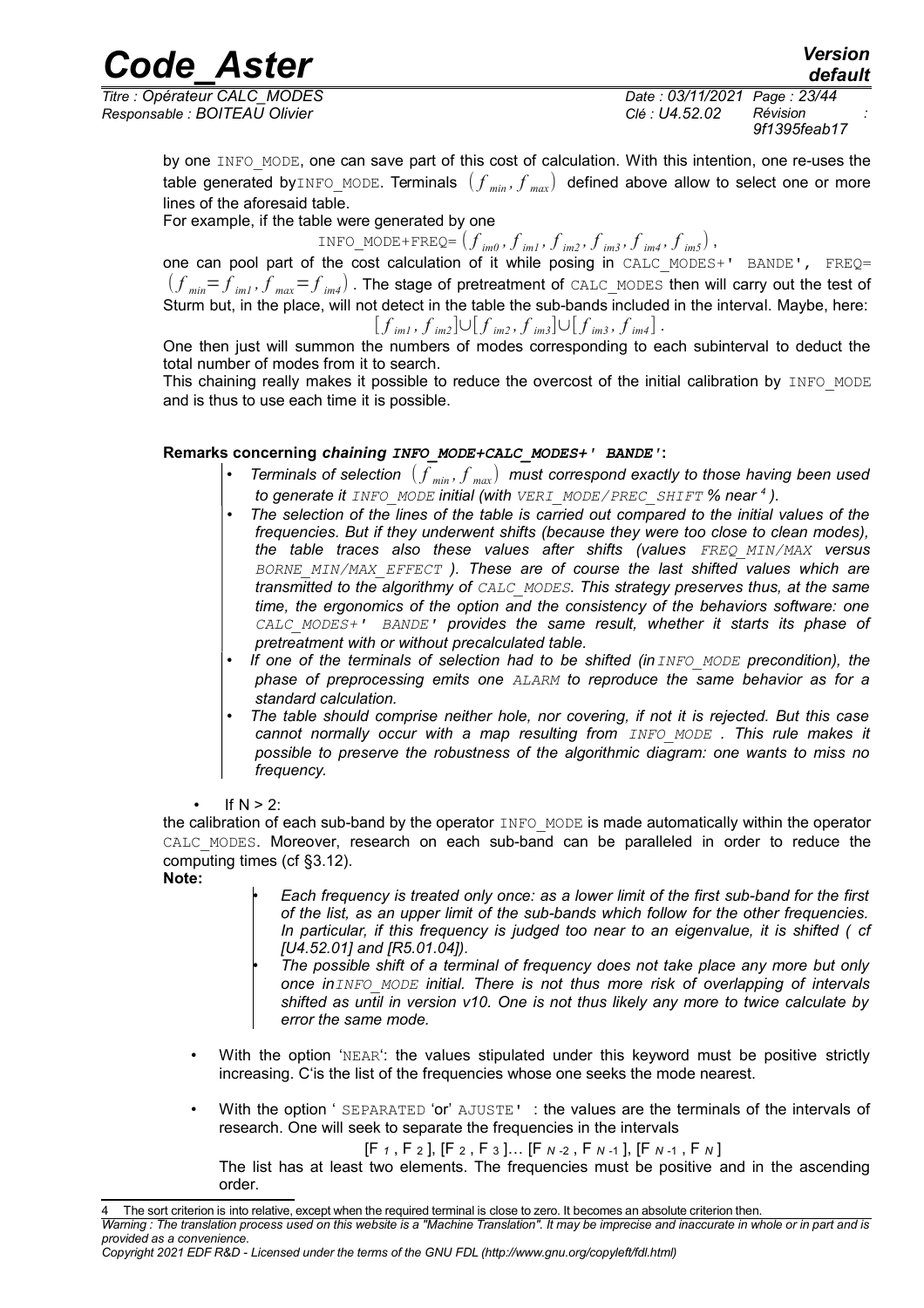by one INFO_MODE, one can save part of this cost of calculation. With this intention, one re-uses the table generated byINFO_MODE. Terminals $(f_{min}, f_{max})$ defined above allow to select one or more lines of the aforesaid table.

For example, if the table were generated by one

$$\text{INFO\_MODE+FREQ=}\left(f_{im0}, f_{im1}, f_{im2}, f_{im3}, f_{im4}, f_{im5}\right),$$

one can pool part of the cost calculation of it while posing in CALC_MODES+' BANDE', FREQ= $(f_{min}=f_{im1}, f_{max}=f_{im4})$. The stage of pretreatment of CALC_MODES then will carry out the test of Sturm but, in the place, will not detect in the table the sub-bands included in the interval. Maybe, here:

$$[f_{im1}, f_{im2}] \cup [f_{im2}, f_{im3}] \cup [f_{im3}, f_{im4}].$$

One then just will summon the numbers of modes corresponding to each subinterval to deduct the total number of modes from it to search.

This chaining really makes it possible to reduce the overcost of the initial calibration by INFO_MODE and is thus to use each time it is possible.

**Remarks concerning *chaining INFO_MODE+CALC_MODES+' BANDE'*:**

- *Terminals of selection $(f_{min}, f_{max})$ must correspond exactly to those having been used to generate it INFO_MODE initial (with VERI_MODE/PREC_SHIFT % near [4] ).*
- *The selection of the lines of the table is carried out compared to the initial values of the frequencies. But if they underwent shifts (because they were too close to clean modes), the table traces also these values after shifts (values FREQ_MIN/MAX versus BORNE_MIN/MAX_EFFECT ). These are of course the last shifted values which are transmitted to the algorithmy of CALC_MODES. This strategy preserves thus, at the same time, the ergonomics of the option and the consistency of the behaviors software: one CALC_MODES+' BANDE' provides the same result, whether it starts its phase of pretreatment with or without precalculated table.*
- *If one of the terminals of selection had to be shifted (in INFO_MODE precondition), the phase of preprocessing emits one ALARM to reproduce the same behavior as for a standard calculation.*
- *The table should comprise neither hole, nor covering, if not it is rejected. But this case cannot normally occur with a map resulting from INFO_MODE . This rule makes it possible to preserve the robustness of the algorithmic diagram: one wants to miss no frequency.*

- If N > 2:

the calibration of each sub-band by the operator INFO_MODE is made automatically within the operator CALC_MODES. Moreover, research on each sub-band can be paralleled in order to reduce the computing times (cf §3.12).

**Note:**

- *Each frequency is treated only once: as a lower limit of the first sub-band for the first of the list, as an upper limit of the sub-bands which follow for the other frequencies. In particular, if this frequency is judged too near to an eigenvalue, it is shifted ( cf [U4.52.01] and [R5.01.04]).*
- *The possible shift of a terminal of frequency does not take place any more but only once in INFO_MODE initial. There is not thus more risk of overlapping of intervals shifted as until in version v10. One is not thus likely any more to twice calculate by error the same mode.*

- With the option 'NEAR': the values stipulated under this keyword must be positive strictly increasing. C'is the list of the frequencies whose one seeks the mode nearest.

- With the option ' SEPARATED 'or' AJUSTE' : the values are the terminals of the intervals of research. One will seek to separate the frequencies in the intervals

$$[F_1, F_2], [F_2, F_3] \ldots [F_{N-2}, F_{N-1}], [F_{N-1}, F_N]$$

The list has at least two elements. The frequencies must be positive and in the ascending order.

---

4 The sort criterion is into relative, except when the required terminal is close to zero. It becomes an absolute criterion then.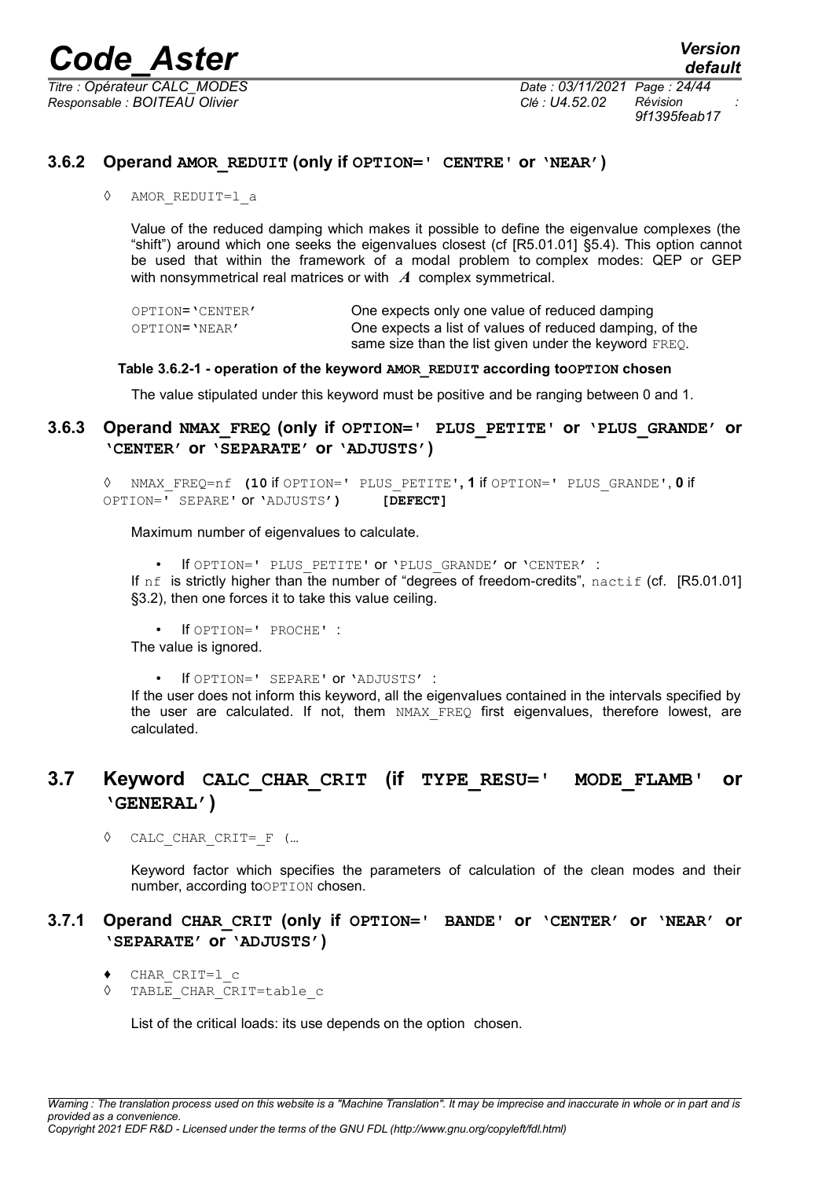### 3.6.2 Operand AMOR_REDUIT (only if OPTION=' CENTRE' or 'NEAR')

◊ AMOR_REDUIT=l_a

Value of the reduced damping which makes it possible to define the eigenvalue complexes (the "shift") around which one seeks the eigenvalues closest (cf [R5.01.01] §5.4). This option cannot be used that within the framework of a modal problem to complex modes: QEP or GEP with nonsymmetrical real matrices or with $A$ complex symmetrical.

| | |
|---|---|
| OPTION='CENTER' | One expects only one value of reduced damping |
| OPTION='NEAR' | One expects a list of values of reduced damping, of the same size than the list given under the keyword FREQ. |

**Table 3.6.2-1 - operation of the keyword AMOR_REDUIT according toOPTION chosen**

The value stipulated under this keyword must be positive and be ranging between 0 and 1.

### 3.6.3 Operand NMAX_FREQ (only if OPTION=' PLUS_PETITE' or 'PLUS_GRANDE' or 'CENTER' or 'SEPARATE' or 'ADJUSTS')

◊ NMAX_FREQ=nf **(10** if OPTION=' PLUS_PETITE'**, 1** if OPTION=' PLUS_GRANDE'**, 0** if OPTION=' SEPARE' or 'ADJUSTS'**)** **[DEFECT]**

Maximum number of eigenvalues to calculate.

- If OPTION=' PLUS_PETITE' or 'PLUS_GRANDE' or 'CENTER' :

If nf is strictly higher than the number of "degrees of freedom-credits", nactif (cf. [R5.01.01] §3.2), then one forces it to take this value ceiling.

- If OPTION=' PROCHE' :

The value is ignored.

- If OPTION=' SEPARE' or 'ADJUSTS' :

If the user does not inform this keyword, all the eigenvalues contained in the intervals specified by the user are calculated. If not, them NMAX_FREQ first eigenvalues, therefore lowest, are calculated.

## 3.7 Keyword CALC_CHAR_CRIT (if TYPE_RESU=' MODE_FLAMB' or 'GENERAL')

◊ CALC_CHAR_CRIT=_F (…

Keyword factor which specifies the parameters of calculation of the clean modes and their number, according toOPTION chosen.

### 3.7.1 Operand CHAR_CRIT (only if OPTION=' BANDE' or 'CENTER' or 'NEAR' or 'SEPARATE' or 'ADJUSTS')

♦ CHAR_CRIT=l_c
◊ TABLE_CHAR_CRIT=table_c

List of the critical loads: its use depends on the option chosen.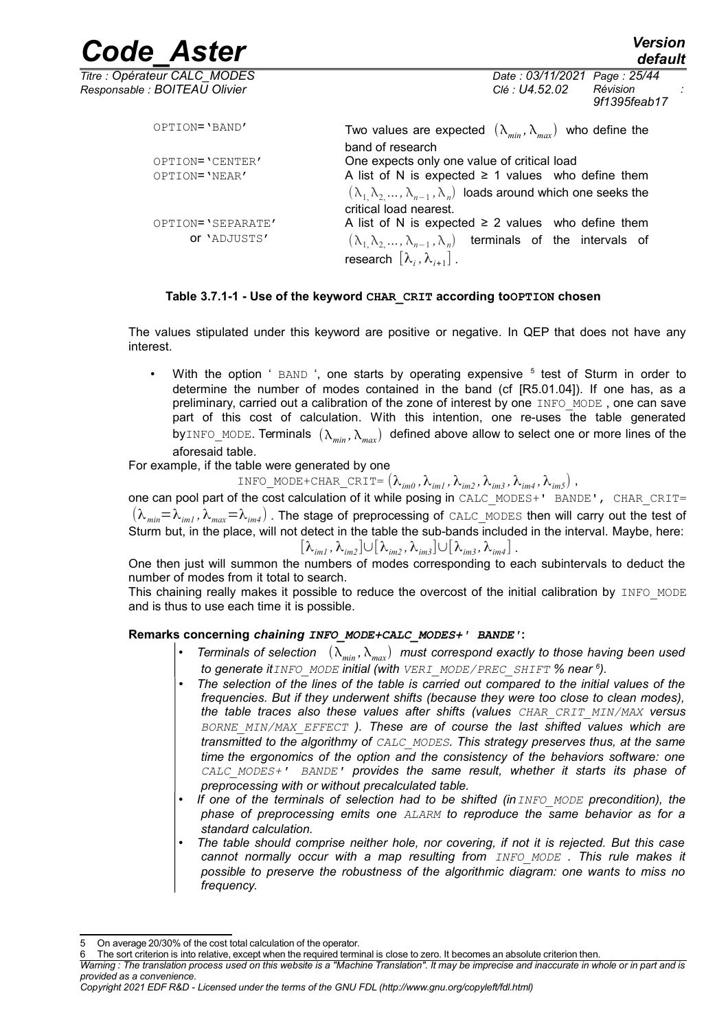| | |
|---|---|
| OPTION='BAND' | Two values are expected $(\lambda_{min}, \lambda_{max})$ who define the band of research |
| OPTION='CENTER' | One expects only one value of critical load |
| OPTION='NEAR' | A list of N is expected ≥ 1 values who define them $(\lambda_1, \lambda_2, ..., \lambda_{n-1}, \lambda_n)$ loads around which one seeks the critical load nearest. |
| OPTION='SEPARATE' or 'ADJUSTS' | A list of N is expected ≥ 2 values who define them $(\lambda_1, \lambda_2, ..., \lambda_{n-1}, \lambda_n)$ terminals of the intervals of research $[\lambda_i, \lambda_{i+1}]$. |

**Table 3.7.1-1 - Use of the keyword CHAR_CRIT according toOPTION chosen**

The values stipulated under this keyword are positive or negative. In QEP that does not have any interest.

- With the option ' BAND ', one starts by operating expensive [5] test of Sturm in order to determine the number of modes contained in the band (cf [R5.01.04]). If one has, as a preliminary, carried out a calibration of the zone of interest by one INFO_MODE , one can save part of this cost of calculation. With this intention, one re-uses the table generated byINFO_MODE. Terminals $(\lambda_{min}, \lambda_{max})$ defined above allow to select one or more lines of the aforesaid table.

For example, if the table were generated by one

$$\text{INFO\_MODE+CHAR\_CRIT}=(\lambda_{im0}, \lambda_{im1}, \lambda_{im2}, \lambda_{im3}, \lambda_{im4}, \lambda_{im5}),$$

one can pool part of the cost calculation of it while posing in CALC_MODES+' BANDE', CHAR_CRIT= $(\lambda_{min}=\lambda_{im1}, \lambda_{max}=\lambda_{im4})$. The stage of preprocessing of CALC_MODES then will carry out the test of Sturm but, in the place, will not detect in the table the sub-bands included in the interval. Maybe, here:

$$[\lambda_{im1}, \lambda_{im2}] \cup [\lambda_{im2}, \lambda_{im3}] \cup [\lambda_{im3}, \lambda_{im4}].$$

One then just will summon the numbers of modes corresponding to each subintervals to deduct the number of modes from it total to search.

This chaining really makes it possible to reduce the overcost of the initial calibration by INFO_MODE and is thus to use each time it is possible.

**Remarks concerning *chaining INFO_MODE+CALC_MODES+' BANDE'*:**

- *Terminals of selection $(\lambda_{min}, \lambda_{max})$ must correspond exactly to those having been used to generate it INFO_MODE initial (with VERI_MODE/PREC_SHIFT % near [6]).*
- *The selection of the lines of the table is carried out compared to the initial values of the frequencies. But if they underwent shifts (because they were too close to clean modes), the table traces also these values after shifts (values CHAR_CRIT_MIN/MAX versus BORNE_MIN/MAX_EFFECT ). These are of course the last shifted values which are transmitted to the algorithmy of CALC_MODES. This strategy preserves thus, at the same time the ergonomics of the option and the consistency of the behaviors software: one CALC_MODES+' BANDE' provides the same result, whether it starts its phase of preprocessing with or without precalculated table.*
- *If one of the terminals of selection had to be shifted (in INFO_MODE precondition), the phase of preprocessing emits one ALARM to reproduce the same behavior as for a standard calculation.*
- *The table should comprise neither hole, nor covering, if not it is rejected. But this case cannot normally occur with a map resulting from INFO_MODE . This rule makes it possible to preserve the robustness of the algorithmic diagram: one wants to miss no frequency.*

---

5 On average 20/30% of the cost total calculation of the operator.

6 The sort criterion is into relative, except when the required terminal is close to zero. It becomes an absolute criterion then.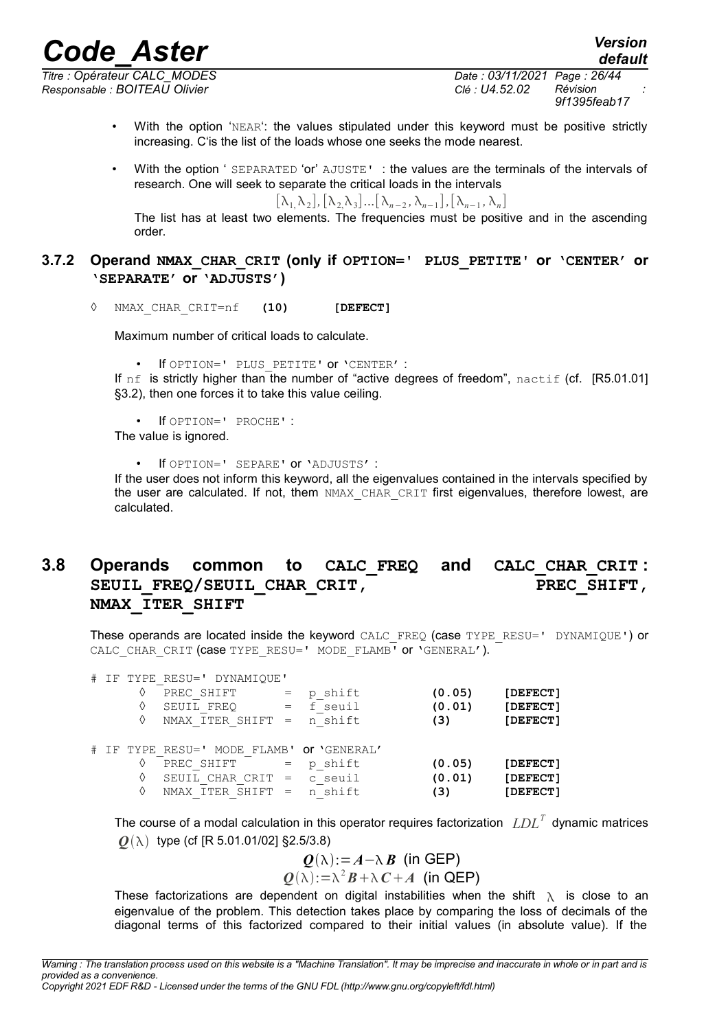- With the option 'NEAR': the values stipulated under this keyword must be positive strictly increasing. C'is the list of the loads whose one seeks the mode nearest.
- With the option ' SEPARATED 'or' AJUSTE' : the values are the terminals of the intervals of research. One will seek to separate the critical loads in the intervals

$$[\lambda_1,\lambda_2],[\lambda_2,\lambda_3]...[\lambda_{n-2},\lambda_{n-1}],[\lambda_{n-1},\lambda_n]$$

The list has at least two elements. The frequencies must be positive and in the ascending order.

### 3.7.2 Operand NMAX_CHAR_CRIT (only if OPTION=' PLUS_PETITE' or 'CENTER' or 'SEPARATE' or 'ADJUSTS')

◊ NMAX_CHAR_CRIT=nf **(10)** **[DEFECT]**

Maximum number of critical loads to calculate.

- If OPTION=' PLUS_PETITE' or 'CENTER' :

If nf is strictly higher than the number of "active degrees of freedom", nactif (cf. [R5.01.01] §3.2), then one forces it to take this value ceiling.

- If OPTION=' PROCHE' :

The value is ignored.

- If OPTION=' SEPARE' or 'ADJUSTS' :

If the user does not inform this keyword, all the eigenvalues contained in the intervals specified by the user are calculated. If not, them NMAX_CHAR_CRIT first eigenvalues, therefore lowest, are calculated.

## 3.8 Operands common to CALC_FREQ and CALC_CHAR_CRIT : SEUIL_FREQ/SEUIL_CHAR_CRIT, PREC_SHIFT, NMAX_ITER_SHIFT

These operands are located inside the keyword CALC_FREQ (case TYPE_RESU=' DYNAMIQUE') or CALC_CHAR_CRIT (case TYPE_RESU=' MODE_FLAMB' or 'GENERAL').

```
# IF TYPE_RESU=' DYNAMIQUE'
    ◊  PREC_SHIFT       =  p_shift       (0.05)    [DEFECT]
    ◊  SEUIL_FREQ       =  f_seuil       (0.01)    [DEFECT]
    ◊  NMAX_ITER_SHIFT  =  n_shift       (3)       [DEFECT]

# IF TYPE_RESU=' MODE_FLAMB' or 'GENERAL'
    ◊  PREC_SHIFT       =  p_shift       (0.05)    [DEFECT]
    ◊  SEUIL_CHAR_CRIT  =  c_seuil       (0.01)    [DEFECT]
    ◊  NMAX_ITER_SHIFT  =  n_shift       (3)       [DEFECT]
```

The course of a modal calculation in this operator requires factorization $LDL^T$ dynamic matrices $\boldsymbol{Q}(\lambda)$ type (cf [R 5.01.01/02] §2.5/3.8)

$$\boldsymbol{Q}(\lambda):=\boldsymbol{A}-\lambda\,\boldsymbol{B} \text{ (in GEP)}$$

$$\boldsymbol{Q}(\lambda):=\lambda^2\boldsymbol{B}+\lambda\,\boldsymbol{C}+\boldsymbol{A} \text{ (in QEP)}$$

These factorizations are dependent on digital instabilities when the shift $\lambda$ is close to an eigenvalue of the problem. This detection takes place by comparing the loss of decimals of the diagonal terms of this factorized compared to their initial values (in absolute value). If the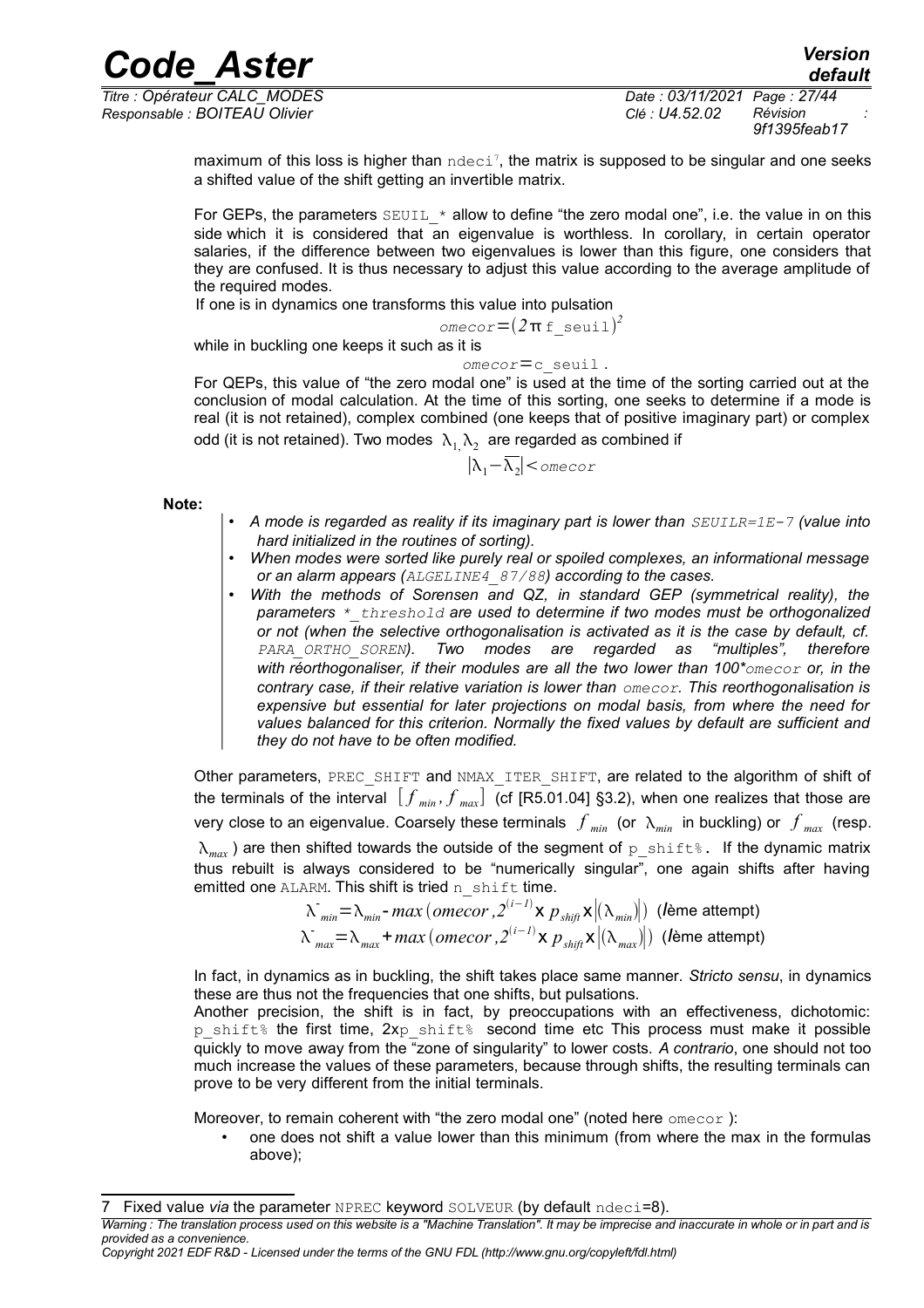maximum of this loss is higher than ndeci[7], the matrix is supposed to be singular and one seeks a shifted value of the shift getting an invertible matrix.

For GEPs, the parameters SEUIL_* allow to define "the zero modal one", i.e. the value in on this side which it is considered that an eigenvalue is worthless. In corollary, in certain operator salaries, if the difference between two eigenvalues is lower than this figure, one considers that they are confused. It is thus necessary to adjust this value according to the average amplitude of the required modes.

If one is in dynamics one transforms this value into pulsation

$$omecor = (2\pi \, \text{f\_seuil})^2$$

while in buckling one keeps it such as it is

$$omecor = \text{c\_seuil} \, .$$

For QEPs, this value of "the zero modal one" is used at the time of the sorting carried out at the conclusion of modal calculation. At the time of this sorting, one seeks to determine if a mode is real (it is not retained), complex combined (one keeps that of positive imaginary part) or complex odd (it is not retained). Two modes $\lambda_1, \lambda_2$ are regarded as combined if

$$|\lambda_1 - \overline{\lambda_2}| < omecor$$

**Note:**

- *A mode is regarded as reality if its imaginary part is lower than SEUILR=1E-7 (value into hard initialized in the routines of sorting).*
- *When modes were sorted like purely real or spoiled complexes, an informational message or an alarm appears (ALGELINE4_87/88) according to the cases.*
- *With the methods of Sorensen and QZ, in standard GEP (symmetrical reality), the parameters *_threshold are used to determine if two modes must be orthogonalized or not (when the selective orthogonalisation is activated as it is the case by default, cf. PARA_ORTHO_SOREN). Two modes are regarded as "multiples", therefore with réorthogonaliser, if their modules are all the two lower than 100*omecor or, in the contrary case, if their relative variation is lower than omecor. This reorthogonalisation is expensive but essential for later projections on modal basis, from where the need for values balanced for this criterion. Normally the fixed values by default are sufficient and they do not have to be often modified.*

Other parameters, PREC_SHIFT and NMAX_ITER_SHIFT, are related to the algorithm of shift of the terminals of the interval $[f_{min}, f_{max}]$ (cf [R5.01.04] §3.2), when one realizes that those are very close to an eigenvalue. Coarsely these terminals $f_{min}$ (or $\lambda_{min}$ in buckling) or $f_{max}$ (resp. $\lambda_{max}$) are then shifted towards the outside of the segment of p_shift%. If the dynamic matrix thus rebuilt is always considered to be "numerically singular", one again shifts after having emitted one ALARM. This shift is tried n_shift time.

$$\lambda^{-}_{min} = \lambda_{min} - max(omecor, 2^{(i-1)} \times p_{shift} \times |(\lambda_{min})|) \quad (i\text{ème attempt})$$
$$\lambda^{-}_{max} = \lambda_{max} + max(omecor, 2^{(i-1)} \times p_{shift} \times |(\lambda_{max})|) \quad (i\text{ème attempt})$$

In fact, in dynamics as in buckling, the shift takes place same manner. *Stricto sensu*, in dynamics these are thus not the frequencies that one shifts, but pulsations.

Another precision, the shift is in fact, by preoccupations with an effectiveness, dichotomic: p_shift% the first time, 2xp_shift% second time etc This process must make it possible quickly to move away from the "zone of singularity" to lower costs. *A contrario*, one should not too much increase the values of these parameters, because through shifts, the resulting terminals can prove to be very different from the initial terminals.

Moreover, to remain coherent with "the zero modal one" (noted here omecor ):

- one does not shift a value lower than this minimum (from where the max in the formulas above);

[7] Fixed value *via* the parameter NPREC keyword SOLVEUR (by default ndeci=8).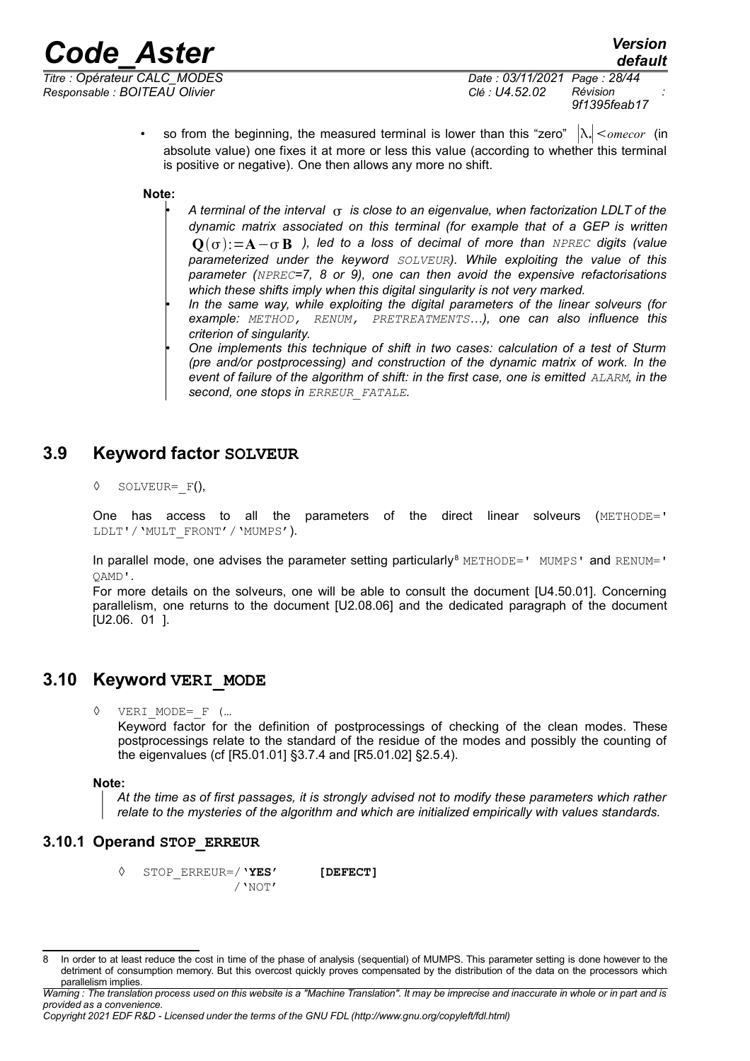- so from the beginning, the measured terminal is lower than this "zero" $|\lambda_*| < omecor$ (in absolute value) one fixes it at more or less this value (according to whether this terminal is positive or negative). One then allows any more no shift.

**Note:**

- *A terminal of the interval $\sigma$ is close to an eigenvalue, when factorization LDLT of the dynamic matrix associated on this terminal (for example that of a GEP is written $\mathbf{Q}(\sigma) := \mathbf{A} - \sigma\,\mathbf{B}$ ), led to a loss of decimal of more than `NPREC` digits (value parameterized under the keyword `SOLVEUR`). While exploiting the value of this parameter (`NPREC`=7, 8 or 9), one can then avoid the expensive refactorisations which these shifts imply when this digital singularity is not very marked.*
- *In the same way, while exploiting the digital parameters of the linear solveurs (for example: `METHOD, RENUM, PRETREATMENTS`…), one can also influence this criterion of singularity.*
- *One implements this technique of shift in two cases: calculation of a test of Sturm (pre and/or postprocessing) and construction of the dynamic matrix of work. In the event of failure of the algorithm of shift: in the first case, one is emitted `ALARM`, in the second, one stops in `ERREUR_FATALE`.*

## 3.9 Keyword factor SOLVEUR

◊ `SOLVEUR=_F()`,

One has access to all the parameters of the direct linear solveurs (`METHODE='LDLT'/'MULT_FRONT'/'MUMPS'`).

In parallel mode, one advises the parameter setting particularly[8] `METHODE='MUMPS'` and `RENUM='QAMD'`.

For more details on the solveurs, one will be able to consult the document [U4.50.01]. Concerning parallelism, one returns to the document [U2.08.06] and the dedicated paragraph of the document [U2.06. 01 ].

## 3.10 Keyword VERI_MODE

◊ `VERI_MODE=_F (…`

Keyword factor for the definition of postprocessings of checking of the clean modes. These postprocessings relate to the standard of the residue of the modes and possibly the counting of the eigenvalues (cf [R5.01.01] §3.7.4 and [R5.01.02] §2.5.4).

**Note:**

*At the time as of first passages, it is strongly advised not to modify these parameters which rather relate to the mysteries of the algorithm and which are initialized empirically with values standards.*

### 3.10.1 Operand STOP_ERREUR

◊ `STOP_ERREUR=/`**`'YES'`** **[DEFECT]**
`/'NOT'`

---

8 In order to at least reduce the cost in time of the phase of analysis (sequential) of MUMPS. This parameter setting is done however to the detriment of consumption memory. But this overcost quickly proves compensated by the distribution of the data on the processors which parallelism implies.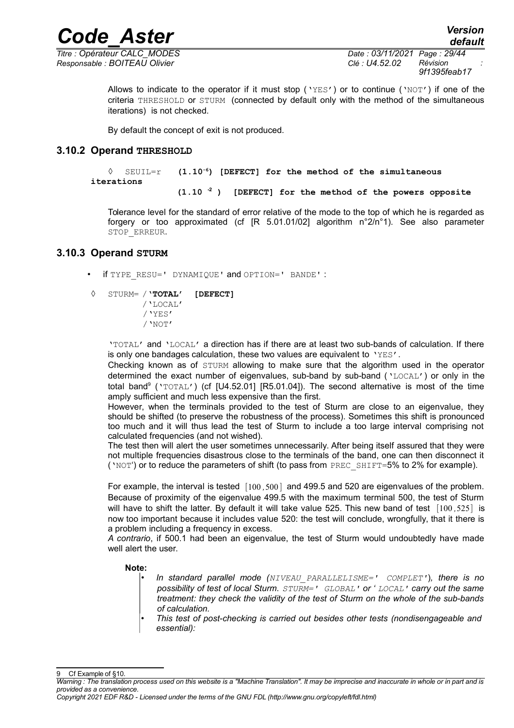Allows to indicate to the operator if it must stop ('YES') or to continue ('NOT') if one of the criteria THRESHOLD or STURM (connected by default only with the method of the simultaneous iterations) is not checked.

By default the concept of exit is not produced.

### 3.10.2 Operand THRESHOLD

◊ SEUIL=r **($1.10^{-6}$) [DEFECT] for the method of the simultaneous iterations**

**($1.10^{-2}$) [DEFECT] for the method of the powers opposite**

Tolerance level for the standard of error relative of the mode to the top of which he is regarded as forgery or too approximated (cf [R 5.01.01/02] algorithm n°2/n°1). See also parameter STOP_ERREUR.

### 3.10.3 Operand STURM

- if TYPE_RESU=' DYNAMIQUE' and OPTION=' BANDE' :

◊ STURM= /**'TOTAL'** **[DEFECT]**
/'LOCAL'
/'YES'
/'NOT'

'TOTAL' and 'LOCAL' a direction has if there are at least two sub-bands of calculation. If there is only one bandages calculation, these two values are equivalent to 'YES'.

Checking known as of STURM allowing to make sure that the algorithm used in the operator determined the exact number of eigenvalues, sub-band by sub-band ('LOCAL') or only in the total band[9] ('TOTAL') (cf [U4.52.01] [R5.01.04]). The second alternative is most of the time amply sufficient and much less expensive than the first.

However, when the terminals provided to the test of Sturm are close to an eigenvalue, they should be shifted (to preserve the robustness of the process). Sometimes this shift is pronounced too much and it will thus lead the test of Sturm to include a too large interval comprising not calculated frequencies (and not wished).

The test then will alert the user sometimes unnecessarily. After being itself assured that they were not multiple frequencies disastrous close to the terminals of the band, one can then disconnect it ('NOT') or to reduce the parameters of shift (to pass from PREC_SHIFT=5% to 2% for example).

For example, the interval is tested $[100,500]$ and 499.5 and 520 are eigenvalues of the problem. Because of proximity of the eigenvalue 499.5 with the maximum terminal 500, the test of Sturm will have to shift the latter. By default it will take value 525. This new band of test $[100,525]$ is now too important because it includes value 520: the test will conclude, wrongfully, that it there is a problem including a frequency in excess.

*A contrario*, if 500.1 had been an eigenvalue, the test of Sturm would undoubtedly have made well alert the user.

**Note:**

- *In standard parallel mode (NIVEAU_PARALLELISME=' COMPLET'), there is no possibility of test of local Sturm. STURM=' GLOBAL' or ' LOCAL' carry out the same treatment: they check the validity of the test of Sturm on the whole of the sub-bands of calculation.*
- *This test of post-checking is carried out besides other tests (nondisengageable and essential):*

9 Cf Example of §10.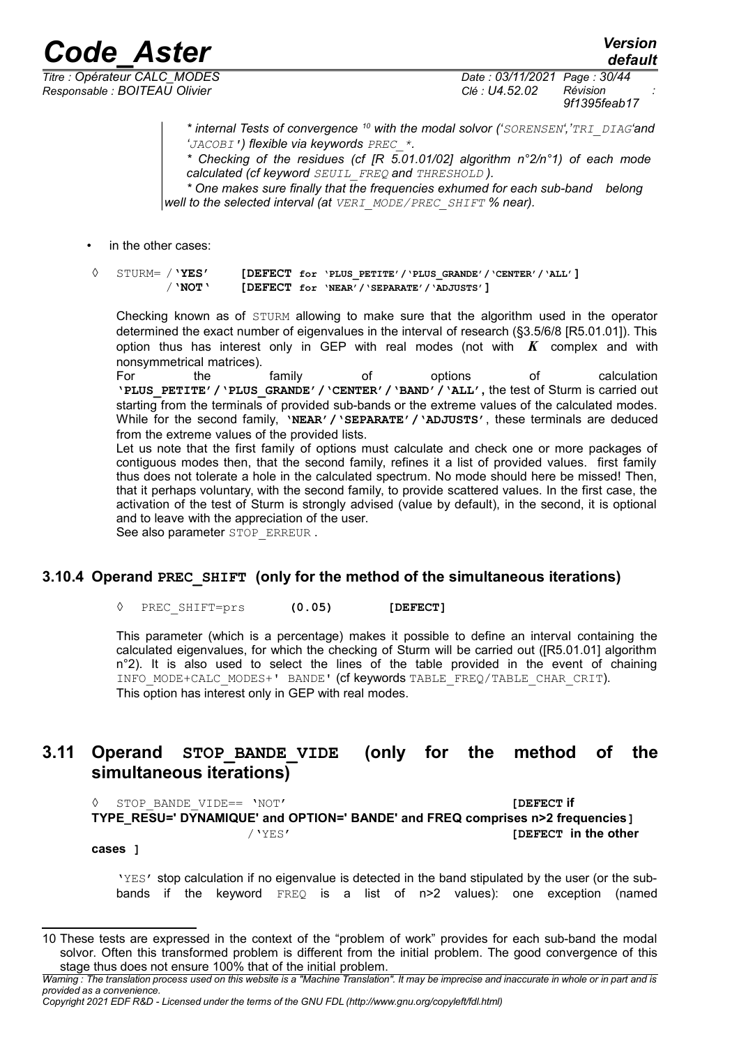*\* internal Tests of convergence [10] with the modal solvor ('SORENSEN','TRI_DIAG'and 'JACOBI') flexible via keywords PREC_\*.*

*\* Checking of the residues (cf [R 5.01.01/02] algorithm n°2/n°1) of each mode calculated (cf keyword SEUIL_FREQ and THRESHOLD ).*

*\* One makes sure finally that the frequencies exhumed for each sub-band belong well to the selected interval (at VERI_MODE/PREC_SHIFT % near).*

- in the other cases:

```
◊  STURM= /'YES'    [DEFECT for 'PLUS_PETITE'/'PLUS_GRANDE'/'CENTER'/'ALL']
          /'NOT'    [DEFECT for 'NEAR'/'SEPARATE'/'ADJUSTS']
```

Checking known as of STURM allowing to make sure that the algorithm used in the operator determined the exact number of eigenvalues in the interval of research (§3.5/6/8 [R5.01.01]). This option thus has interest only in GEP with real modes (not with $K$ complex and with nonsymmetrical matrices).

For the family of options of calculation **'PLUS_PETITE'/'PLUS_GRANDE'/'CENTER'/'BAND'/'ALL',** the test of Sturm is carried out starting from the terminals of provided sub-bands or the extreme values of the calculated modes. While for the second family, **'NEAR'/'SEPARATE'/'ADJUSTS'**, these terminals are deduced from the extreme values of the provided lists.

Let us note that the first family of options must calculate and check one or more packages of contiguous modes then, that the second family, refines it a list of provided values. first family thus does not tolerate a hole in the calculated spectrum. No mode should here be missed! Then, that it perhaps voluntary, with the second family, to provide scattered values. In the first case, the activation of the test of Sturm is strongly advised (value by default), in the second, it is optional and to leave with the appreciation of the user.

See also parameter STOP_ERREUR .

### 3.10.4 Operand PREC_SHIFT (only for the method of the simultaneous iterations)

```
◊  PREC_SHIFT=prs    (0.05)    [DEFECT]
```

This parameter (which is a percentage) makes it possible to define an interval containing the calculated eigenvalues, for which the checking of Sturm will be carried out ([R5.01.01] algorithm n°2). It is also used to select the lines of the table provided in the event of chaining INFO_MODE+CALC_MODES+' BANDE' (cf keywords TABLE_FREQ/TABLE_CHAR_CRIT).

This option has interest only in GEP with real modes.

## 3.11 Operand STOP_BANDE_VIDE (only for the method of the simultaneous iterations)

◊ STOP_BANDE_VIDE== 'NOT' **[DEFECT if TYPE_RESU=' DYNAMIQUE' and OPTION=' BANDE' and FREQ comprises n>2 frequencies]**
/'YES' **[DEFECT in the other cases ]**

'YES' stop calculation if no eigenvalue is detected in the band stipulated by the user (or the sub-bands if the keyword FREQ is a list of n>2 values): one exception (named

---

10 These tests are expressed in the context of the "problem of work" provides for each sub-band the modal solvor. Often this transformed problem is different from the initial problem. The good convergence of this stage thus does not ensure 100% that of the initial problem.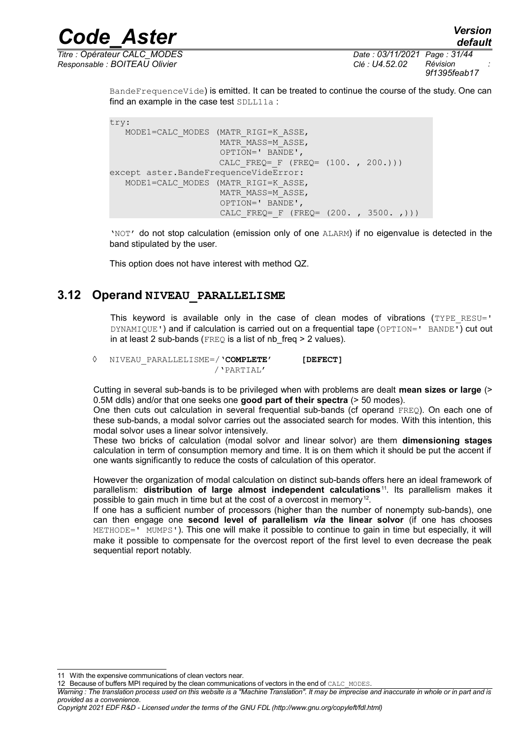BandeFrequenceVide) is emitted. It can be treated to continue the course of the study. One can find an example in the case test SDLL11a :

```
try:
   MODE1=CALC_MODES (MATR_RIGI=K_ASSE,
                    MATR_MASS=M_ASSE,
                    OPTION=' BANDE',
                    CALC_FREQ=_F (FREQ= (100. , 200.)))
except aster.BandeFrequenceVideError:
   MODE1=CALC_MODES (MATR_RIGI=K_ASSE,
                    MATR_MASS=M_ASSE,
                    OPTION=' BANDE',
                    CALC_FREQ=_F (FREQ= (200. , 3500. ,)))
```

'NOT' do not stop calculation (emission only of one ALARM) if no eigenvalue is detected in the band stipulated by the user.

This option does not have interest with method QZ.

## 3.12 Operand NIVEAU_PARALLELISME

This keyword is available only in the case of clean modes of vibrations (TYPE_RESU=' DYNAMIQUE') and if calculation is carried out on a frequential tape (OPTION=' BANDE') cut out in at least 2 sub-bands (FREQ is a list of nb_freq > 2 values).

◊ NIVEAU_PARALLELISME=/**'COMPLETE'** **[DEFECT]**
/'PARTIAL'

Cutting in several sub-bands is to be privileged when with problems are dealt **mean sizes or large** (> 0.5M ddls) and/or that one seeks one **good part of their spectra** (> 50 modes).
One then cuts out calculation in several frequential sub-bands (cf operand FREQ). On each one of these sub-bands, a modal solvor carries out the associated search for modes. With this intention, this modal solvor uses a linear solvor intensively.
These two bricks of calculation (modal solvor and linear solvor) are them **dimensioning stages** calculation in term of consumption memory and time. It is on them which it should be put the accent if one wants significantly to reduce the costs of calculation of this operator.

However the organization of modal calculation on distinct sub-bands offers here an ideal framework of parallelism: **distribution of large almost independent calculations**[11]. Its parallelism makes it possible to gain much in time but at the cost of a overcost in memory[12].
If one has a sufficient number of processors (higher than the number of nonempty sub-bands), one can then engage one **second level of parallelism *via* the linear solvor** (if one has chooses METHODE=' MUMPS'). This one will make it possible to continue to gain in time but especially, it will make it possible to compensate for the overcost report of the first level to even decrease the peak sequential report notably.

---

11 With the expensive communications of clean vectors near.

12 Because of buffers MPI required by the clean communications of vectors in the end of CALC_MODES.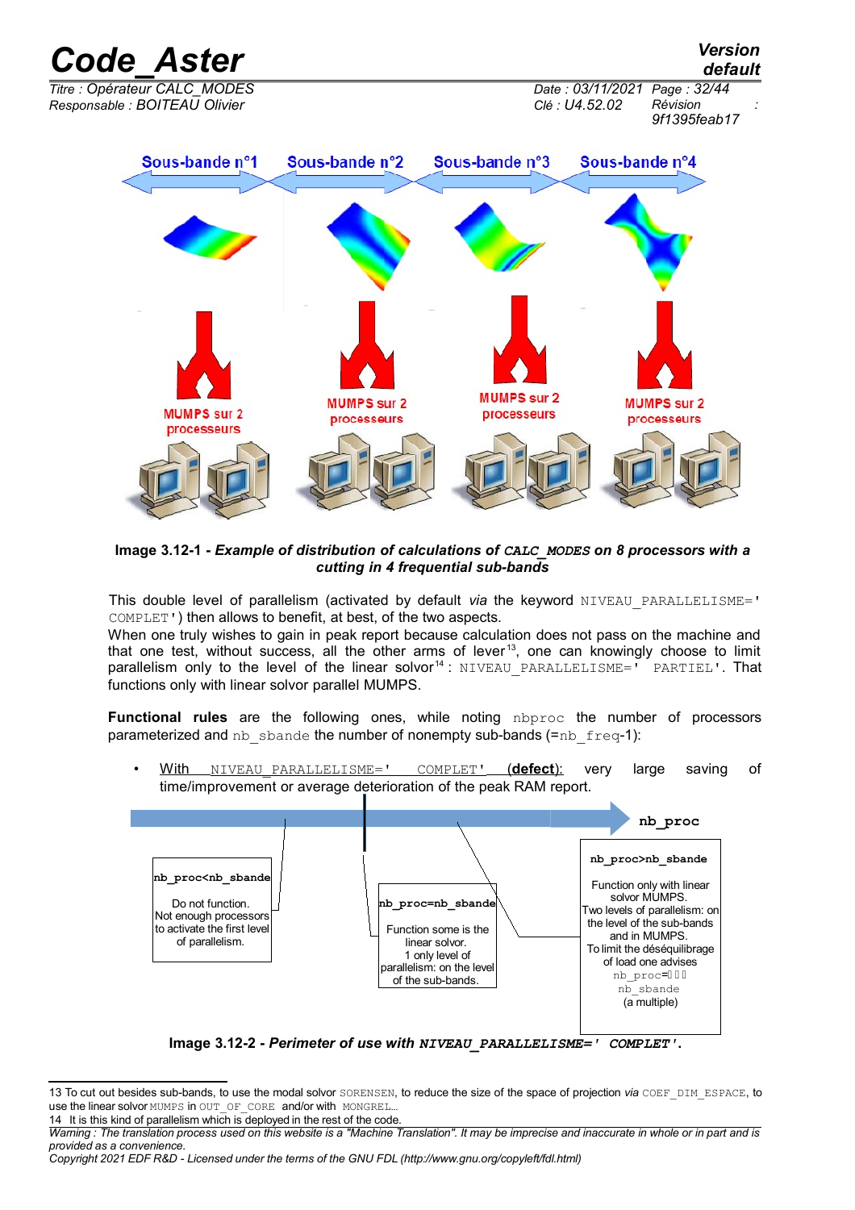Sous-bande n°1 Sous-bande n°2 Sous-bande n°3 Sous-bande n°4

MUMPS sur 2 processeurs MUMPS sur 2 processeurs MUMPS sur 2 processeurs MUMPS sur 2 processeurs

**Image 3.12-1 -** ***Example of distribution of calculations of*** **`CALC_MODES`** ***on 8 processors with a cutting in 4 frequential sub-bands***

This double level of parallelism (activated by default *via* the keyword `NIVEAU_PARALLELISME=' COMPLET'`) then allows to benefit, at best, of the two aspects.

When one truly wishes to gain in peak report because calculation does not pass on the machine and that one test, without success, all the other arms of lever[13], one can knowingly choose to limit parallelism only to the level of the linear solvor[14] : `NIVEAU_PARALLELISME=' PARTIEL'`. That functions only with linear solver parallel MUMPS.

**Functional rules** are the following ones, while noting `nbproc` the number of processors parameterized and `nb_sbande` the number of nonempty sub-bands (=`nb_freq`-1):

- With `NIVEAU_PARALLELISME=' COMPLET'` **(defect)**: very large saving of time/improvement or average deterioration of the peak RAM report.

**nb_proc**

| `nb_proc<nb_sbande` | `nb_proc=nb_sbande` | `nb_proc>nb_sbande` |
|---|---|---|
| Do not function. Not enough processors to activate the first level of parallelism. | Function some is the linear solvor. 1 only level of parallelism: on the level of the sub-bands. | Function only with linear solvor MUMPS. Two levels of parallelism: on the level of the sub-bands and in MUMPS. To limit the déséquilibrage of load one advises `nb_proc`= `nb_sbande` (a multiple) |

**Image 3.12-2 -** ***Perimeter of use with*** **`NIVEAU_PARALLELISME=' COMPLET'`.**

13 To cut out besides sub-bands, to use the modal solvor `SORENSEN`, to reduce the size of the space of projection *via* `COEF_DIM_ESPACE`, to use the linear solvor `MUMPS` in `OUT_OF_CORE` and/or with `MONGREL`...

14 It is this kind of parallelism which is deployed in the rest of the code.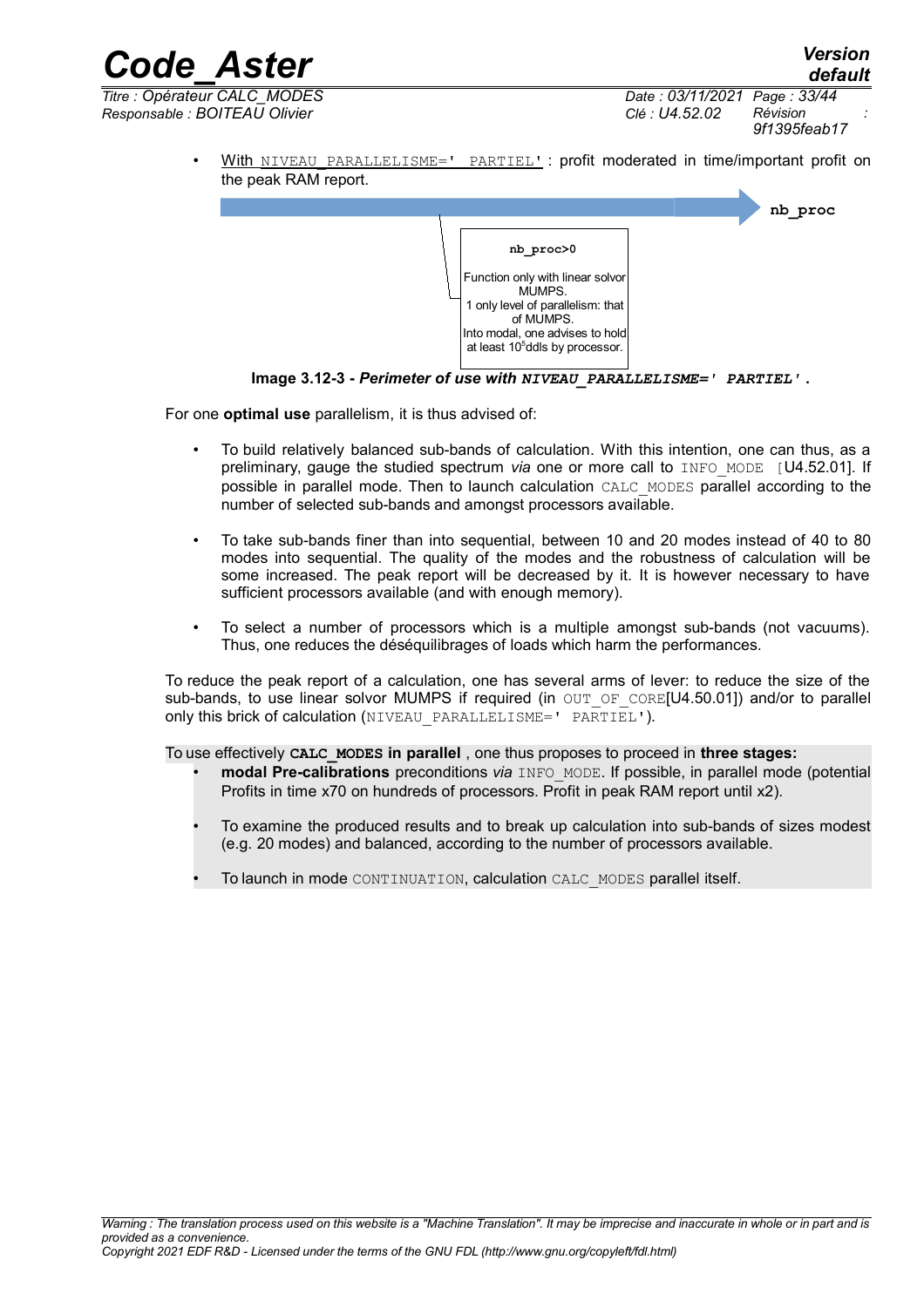- With `NIVEAU_PARALLELISME=' PARTIEL'` : profit moderated in time/important profit on the peak RAM report.

**nb_proc**

**nb_proc>0**

Function only with linear solvor MUMPS.
1 only level of parallelism: that of MUMPS.
Into modal, one advises to hold at least $10^5$ddls by processor.

**Image 3.12-3 -** ***Perimeter of use with*** ***`NIVEAU_PARALLELISME=' PARTIEL'`*** **.**

For one **optimal use** parallelism, it is thus advised of:

- To build relatively balanced sub-bands of calculation. With this intention, one can thus, as a preliminary, gauge the studied spectrum *via* one or more call to `INFO_MODE` [U4.52.01]. If possible in parallel mode. Then to launch calculation `CALC_MODES` parallel according to the number of selected sub-bands and amongst processors available.
- To take sub-bands finer than into sequential, between 10 and 20 modes instead of 40 to 80 modes into sequential. The quality of the modes and the robustness of calculation will be some increased. The peak report will be decreased by it. It is however necessary to have sufficient processors available (and with enough memory).
- To select a number of processors which is a multiple amongst sub-bands (not vacuums). Thus, one reduces the déséquilibrages of loads which harm the performances.

To reduce the peak report of a calculation, one has several arms of lever: to reduce the size of the sub-bands, to use linear solver MUMPS if required (in `OUT_OF_CORE`[U4.50.01]) and/or to parallel only this brick of calculation (`NIVEAU_PARALLELISME=' PARTIEL'`).

To use effectively **`CALC_MODES` in parallel** , one thus proposes to proceed in **three stages:**

- **modal Pre-calibrations** preconditions *via* `INFO_MODE`. If possible, in parallel mode (potential Profits in time x70 on hundreds of processors. Profit in peak RAM report until x2).
- To examine the produced results and to break up calculation into sub-bands of sizes modest (e.g. 20 modes) and balanced, according to the number of processors available.
- To launch in mode `CONTINUATION`, calculation `CALC_MODES` parallel itself.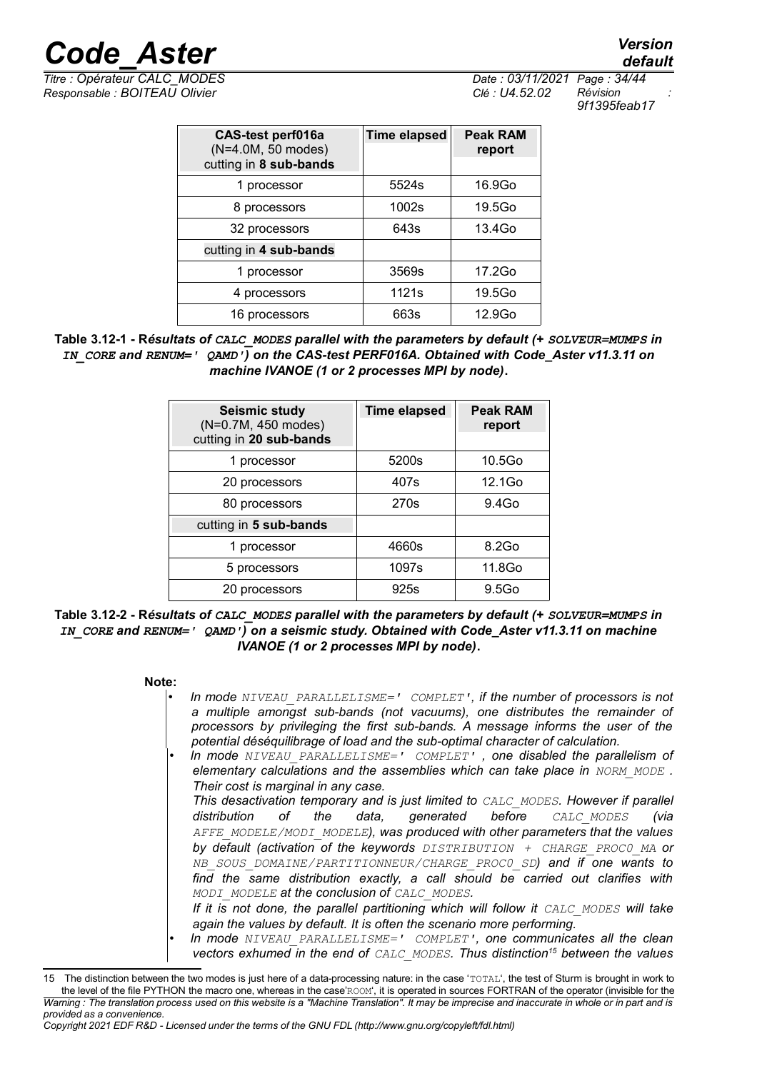| CAS-test perf016a (N=4.0M, 50 modes) cutting in **8 sub-bands** | Time elapsed | Peak RAM report |
|---|---|---|
| 1 processor | 5524s | 16.9Go |
| 8 processors | 1002s | 19.5Go |
| 32 processors | 643s | 13.4Go |
| cutting in **4 sub-bands** | | |
| 1 processor | 3569s | 17.2Go |
| 4 processors | 1121s | 19.5Go |
| 16 processors | 663s | 12.9Go |

**Table 3.12-1 - R*ésultats of CALC_MODES parallel with the parameters by default (+ SOLVEUR=MUMPS in IN_CORE and RENUM=' QAMD') on the CAS-test PERF016A. Obtained with Code_Aster v11.3.11 on machine IVANOE (1 or 2 processes MPI by node)*.**

| Seismic study (N=0.7M, 450 modes) cutting in **20 sub-bands** | Time elapsed | Peak RAM report |
|---|---|---|
| 1 processor | 5200s | 10.5Go |
| 20 processors | 407s | 12.1Go |
| 80 processors | 270s | 9.4Go |
| cutting in **5 sub-bands** | | |
| 1 processor | 4660s | 8.2Go |
| 5 processors | 1097s | 11.8Go |
| 20 processors | 925s | 9.5Go |

**Table 3.12-2 - R*ésultats of CALC_MODES parallel with the parameters by default (+ SOLVEUR=MUMPS in IN_CORE and RENUM=' QAMD') on a seismic study. Obtained with Code_Aster v11.3.11 on machine IVANOE (1 or 2 processes MPI by node)*.**

**Note:**

- *In mode NIVEAU_PARALLELISME=' COMPLET', if the number of processors is not a multiple amongst sub-bands (not vacuums), one distributes the remainder of processors by privileging the first sub-bands. A message informs the user of the potential déséquilibrage of load and the sub-optimal character of calculation.*
- *In mode NIVEAU_PARALLELISME=' COMPLET' , one disabled the parallelism of elementary calculations and the assemblies which can take place in NORM_MODE . Their cost is marginal in any case.*
  *This desactivation temporary and is just limited to CALC_MODES. However if parallel distribution of the data, generated before CALC_MODES (via AFFE_MODELE/MODI_MODELE), was produced with other parameters that the values by default (activation of the keywords DISTRIBUTION + CHARGE_PROC0_MA or NB_SOUS_DOMAINE/PARTITIONNEUR/CHARGE_PROC0_SD) and if one wants to find the same distribution exactly, a call should be carried out clarifies with MODI_MODELE at the conclusion of CALC_MODES.*
  *If it is not done, the parallel partitioning which will follow it CALC_MODES will take again the values by default. It is often the scenario more performing.*
- *In mode NIVEAU_PARALLELISME=' COMPLET', one communicates all the clean vectors exhumed in the end of CALC_MODES. Thus distinction[15] between the values*

[15] The distinction between the two modes is just here of a data-processing nature: in the case 'TOTAL', the test of Sturm is brought in work to the level of the file PYTHON the macro one, whereas in the case'ROOM', it is operated in sources FORTRAN of the operator (invisible for the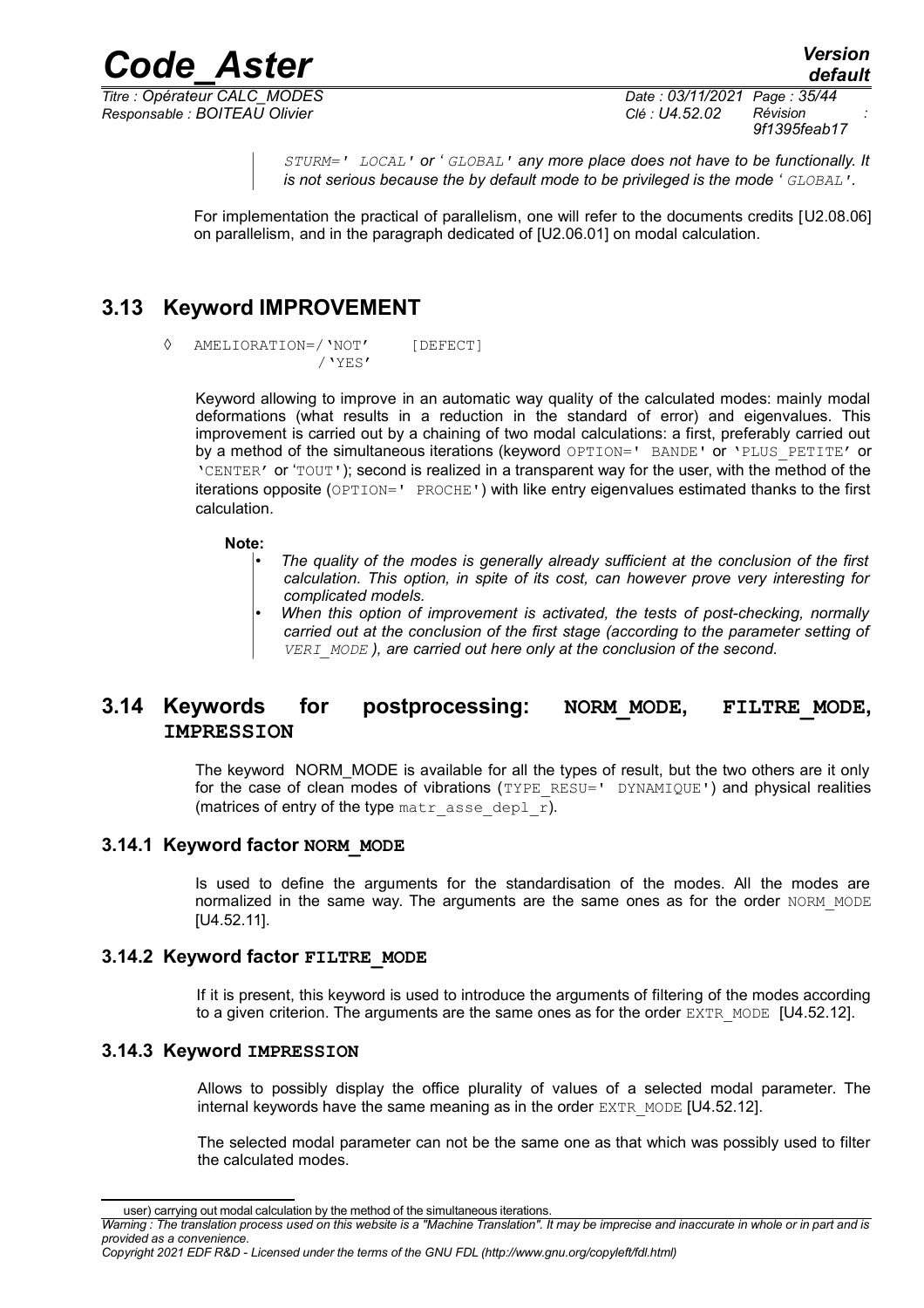*STURM=' LOCAL' or ' GLOBAL' any more place does not have to be functionally. It is not serious because the by default mode to be privileged is the mode ' GLOBAL'.*

For implementation the practical of parallelism, one will refer to the documents credits [U2.08.06] on parallelism, and in the paragraph dedicated of [U2.06.01] on modal calculation.

## 3.13 Keyword IMPROVEMENT

```
◊  AMELIORATION=/'NOT'     [DEFECT]
                /'YES'
```

Keyword allowing to improve in an automatic way quality of the calculated modes: mainly modal deformations (what results in a reduction in the standard of error) and eigenvalues. This improvement is carried out by a chaining of two modal calculations: a first, preferably carried out by a method of the simultaneous iterations (keyword `OPTION=' BANDE'` or `'PLUS_PETITE'` or `'CENTER'` or `'TOUT'`); second is realized in a transparent way for the user, with the method of the iterations opposite (`OPTION=' PROCHE'`) with like entry eigenvalues estimated thanks to the first calculation.

**Note:**

- *The quality of the modes is generally already sufficient at the conclusion of the first calculation. This option, in spite of its cost, can however prove very interesting for complicated models.*
- *When this option of improvement is activated, the tests of post-checking, normally carried out at the conclusion of the first stage (according to the parameter setting of `VERI_MODE`), are carried out here only at the conclusion of the second.*

## 3.14 Keywords for postprocessing: NORM_MODE, FILTRE_MODE, IMPRESSION

The keyword NORM_MODE is available for all the types of result, but the two others are it only for the case of clean modes of vibrations (`TYPE_RESU=' DYNAMIQUE'`) and physical realities (matrices of entry of the type `matr_asse_depl_r`).

### 3.14.1 Keyword factor NORM_MODE

Is used to define the arguments for the standardisation of the modes. All the modes are normalized in the same way. The arguments are the same ones as for the order `NORM_MODE` [U4.52.11].

### 3.14.2 Keyword factor FILTRE_MODE

If it is present, this keyword is used to introduce the arguments of filtering of the modes according to a given criterion. The arguments are the same ones as for the order `EXTR_MODE` [U4.52.12].

### 3.14.3 Keyword IMPRESSION

Allows to possibly display the office plurality of values of a selected modal parameter. The internal keywords have the same meaning as in the order `EXTR_MODE` [U4.52.12].

The selected modal parameter can not be the same one as that which was possibly used to filter the calculated modes.

---

user) carrying out modal calculation by the method of the simultaneous iterations.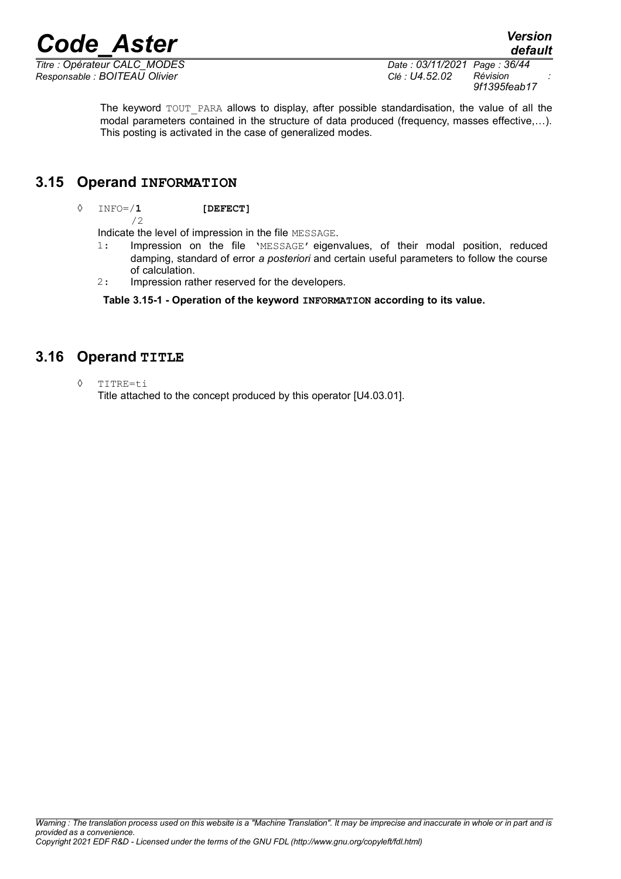The keyword TOUT_PARA allows to display, after possible standardisation, the value of all the modal parameters contained in the structure of data produced (frequency, masses effective,…). This posting is activated in the case of generalized modes.

## 3.15 Operand INFORMATION

◊ INFO=/**1** **[DEFECT]**
  /2

Indicate the level of impression in the file MESSAGE.

- 1: Impression on the file 'MESSAGE' eigenvalues, of their modal position, reduced damping, standard of error *a posteriori* and certain useful parameters to follow the course of calculation.
- 2: Impression rather reserved for the developers.

**Table 3.15-1 - Operation of the keyword INFORMATION according to its value.**

## 3.16 Operand TITLE

◊ TITRE=ti

Title attached to the concept produced by this operator [U4.03.01].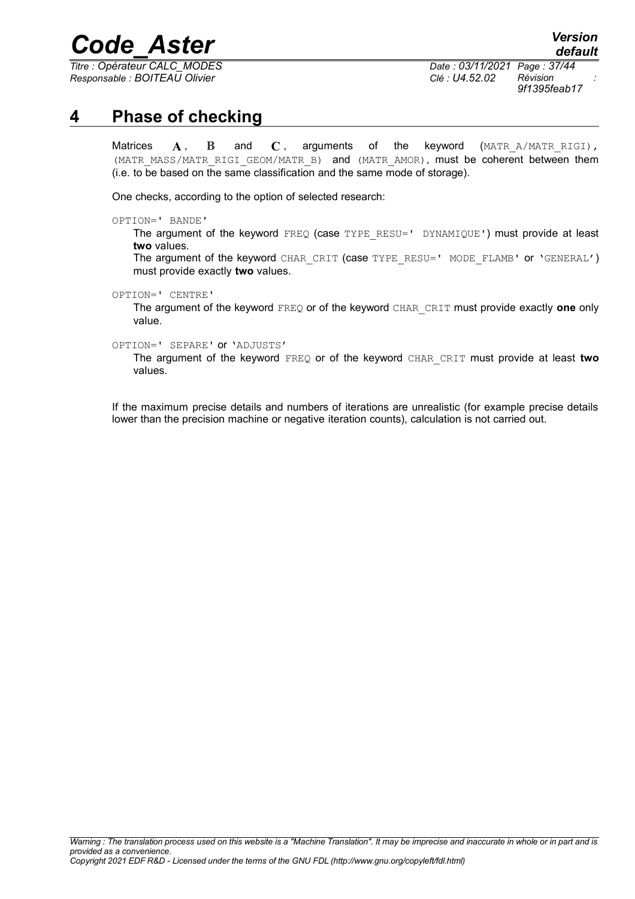# 4 Phase of checking

Matrices $\mathbf{A}$, $\mathbf{B}$ and $\mathbf{C}$, arguments of the keyword (`MATR_A/MATR_RIGI`), (`MATR_MASS/MATR_RIGI_GEOM/MATR_B`) and (`MATR_AMOR`), must be coherent between them (i.e. to be based on the same classification and the same mode of storage).

One checks, according to the option of selected research:

`OPTION=' BANDE'`

The argument of the keyword `FREQ` (case `TYPE_RESU=' DYNAMIQUE'`) must provide at least **two** values.

The argument of the keyword `CHAR_CRIT` (case `TYPE_RESU=' MODE_FLAMB'` or `'GENERAL'`) must provide exactly **two** values.

`OPTION=' CENTRE'`

The argument of the keyword `FREQ` or of the keyword `CHAR_CRIT` must provide exactly **one** only value.

`OPTION=' SEPARE'` or `'ADJUSTS'`

The argument of the keyword `FREQ` or of the keyword `CHAR_CRIT` must provide at least **two** values.

If the maximum precise details and numbers of iterations are unrealistic (for example precise details lower than the precision machine or negative iteration counts), calculation is not carried out.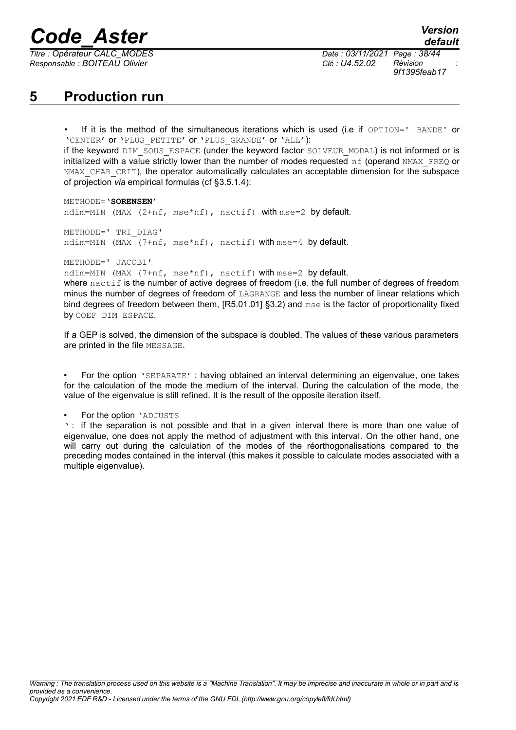# 5 Production run

- If it is the method of the simultaneous iterations which is used (i.e if `OPTION=' BANDE'` or `'CENTER'` or `'PLUS_PETITE'` or `'PLUS_GRANDE'` or `'ALL'`):

if the keyword `DIM_SOUS_ESPACE` (under the keyword factor `SOLVEUR_MODAL`) is not informed or is initialized with a value strictly lower than the number of modes requested `nf` (operand `NMAX_FREQ` or `NMAX_CHAR_CRIT`), the operator automatically calculates an acceptable dimension for the subspace of projection *via* empirical formulas (cf §3.5.1.4):

`METHODE=`**`'SORENSEN'`**
`ndim=MIN (MAX (2+nf, mse*nf), nactif)` with `mse=2` by default.

`METHODE=' TRI_DIAG'`
`ndim=MIN (MAX (7+nf, mse*nf), nactif)` with `mse=4` by default.

`METHODE=' JACOBI'`
`ndim=MIN (MAX (7+nf, mse*nf), nactif)` with `mse=2` by default.

where `nactif` is the number of active degrees of freedom (i.e. the full number of degrees of freedom minus the number of degrees of freedom of `LAGRANGE` and less the number of linear relations which bind degrees of freedom between them, [R5.01.01] §3.2) and `mse` is the factor of proportionality fixed by `COEF_DIM_ESPACE`.

If a GEP is solved, the dimension of the subspace is doubled. The values of these various parameters are printed in the file `MESSAGE`.

- For the option `'SEPARATE'` : having obtained an interval determining an eigenvalue, one takes for the calculation of the mode the medium of the interval. During the calculation of the mode, the value of the eigenvalue is still refined. It is the result of the opposite iteration itself.

- For the option `'ADJUSTS'` : if the separation is not possible and that in a given interval there is more than one value of eigenvalue, one does not apply the method of adjustment with this interval. On the other hand, one will carry out during the calculation of the modes of the réorthogonalisations compared to the preceding modes contained in the interval (this makes it possible to calculate modes associated with a multiple eigenvalue).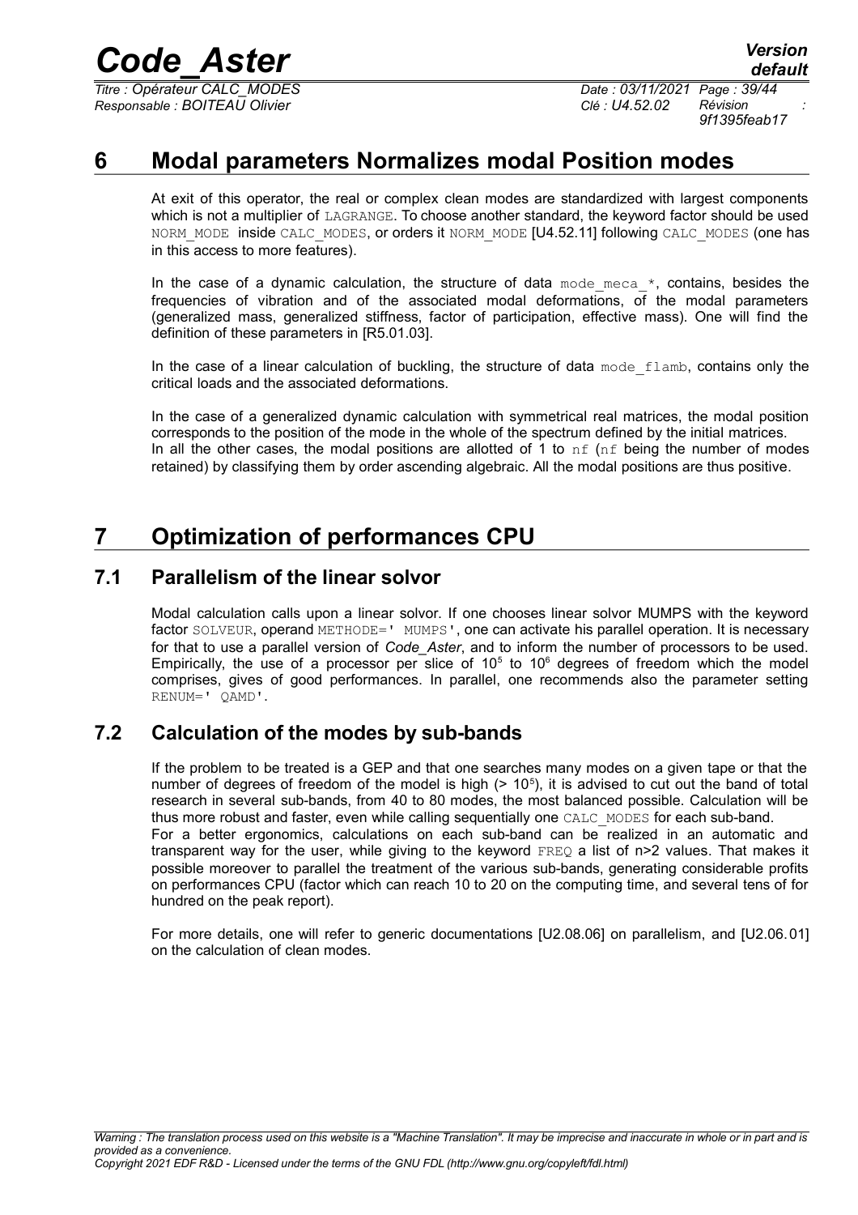# 6 Modal parameters Normalizes modal Position modes

At exit of this operator, the real or complex clean modes are standardized with largest components which is not a multiplier of LAGRANGE. To choose another standard, the keyword factor should be used NORM_MODE inside CALC_MODES, or orders it NORM_MODE [U4.52.11] following CALC_MODES (one has in this access to more features).

In the case of a dynamic calculation, the structure of data mode_meca_*, contains, besides the frequencies of vibration and of the associated modal deformations, of the modal parameters (generalized mass, generalized stiffness, factor of participation, effective mass). One will find the definition of these parameters in [R5.01.03].

In the case of a linear calculation of buckling, the structure of data mode_flamb, contains only the critical loads and the associated deformations.

In the case of a generalized dynamic calculation with symmetrical real matrices, the modal position corresponds to the position of the mode in the whole of the spectrum defined by the initial matrices.
In all the other cases, the modal positions are allotted of 1 to nf (nf being the number of modes retained) by classifying them by order ascending algebraic. All the modal positions are thus positive.

# 7 Optimization of performances CPU

## 7.1 Parallelism of the linear solvor

Modal calculation calls upon a linear solvor. If one chooses linear solvor MUMPS with the keyword factor SOLVEUR, operand METHODE=' MUMPS', one can activate his parallel operation. It is necessary for that to use a parallel version of *Code_Aster*, and to inform the number of processors to be used. Empirically, the use of a processor per slice of $10^5$ to $10^6$ degrees of freedom which the model comprises, gives of good performances. In parallel, one recommends also the parameter setting RENUM=' QAMD'.

## 7.2 Calculation of the modes by sub-bands

If the problem to be treated is a GEP and that one searches many modes on a given tape or that the number of degrees of freedom of the model is high (> $10^5$), it is advised to cut out the band of total research in several sub-bands, from 40 to 80 modes, the most balanced possible. Calculation will be thus more robust and faster, even while calling sequentially one CALC_MODES for each sub-band.
For a better ergonomics, calculations on each sub-band can be realized in an automatic and transparent way for the user, while giving to the keyword FREQ a list of n>2 values. That makes it possible moreover to parallel the treatment of the various sub-bands, generating considerable profits on performances CPU (factor which can reach 10 to 20 on the computing time, and several tens of for hundred on the peak report).

For more details, one will refer to generic documentations [U2.08.06] on parallelism, and [U2.06.01] on the calculation of clean modes.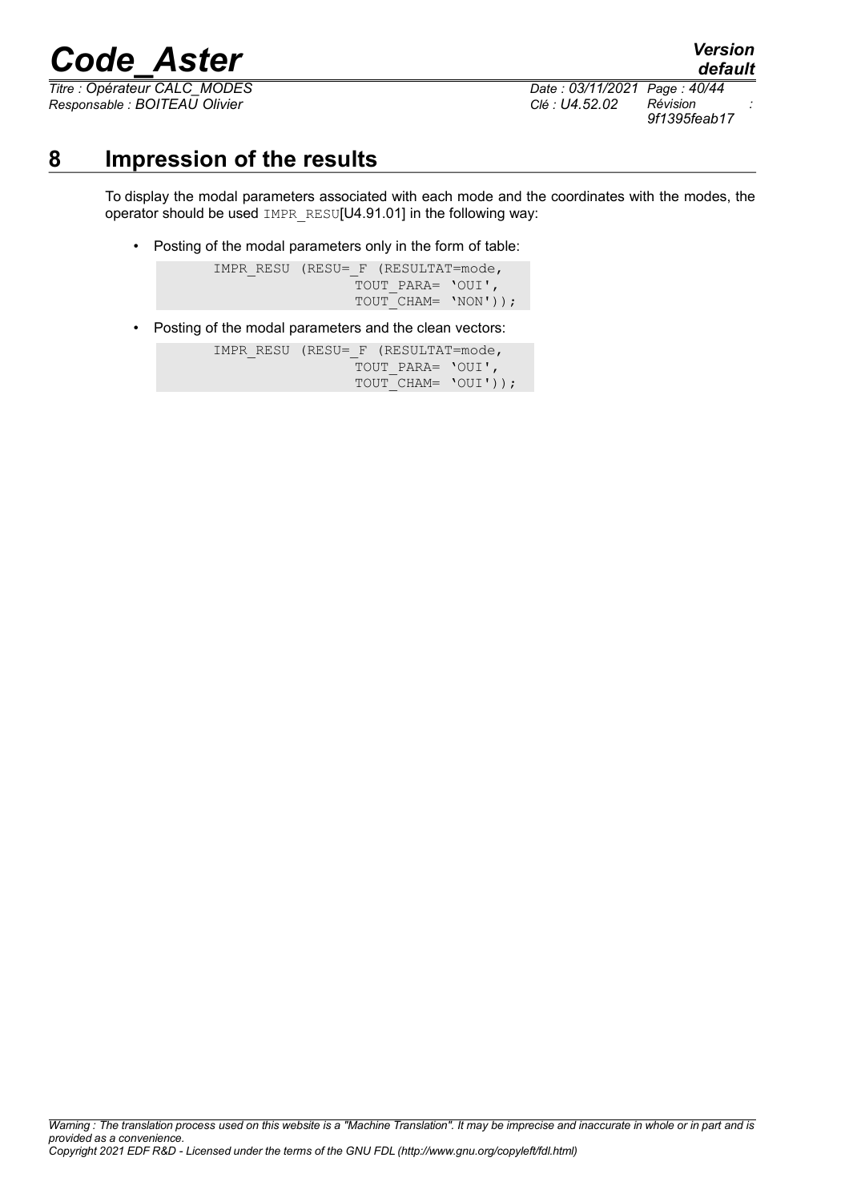# 8 Impression of the results

To display the modal parameters associated with each mode and the coordinates with the modes, the operator should be used `IMPR_RESU`[U4.91.01] in the following way:

- Posting of the modal parameters only in the form of table:

```
IMPR_RESU (RESU=_F (RESULTAT=mode,
                    TOUT_PARA= 'OUI',
                    TOUT_CHAM= 'NON'));
```

- Posting of the modal parameters and the clean vectors:

```
IMPR_RESU (RESU=_F (RESULTAT=mode,
                    TOUT_PARA= 'OUI',
                    TOUT_CHAM= 'OUI'));
```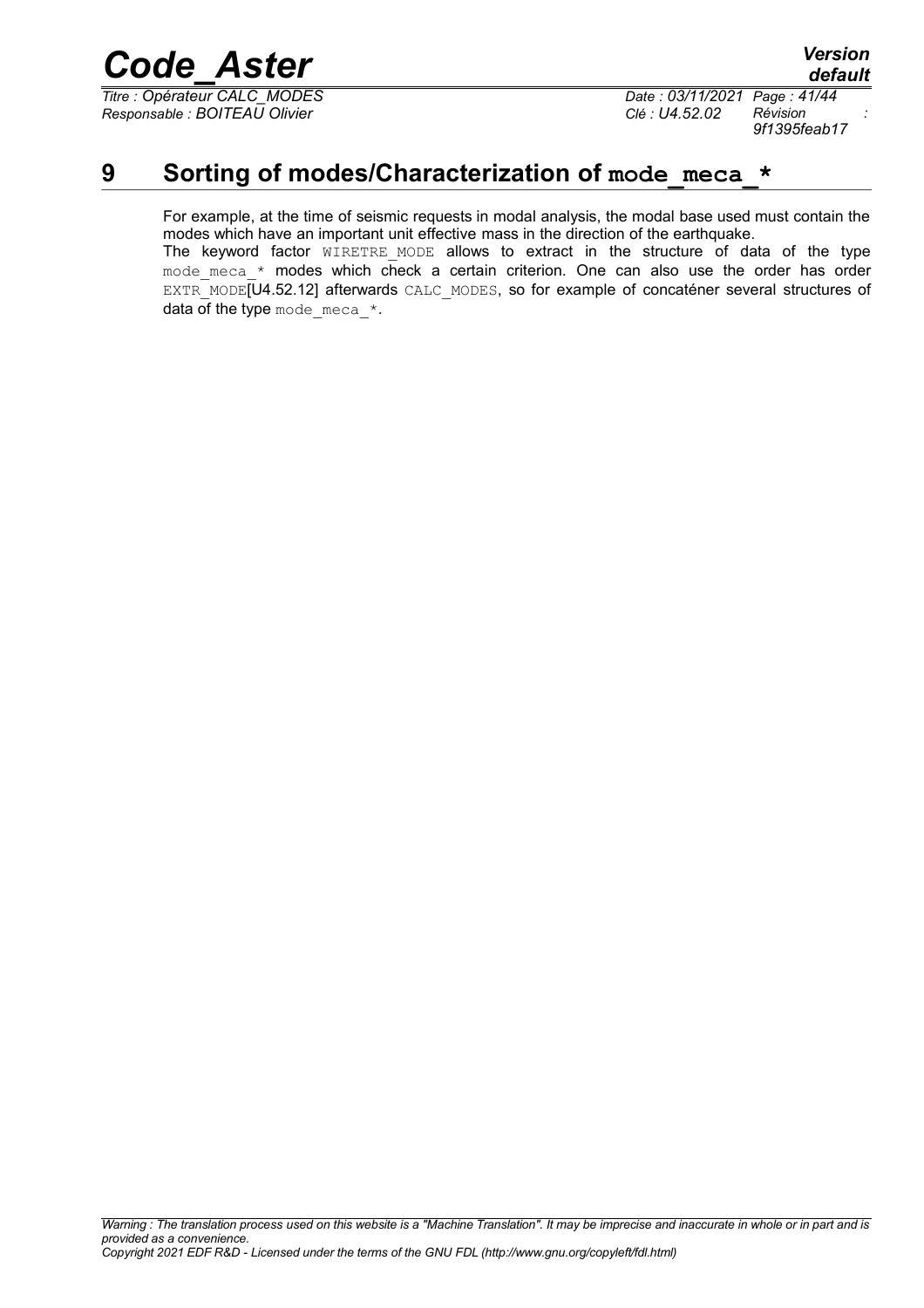# 9 Sorting of modes/Characterization of `mode_meca_*`

For example, at the time of seismic requests in modal analysis, the modal base used must contain the modes which have an important unit effective mass in the direction of the earthquake.

The keyword factor `WIRETRE_MODE` allows to extract in the structure of data of the type `mode_meca_*` modes which check a certain criterion. One can also use the order has order `EXTR_MODE`[U4.52.12] afterwards `CALC_MODES`, so for example of concaténer several structures of data of the type `mode_meca_*`.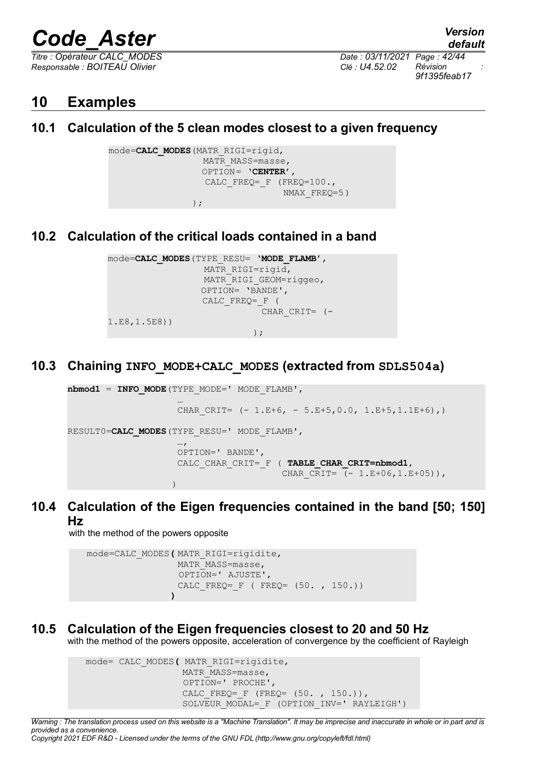# 10 Examples

## 10.1 Calculation of the 5 clean modes closest to a given frequency

```
mode=CALC_MODES(MATR_RIGI=rigid,
                 MATR_MASS=masse,
                 OPTION= 'CENTER',
                 CALC_FREQ=_F (FREQ=100.,
                              NMAX_FREQ=5)
               );
```

## 10.2 Calculation of the critical loads contained in a band

```
mode=CALC_MODES(TYPE_RESU= 'MODE_FLAMB',
                 MATR_RIGI=rigid,
                 MATR_RIGI_GEOM=riggeo,
                 OPTION= 'BANDE',
                 CALC_FREQ=_F (
                             CHAR_CRIT= (-
1.E8,1.5E8))
                           );
```

## 10.3 Chaining INFO_MODE+CALC_MODES (extracted from SDLS504a)

```
nbmod1 = INFO_MODE(TYPE_MODE=' MODE_FLAMB',
                   …
                   CHAR_CRIT= (- 1.E+6, - 5.E+5,0.0, 1.E+5,1.1E+6),)

RESULT0=CALC_MODES(TYPE_RESU=' MODE_FLAMB',
                   …,
                   OPTION=' BANDE',
                   CALC_CHAR_CRIT=_F ( TABLE_CHAR_CRIT=nbmod1,
                                       CHAR_CRIT= (- 1.E+06,1.E+05)),
                  )
```

## 10.4 Calculation of the Eigen frequencies contained in the band [50; 150] Hz

with the method of the powers opposite

```
mode=CALC_MODES( MATR_RIGI=rigidite,
                 MATR_MASS=masse,
                 OPTION=' AJUSTE',
                 CALC_FREQ=_F ( FREQ= (50. , 150.))
               )
```

## 10.5 Calculation of the Eigen frequencies closest to 20 and 50 Hz

with the method of the powers opposite, acceleration of convergence by the coefficient of Rayleigh

```
mode= CALC_MODES( MATR_RIGI=rigidite,
                  MATR_MASS=masse,
                  OPTION=' PROCHE',
                  CALC_FREQ=_F (FREQ= (50. , 150.)),
                  SOLVEUR_MODAL=_F (OPTION_INV=' RAYLEIGH')
```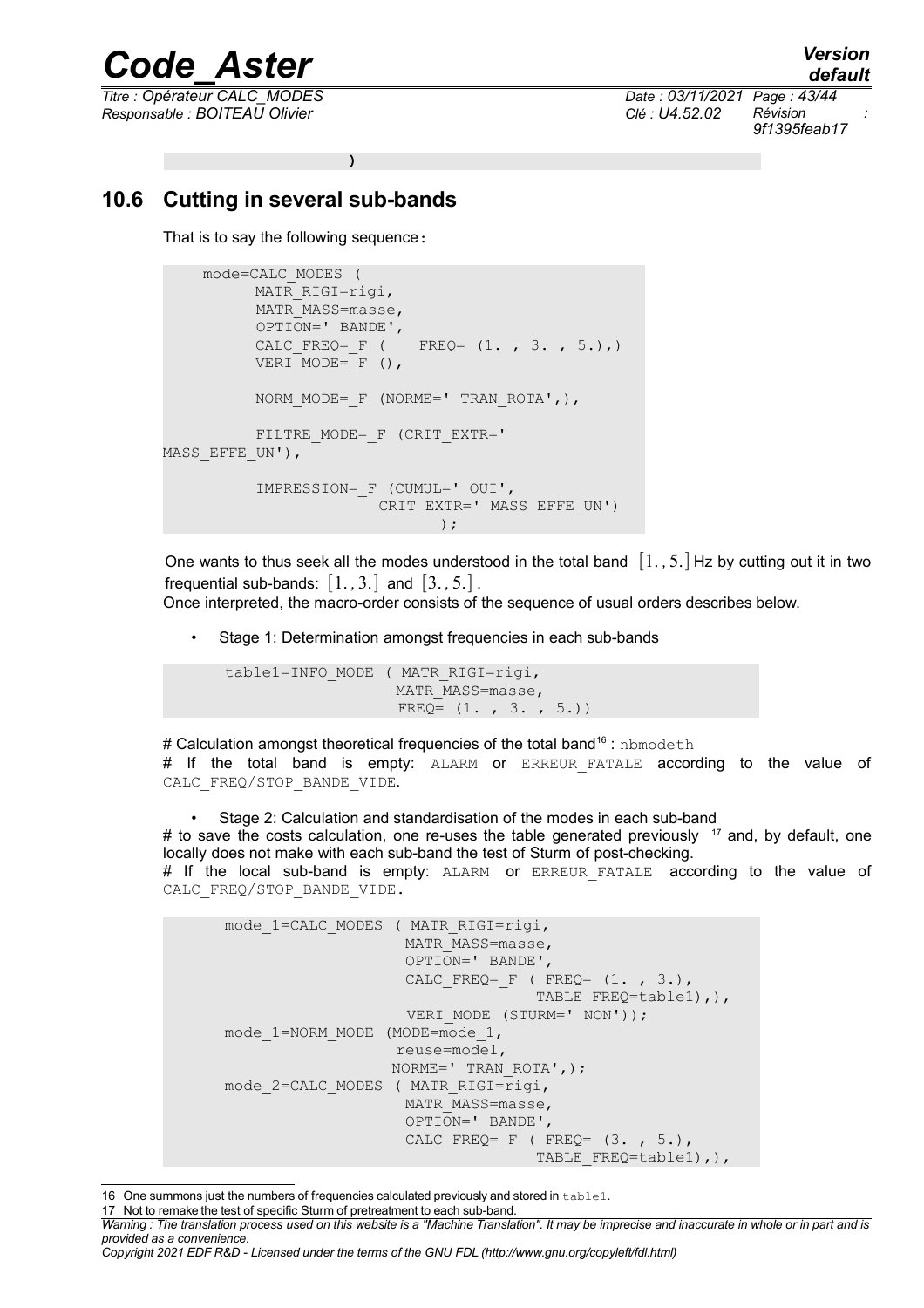```
)
```

## 10.6 Cutting in several sub-bands

That is to say the following sequence**:**

```
    mode=CALC_MODES (
         MATR_RIGI=rigi,
         MATR_MASS=masse,
         OPTION=' BANDE',
         CALC_FREQ=_F (    FREQ= (1. , 3. , 5.),)
         VERI_MODE=_F (),

         NORM_MODE=_F (NORME=' TRAN_ROTA',),

         FILTRE_MODE=_F (CRIT_EXTR='
MASS_EFFE_UN'),

         IMPRESSION=_F (CUMUL=' OUI',
                     CRIT_EXTR=' MASS_EFFE_UN')
                           );
```

One wants to thus seek all the modes understood in the total band $[1., 5.]$ Hz by cutting out it in two frequential sub-bands: $[1., 3.]$ and $[3., 5.]$.
Once interpreted, the macro-order consists of the sequence of usual orders describes below.

- Stage 1: Determination amongst frequencies in each sub-bands

```
      table1=INFO_MODE ( MATR_RIGI=rigi,
                         MATR_MASS=masse,
                         FREQ= (1. , 3. , 5.))
```

# Calculation amongst theoretical frequencies of the total band[16] : `nbmodeth`
# If the total band is empty: `ALARM` or `ERREUR_FATALE` according to the value of `CALC_FREQ/STOP_BANDE_VIDE`.

- Stage 2: Calculation and standardisation of the modes in each sub-band

# to save the costs calculation, one re-uses the table generated previously [17] and, by default, one locally does not make with each sub-band the test of Sturm of post-checking.
# If the local sub-band is empty: `ALARM` or `ERREUR_FATALE` according to the value of `CALC_FREQ/STOP_BANDE_VIDE`.

```
      mode_1=CALC_MODES ( MATR_RIGI=rigi,
                          MATR_MASS=masse,
                          OPTION=' BANDE',
                          CALC_FREQ=_F ( FREQ= (1. , 3.),
                                         TABLE_FREQ=table1),),
                          VERI_MODE (STURM=' NON'));
      mode_1=NORM_MODE (MODE=mode_1,
                        reuse=mode1,
                        NORME=' TRAN_ROTA',);
      mode_2=CALC_MODES ( MATR_RIGI=rigi,
                          MATR_MASS=masse,
                          OPTION=' BANDE',
                          CALC_FREQ=_F ( FREQ= (3. , 5.),
                                         TABLE_FREQ=table1),),
```

---

16 One summons just the numbers of frequencies calculated previously and stored in `table1`.
17 Not to remake the test of specific Sturm of pretreatment to each sub-band.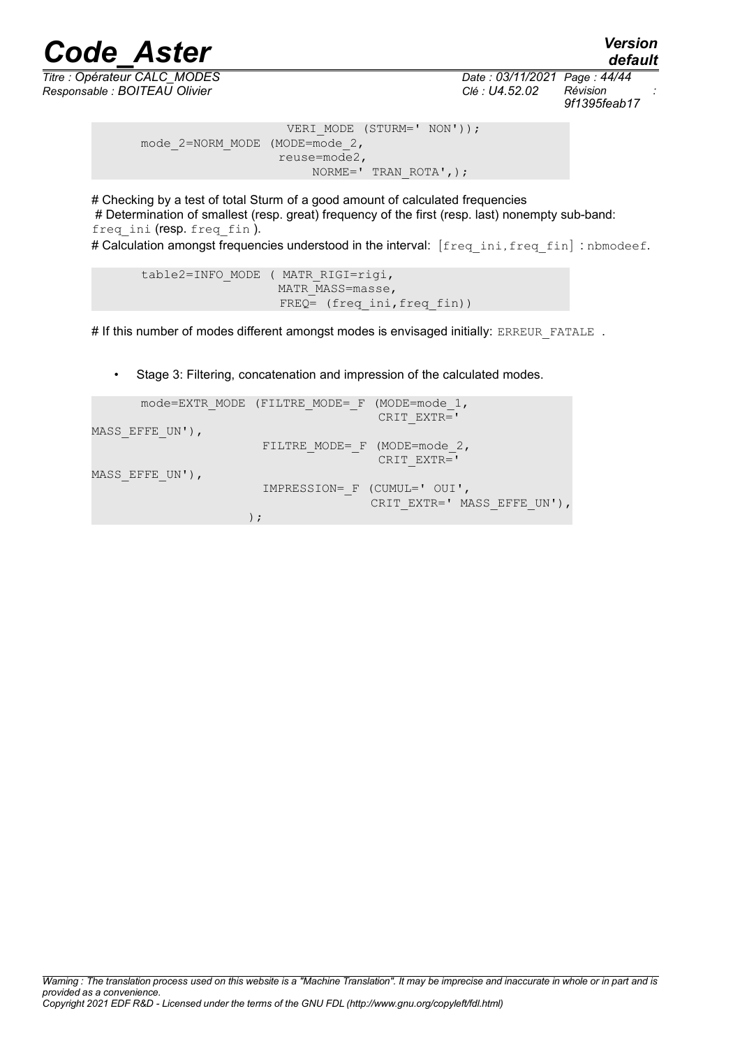```
                          VERI_MODE (STURM=' NON'));
      mode_2=NORM_MODE (MODE=mode_2,
                        reuse=mode2,
                              NORME=' TRAN_ROTA',);
```

# Checking by a test of total Sturm of a good amount of calculated frequencies
# Determination of smallest (resp. great) frequency of the first (resp. last) nonempty sub-band: `freq_ini` (resp. `freq_fin` ).
# Calculation amongst frequencies understood in the interval: $[\text{freq\_ini}, \text{freq\_fin}]$ : `nbmodeef`.

```
      table2=INFO_MODE ( MATR_RIGI=rigi,
                        MATR_MASS=masse,
                        FREQ= (freq_ini,freq_fin))
```

# If this number of modes different amongst modes is envisaged initially: `ERREUR_FATALE` .

- Stage 3: Filtering, concatenation and impression of the calculated modes.

```
      mode=EXTR_MODE (FILTRE_MODE=_F (MODE=mode_1,
                                      CRIT_EXTR='
MASS_EFFE_UN'),
                      FILTRE_MODE=_F (MODE=mode_2,
                                      CRIT_EXTR='
MASS_EFFE_UN'),
                      IMPRESSION=_F (CUMUL=' OUI',
                                     CRIT_EXTR=' MASS_EFFE_UN'),
                     );
```